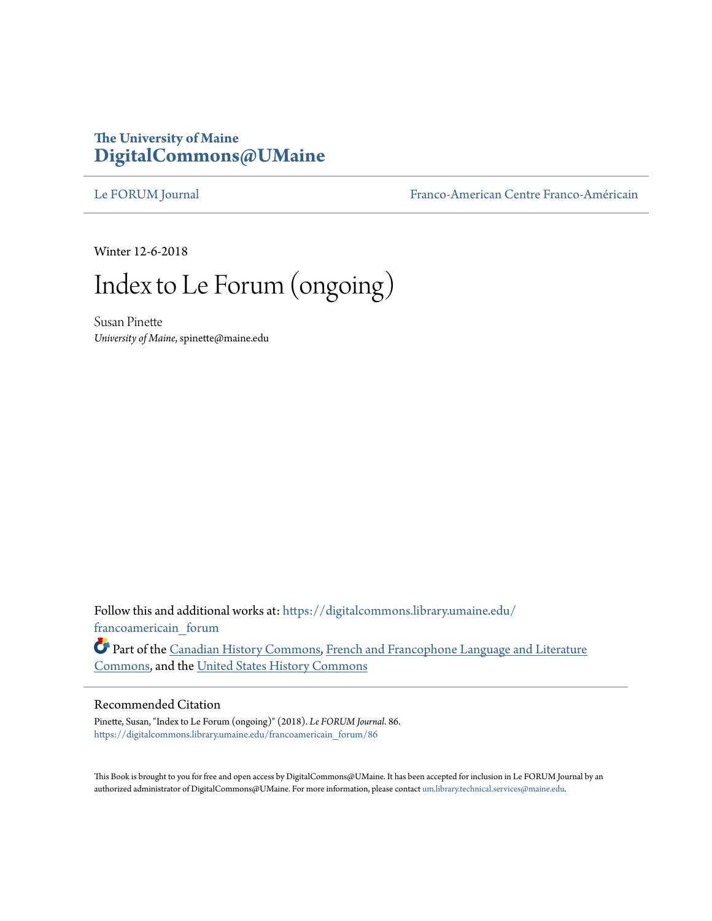The University of Maine
**DigitalCommons@UMaine**

Le FORUM Journal — Franco-American Centre Franco-Américain

Winter 12-6-2018

# Index to Le Forum (ongoing)

Susan Pinette
*University of Maine*, spinette@maine.edu

Follow this and additional works at: https://digitalcommons.library.umaine.edu/francoamericain_forum

Part of the Canadian History Commons, French and Francophone Language and Literature Commons, and the United States History Commons

## Recommended Citation

Pinette, Susan, "Index to Le Forum (ongoing)" (2018). *Le FORUM Journal*. 86.
https://digitalcommons.library.umaine.edu/francoamericain_forum/86

This Book is brought to you for free and open access by DigitalCommons@UMaine. It has been accepted for inclusion in Le FORUM Journal by an authorized administrator of DigitalCommons@UMaine. For more information, please contact um.library.technical.services@maine.edu.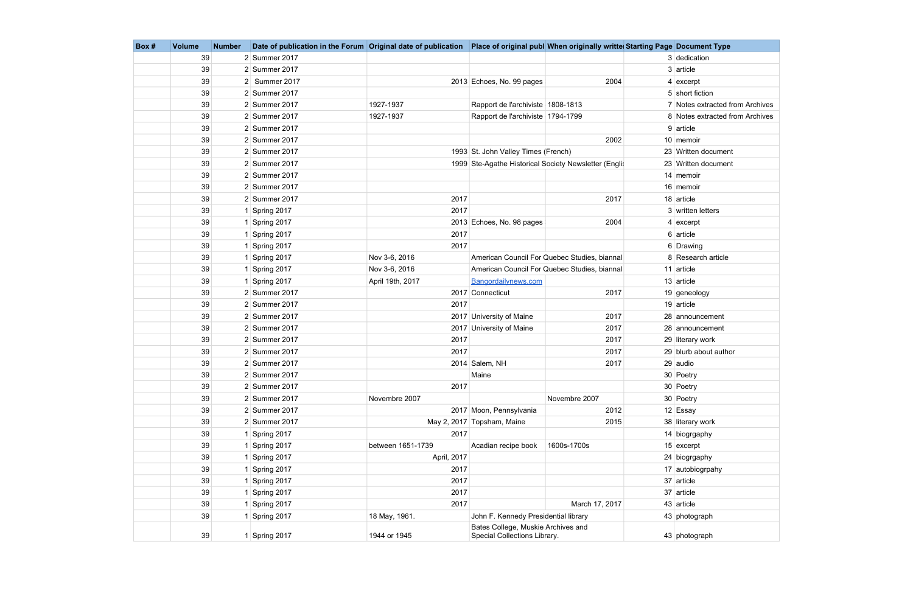| Box # | Volume | Number | Date of publication in the Forum | Original date of publication | Place of original publ | When originally writte | Starting Page | Document Type |
|---|---|---|---|---|---|---|---|---|
| | 39 | 2 | Summer 2017 | | | | 3 | dedication |
| | 39 | 2 | Summer 2017 | | | | 3 | article |
| | 39 | 2 | Summer 2017 | 2013 | Echoes, No. 99 pages | 2004 | 4 | excerpt |
| | 39 | 2 | Summer 2017 | | | | 5 | short fiction |
| | 39 | 2 | Summer 2017 | 1927-1937 | Rapport de l'archiviste | 1808-1813 | 7 | Notes extracted from Archives |
| | 39 | 2 | Summer 2017 | 1927-1937 | Rapport de l'archiviste | 1794-1799 | 8 | Notes extracted from Archives |
| | 39 | 2 | Summer 2017 | | | | 9 | article |
| | 39 | 2 | Summer 2017 | | | 2002 | 10 | memoir |
| | 39 | 2 | Summer 2017 | 1993 | St. John Valley Times (French) | | 23 | Written document |
| | 39 | 2 | Summer 2017 | 1999 | Ste-Agathe Historical Society Newsletter (Englis | | 23 | Written document |
| | 39 | 2 | Summer 2017 | | | | 14 | memoir |
| | 39 | 2 | Summer 2017 | | | | 16 | memoir |
| | 39 | 2 | Summer 2017 | 2017 | | 2017 | 18 | article |
| | 39 | 1 | Spring 2017 | 2017 | | | 3 | written letters |
| | 39 | 1 | Spring 2017 | 2013 | Echoes, No. 98 pages | 2004 | 4 | excerpt |
| | 39 | 1 | Spring 2017 | 2017 | | | 6 | article |
| | 39 | 1 | Spring 2017 | 2017 | | | 6 | Drawing |
| | 39 | 1 | Spring 2017 | Nov 3-6, 2016 | American Council For Quebec Studies, biannal | | 8 | Research article |
| | 39 | 1 | Spring 2017 | Nov 3-6, 2016 | American Council For Quebec Studies, biannal | | 11 | article |
| | 39 | 1 | Spring 2017 | April 19th, 2017 | Bangordailynews.com | | 13 | article |
| | 39 | 2 | Summer 2017 | 2017 | Connecticut | 2017 | 19 | geneology |
| | 39 | 2 | Summer 2017 | 2017 | | | 19 | article |
| | 39 | 2 | Summer 2017 | 2017 | University of Maine | 2017 | 28 | announcement |
| | 39 | 2 | Summer 2017 | 2017 | University of Maine | 2017 | 28 | announcement |
| | 39 | 2 | Summer 2017 | 2017 | | 2017 | 29 | literary work |
| | 39 | 2 | Summer 2017 | 2017 | | 2017 | 29 | blurb about author |
| | 39 | 2 | Summer 2017 | 2014 | Salem, NH | 2017 | 29 | audio |
| | 39 | 2 | Summer 2017 | | Maine | | 30 | Poetry |
| | 39 | 2 | Summer 2017 | 2017 | | | 30 | Poetry |
| | 39 | 2 | Summer 2017 | Novembre 2007 | | Novembre 2007 | 30 | Poetry |
| | 39 | 2 | Summer 2017 | 2017 | Moon, Pennsylvania | 2012 | 12 | Essay |
| | 39 | 2 | Summer 2017 | May 2, 2017 | Topsham, Maine | 2015 | 38 | literary work |
| | 39 | 1 | Spring 2017 | 2017 | | | 14 | biogrgaphy |
| | 39 | 1 | Spring 2017 | between 1651-1739 | Acadian recipe book | 1600s-1700s | 15 | excerpt |
| | 39 | 1 | Spring 2017 | April, 2017 | | | 24 | biogrgaphy |
| | 39 | 1 | Spring 2017 | 2017 | | | 17 | autobiogrpahy |
| | 39 | 1 | Spring 2017 | 2017 | | | 37 | article |
| | 39 | 1 | Spring 2017 | 2017 | | | 37 | article |
| | 39 | 1 | Spring 2017 | 2017 | | March 17, 2017 | 43 | article |
| | 39 | 1 | Spring 2017 | 18 May, 1961. | John F. Kennedy Presidential library | | 43 | photograph |
| | 39 | 1 | Spring 2017 | 1944 or 1945 | Bates College, Muskie Archives and Special Collections Library. | | 43 | photograph |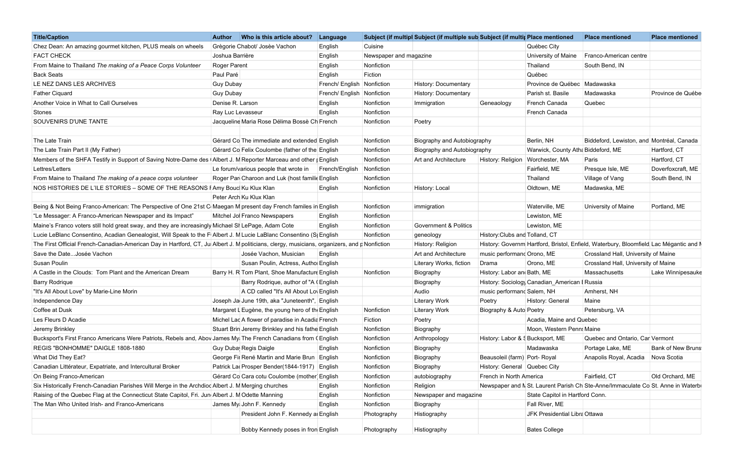| Title/Caption | Author | Who is this article about? | Language | Subject (if multipl | Subject (if multiple sub | Subject (if multip | Place mentioned | Place mentioned | Place mentioned |
|---|---|---|---|---|---|---|---|---|---|
| Chez Dean: An amazing gourmet kitchen, PLUS meals on wheels | Grègorie Chabot/ Josèe Vachon | | English | Cuisine | | | Québec City | | |
| FACT CHECK | Joshua Barrière | | English | Newspaper and magazine | | | University of Maine | Franco-American centre | |
| From Maine to Thailand *The making of a Peace Corps Volunteer* | Roger Parent | | English | Nonfiction | | | Thailand | South Bend, IN | |
| Back Seats | Paul Paré | | English | Fiction | | | Québec | | |
| LE NEZ DANS LES ARCHIVES | Guy Dubay | | French/ English | Nonfiction | History: Documentary | | Province de Québec | Madawaska | |
| Father Ciquard | Guy Dubay | | French/ English | Nonfiction | History: Documentary | | Parish st. Basile | Madawaska | Province de Québe |
| Another Voice in What to Call Ourselves | Denise R. Larson | | English | Nonfiction | Immigration | Geneaology | French Canada | Quebec | |
| Stones | Ray Luc Levasseur | | English | Nonfiction | | | French Canada | | |
| SOUVENIRS D'UNE TANTE | Jacqueline Maria Rose Délima Bossè Ch | | French | Nonfiction | Poetry | | | | |
| | | | | | | | | | |
| The Late Train | Gérard Co | The immediate and extended | English | Nonfiction | Biography and Autobiography | | Berlin, NH | Biddeford, Lewiston, and | Montréal, Canada |
| The Late Train Part II (My Father) | Gérard Co | Felix Coulombe (father of the | English | Nonfiction | Biography and Autobiography | | Warwick, County Atha | Biddeford, ME | Hartford, CT |
| Members of the SHFA Testify in Support of Saving Notre-Dame des | Albert J. M | Reporter Marceau and other | English | Nonfiction | Art and Architecture | History: Religion | Worchester, MA | Paris | Hartford, CT |
| Lettres/Letters | Le forum/various people that wrote in | | French/English | Nonfiction | | | Fairfield, ME | Presque Isle, ME | Doverfoxcraft, ME |
| From Maine to Thailand *The making of a peace corps volunteer* | Roger Par | Charoon and Luk (host famili | English | Nonfiction | | | Thailand | Village of Vang | South Bend, IN |
| NOS HISTORIES DE L'ILE STORIES – SOME OF THE REASONS | Amy Bouc | Ku Klux Klan | English | Nonfiction | History: Local | | Oldtown, ME | Madawska, ME | |
| | Peter Arch | Ku Klux Klan | | | | | | | |
| Being & Not Being Franco-American: The Perspective of One 21st C | Maegan M | present day French familes in | English | Nonfiction | immigration | | Waterville, ME | University of Maine | Portland, ME |
| "Le Messager: A Franco-American Newspaper and its Impact" | Mitchel Jo | Franco Newspapers | English | Nonfiction | | | Lewiston, ME | | |
| Maine's Franco voters still hold great sway, and they are increasingly | Michael S | LePage, Adam Cote | English | Nonfiction | Government & Politics | | Lewiston, ME | | |
| Lucie LeBlanc Consentino, Acadian Genealogist, Will Speak to the F | Albert J. M | Lucie LaBlanc Consentino (S | English | Nonfiction | geneology | History:Clubs and | Tolland, CT | | |
| The First Official French-Canadian-American Day in Hartford, CT, Ju | Albert J. M | politicians, clergy, musicians, organizers, and p | Nonfiction | | History: Religion | History: Governm | Hartford, Bristol, Enfield, Waterbury, Bloomfield | | Lac Mégantic and M |
| Save the Date...Josée Vachon | | Josée Vachon, Musician | English | | Art and Architecture | music performanc | Orono, ME | Crossland Hall, University of Maine | |
| Susan Poulin | | Susan Poulin, Actress, Autho | English | | Literary Works, fiction | Drama | Orono, ME | Crossland Hall, University of Maine | |
| A Castle in the Clouds: Tom Plant and the American Dream | Barry H. R | Tom Plant, Shoe Manufacture | English | Nonfiction | Biography | History: Labor an | Bath, ME | Massachusetts | Lake Winnipesauke |
| Barry Rodrique | | Barry Rodrique, author of "A ( | English | | Biography | History: Sociolog | Canadian_American | Russia | |
| "It's All About Love" by Marie-Line Morin | | A CD called "It's All About Lo | English | | Audio | music performanc | Salem, NH | Amherst, NH | |
| Independence Day | Joseph Ja | June 19th, aka "Juneteenth", | English | | Literary Work | Poetry | History: General | Maine | |
| Coffee at Dusk | Margaret L | Eugène, the young hero of th | English | Nonfiction | Literary Work | Biography & Auto | Poetry | Petersburg, VA | |
| Les Fleurs D Acadie | Michel Lac | A flower of paradise in Acadia | French | Fiction | Poetry | | Acadia, Maine and Quebec | | |
| Jeremy Brinkley | Stuart Brin | Jeremy Brinkley and his fathe | English | Nonfiction | Biography | | Moon, Western Penn | Maine | |
| Bucksport's First Franco Americans Were Patriots, Rebels and, Abov | James My | The French Canadians from ( | English | Nonfiction | Anthropology | History: Labor & S | Bucksport, ME | Quebec and Ontario, Car | Vermont |
| REGIS "BONHOMME" DAIGLE 1808-1880 | Guy Duba | Regis Daigle | English | Nonfiction | Biography | | Madawaska | Portage Lake, ME | Bank of New Bruns |
| What Did They Eat? | George Fi | René Martin and Marie Brun | English | Nonfiction | Biography | Beausoleil (farm) | Port- Royal | Anapolis Royal, Acadia | Nova Scotia |
| Canadian Littérateur, Expatriate, and Intercultural Broker | Patrick La | Prosper Bender(1844-1917) | English | Nonfiction | Biography | History: General | Quebec City | | |
| On Being Franco-American | Gérard Co | Cara cotu Coulombe (mother | English | Nonfiction | autobiography | French in North America | | Fairfield, CT | Old Orchard, ME |
| Six Historically French-Canadian Parishes Will Merge in the Archdioc | Albert J. M | Merging churches | English | Nonfiction | Religion | | Newspaper and M | St. Laurent Parish Ch | Ste-Anne/Immaculate Co St. Anne in Waterb |
| Raising of the Quebec Flag at the Connecticut State Capitol, Fri. Jun | Albert J. M | Odette Manning | English | Nonfiction | Newspaper and magazine | | State Capitol in Hartford Conn. | | |
| The Man Who United Irish- and Franco-Americans | James My | John F. Kennedy | English | Nonfiction | Biography | | Fall River, ME | | |
| | | President John F. Kennedy a | English | Photography | Histiography | | JFK Presidential Libra | Ottawa | |
| | | Bobby Kennedy poses in fron | English | Photography | Histiography | | Bates College | | |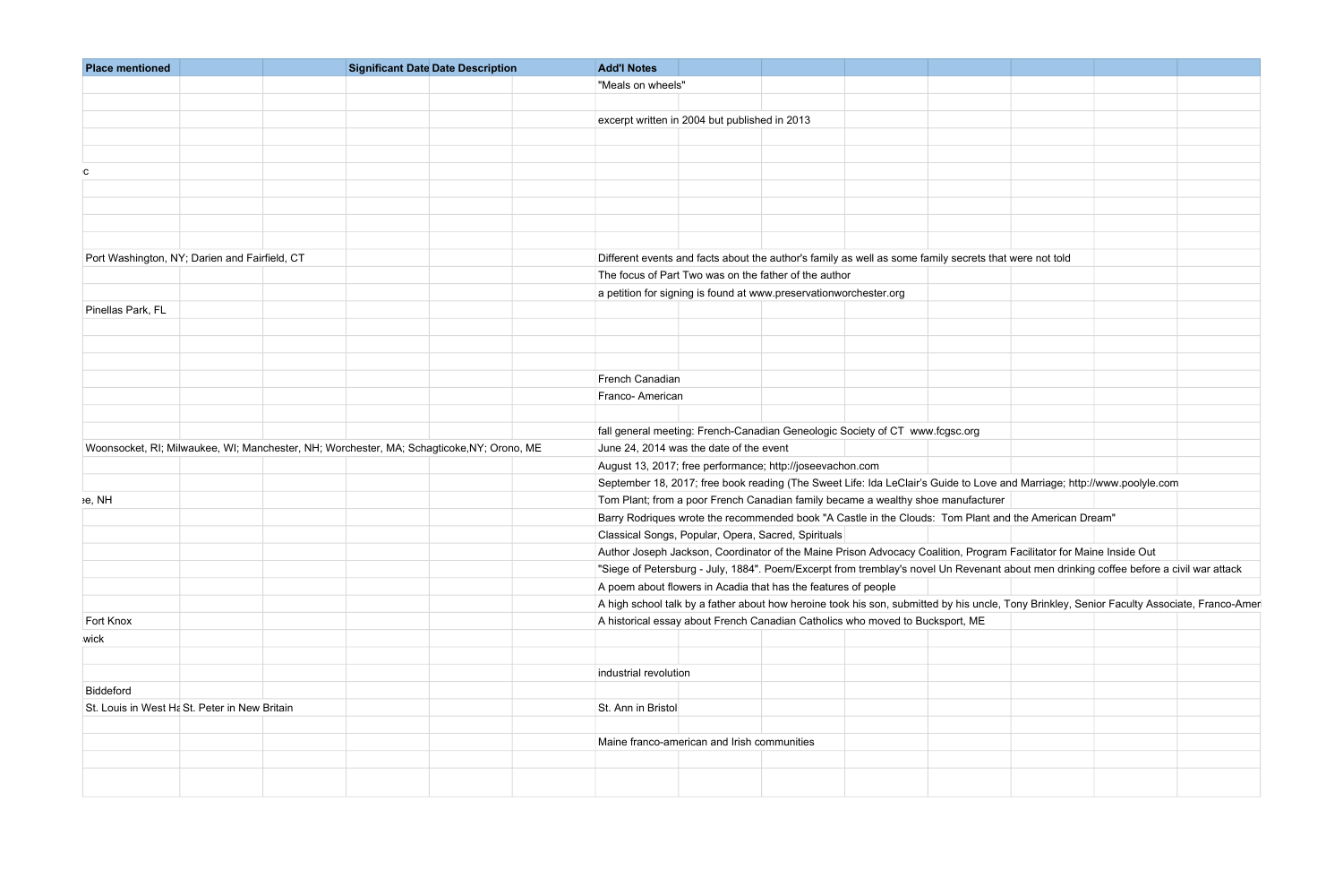| Place mentioned | | | Significant Date | Date Description | | Add'l Notes |
|---|---|---|---|---|---|---|
| | | | | | | "Meals on wheels" |
| | | | | | | |
| | | | | | | excerpt written in 2004 but published in 2013 |
| | | | | | | |
| | | | | | | |
| c | | | | | | |
| | | | | | | |
| | | | | | | |
| | | | | | | |
| | | | | | | |
| Port Washington, NY; Darien and Fairfield, CT | | | | | | Different events and facts about the author's family as well as some family secrets that were not told |
| | | | | | | The focus of Part Two was on the father of the author |
| | | | | | | a petition for signing is found at www.preservationworchester.org |
| Pinellas Park, FL | | | | | | |
| | | | | | | |
| | | | | | | |
| | | | | | | |
| | | | | | | French Canadian |
| | | | | | | Franco- American |
| | | | | | | |
| | | | | | | fall general meeting: French-Canadian Geneologic Society of CT www.fcgsc.org |
| Woonsocket, RI; Milwaukee, WI; Manchester, NH; Worchester, MA; Schagticoke,NY; Orono, ME | | | | | | June 24, 2014 was the date of the event |
| | | | | | | August 13, 2017; free performance; http://joseevachon.com |
| | | | | | | September 18, 2017; free book reading (The Sweet Life: Ida LeClair's Guide to Love and Marriage; http://www.poolyle.com |
| ee, NH | | | | | | Tom Plant; from a poor French Canadian family became a wealthy shoe manufacturer |
| | | | | | | Barry Rodriques wrote the recommended book "A Castle in the Clouds: Tom Plant and the American Dream" |
| | | | | | | Classical Songs, Popular, Opera, Sacred, Spirituals |
| | | | | | | Author Joseph Jackson, Coordinator of the Maine Prison Advocacy Coalition, Program Facilitator for Maine Inside Out |
| | | | | | | "Siege of Petersburg - July, 1884". Poem/Excerpt from tremblay's novel Un Revenant about men drinking coffee before a civil war attack |
| | | | | | | A poem about flowers in Acadia that has the features of people |
| | | | | | | A high school talk by a father about how heroine took his son, submitted by his uncle, Tony Brinkley, Senior Faculty Associate, Franco-Amer |
| Fort Knox | | | | | | A historical essay about French Canadian Catholics who moved to Bucksport, ME |
| wick | | | | | | |
| | | | | | | |
| | | | | | | industrial revolution |
| Biddeford | | | | | | |
| St. Louis in West Ha | St. Peter in New Britain | | | | | St. Ann in Bristol |
| | | | | | | |
| | | | | | | Maine franco-american and Irish communities |
| | | | | | | |
| | | | | | | |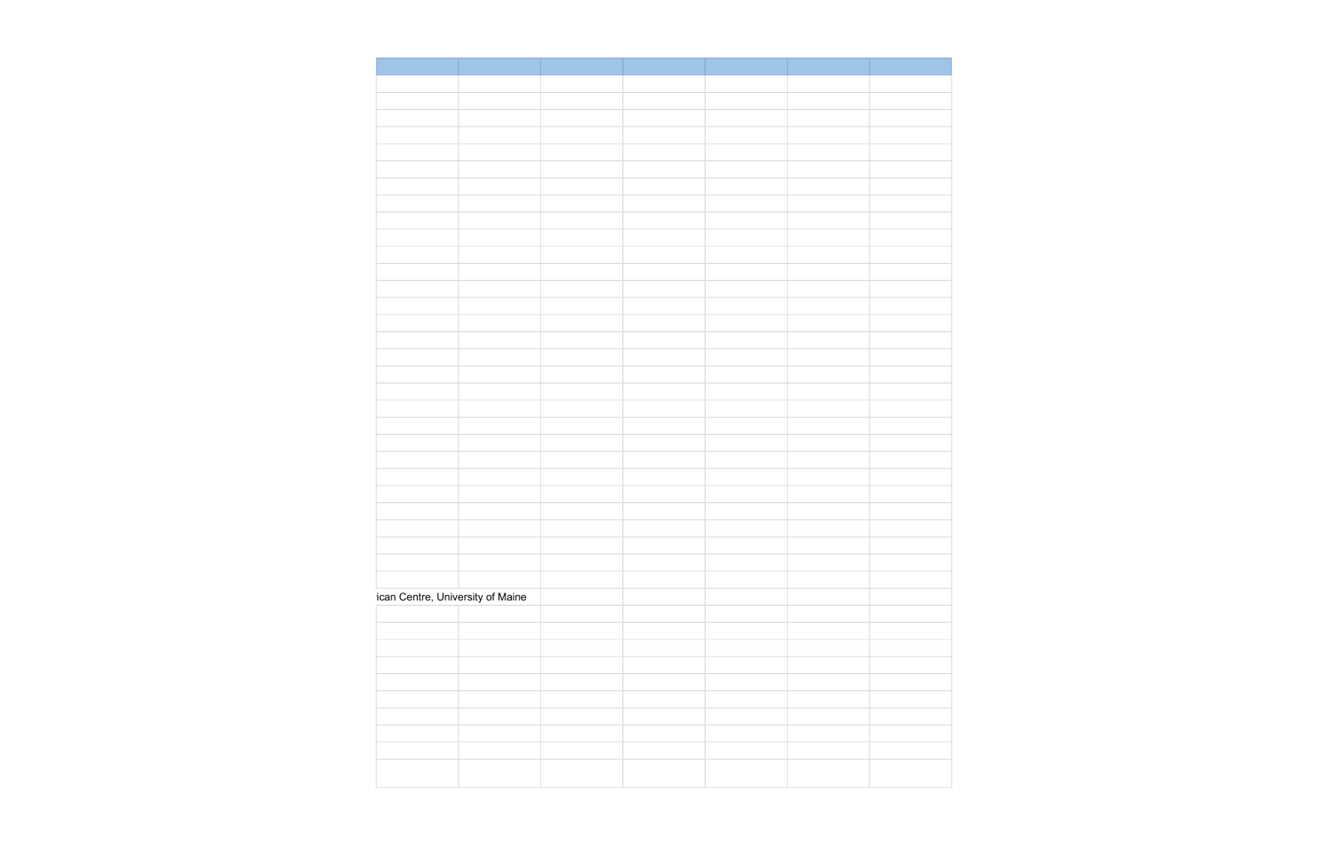ican Centre, University of Maine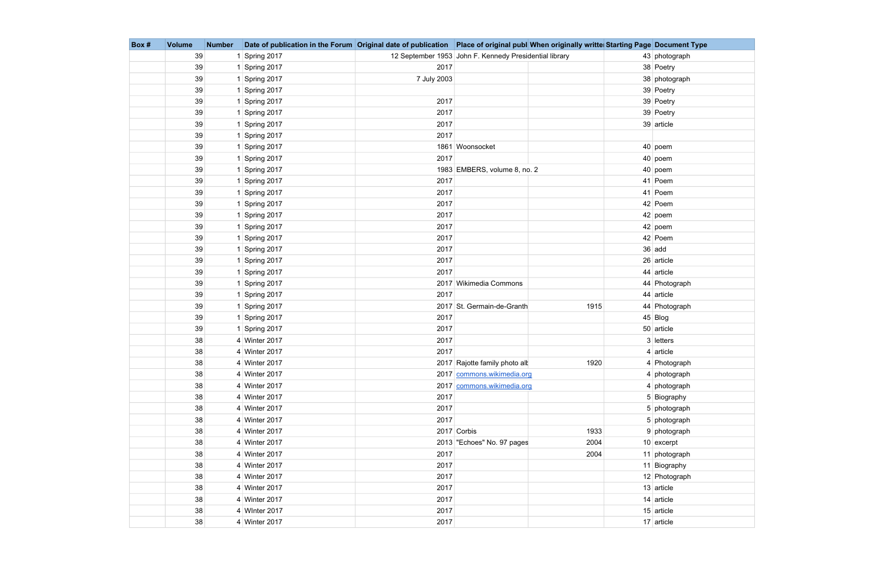| Box # | Volume | Number | Date of publication in the Forum | Original date of publication | Place of original publ | When originally writte | Starting Page | Document Type |
|---|---|---|---|---|---|---|---|---|
| | 39 | 1 | Spring 2017 | 12 September 1953 | John F. Kennedy Presidential library | | 43 | photograph |
| | 39 | 1 | Spring 2017 | 2017 | | | 38 | Poetry |
| | 39 | 1 | Spring 2017 | 7 July 2003 | | | 38 | photograph |
| | 39 | 1 | Spring 2017 | | | | 39 | Poetry |
| | 39 | 1 | Spring 2017 | 2017 | | | 39 | Poetry |
| | 39 | 1 | Spring 2017 | 2017 | | | 39 | Poetry |
| | 39 | 1 | Spring 2017 | 2017 | | | 39 | article |
| | 39 | 1 | Spring 2017 | 2017 | | | | |
| | 39 | 1 | Spring 2017 | 1861 | Woonsocket | | 40 | poem |
| | 39 | 1 | Spring 2017 | 2017 | | | 40 | poem |
| | 39 | 1 | Spring 2017 | 1983 | EMBERS, volume 8, no. 2 | | 40 | poem |
| | 39 | 1 | Spring 2017 | 2017 | | | 41 | Poem |
| | 39 | 1 | Spring 2017 | 2017 | | | 41 | Poem |
| | 39 | 1 | Spring 2017 | 2017 | | | 42 | Poem |
| | 39 | 1 | Spring 2017 | 2017 | | | 42 | poem |
| | 39 | 1 | Spring 2017 | 2017 | | | 42 | poem |
| | 39 | 1 | Spring 2017 | 2017 | | | 42 | Poem |
| | 39 | 1 | Spring 2017 | 2017 | | | 36 | add |
| | 39 | 1 | Spring 2017 | 2017 | | | 26 | article |
| | 39 | 1 | Spring 2017 | 2017 | | | 44 | article |
| | 39 | 1 | Spring 2017 | 2017 | Wikimedia Commons | | 44 | Photograph |
| | 39 | 1 | Spring 2017 | 2017 | | | 44 | article |
| | 39 | 1 | Spring 2017 | 2017 | St. Germain-de-Granth | 1915 | 44 | Photograph |
| | 39 | 1 | Spring 2017 | 2017 | | | 45 | Blog |
| | 39 | 1 | Spring 2017 | 2017 | | | 50 | article |
| | 38 | 4 | Winter 2017 | 2017 | | | 3 | letters |
| | 38 | 4 | Winter 2017 | 2017 | | | 4 | article |
| | 38 | 4 | Winter 2017 | 2017 | Rajotte family photo alt | 1920 | 4 | Photograph |
| | 38 | 4 | Winter 2017 | 2017 | commons.wikimedia.org | | 4 | photograph |
| | 38 | 4 | Winter 2017 | 2017 | commons.wikimedia.org | | 4 | photograph |
| | 38 | 4 | Winter 2017 | 2017 | | | 5 | Biography |
| | 38 | 4 | Winter 2017 | 2017 | | | 5 | photograph |
| | 38 | 4 | Winter 2017 | 2017 | | | 5 | photograph |
| | 38 | 4 | Winter 2017 | 2017 | Corbis | 1933 | 9 | photograph |
| | 38 | 4 | Winter 2017 | 2013 | "Echoes" No. 97 pages | 2004 | 10 | excerpt |
| | 38 | 4 | Winter 2017 | 2017 | | 2004 | 11 | photograph |
| | 38 | 4 | Winter 2017 | 2017 | | | 11 | Biography |
| | 38 | 4 | Winter 2017 | 2017 | | | 12 | Photograph |
| | 38 | 4 | Winter 2017 | 2017 | | | 13 | article |
| | 38 | 4 | Winter 2017 | 2017 | | | 14 | article |
| | 38 | 4 | WInter 2017 | 2017 | | | 15 | article |
| | 38 | 4 | Winter 2017 | 2017 | | | 17 | article |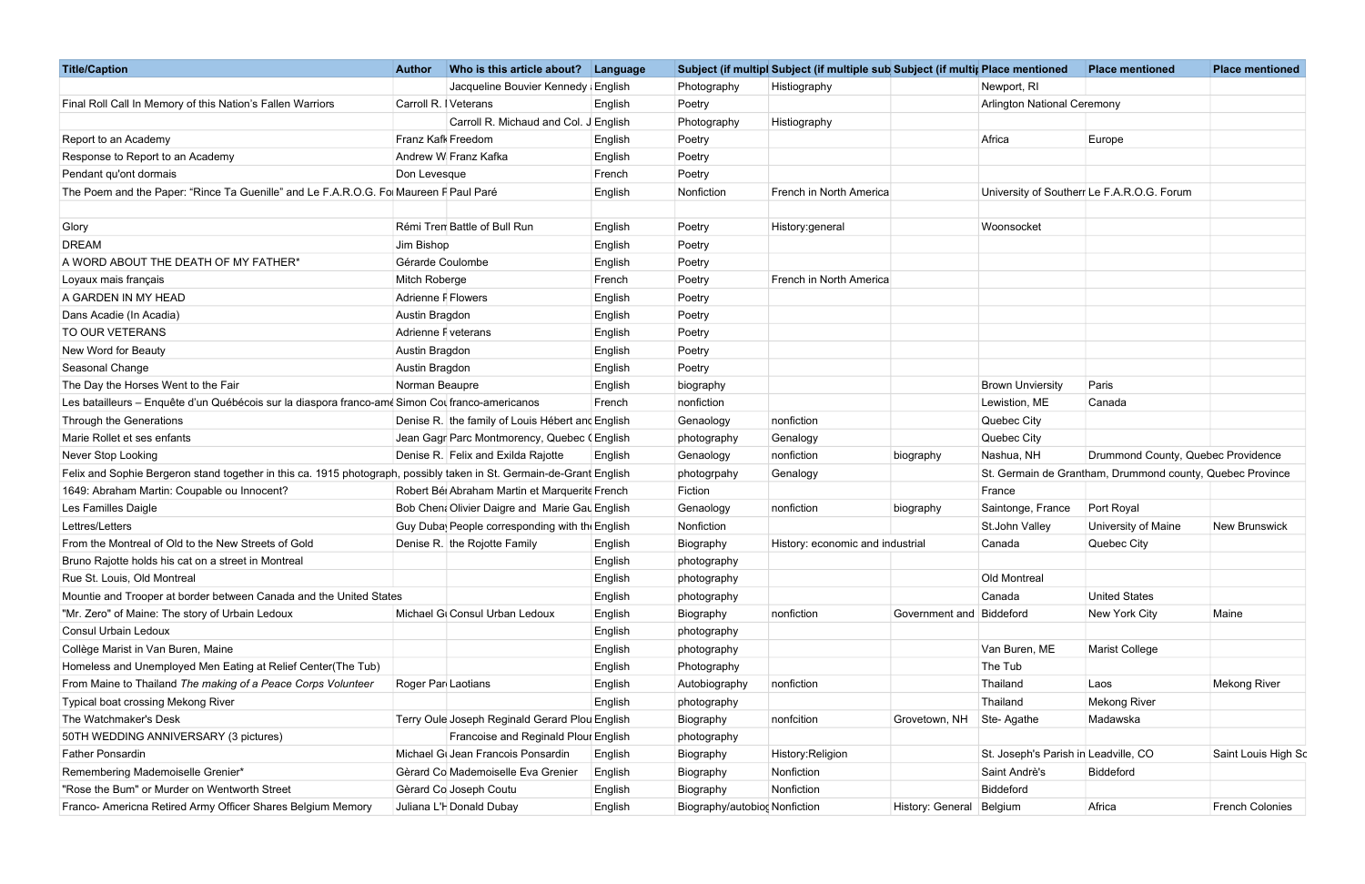| Title/Caption | Author | Who is this article about? | Language | Subject (if multipl | Subject (if multiple sub | Subject (if multip | Place mentioned | Place mentioned | Place mentioned |
|---|---|---|---|---|---|---|---|---|---|
| | | Jacqueline Bouvier Kennedy | English | Photography | Histiography | | Newport, RI | | |
| Final Roll Call In Memory of this Nation's Fallen Warriors | Carroll R. I | Veterans | English | Poetry | | | Arlington National Ceremony | | |
| | | Carroll R. Michaud and Col. J | English | Photography | Histiography | | | | |
| Report to an Academy | Franz Kafk | Freedom | English | Poetry | | | Africa | Europe | |
| Response to Report to an Academy | Andrew W | Franz Kafka | English | Poetry | | | | | |
| Pendant qu'ont dormais | Don Levesque | | French | Poetry | | | | | |
| The Poem and the Paper: "Rince Ta Guenille" and Le F.A.R.O.G. Fo | Maureen F | Paul Paré | English | Nonfiction | French in North America | | University of Southern | Le F.A.R.O.G. Forum | |
| | | | | | | | | | |
| Glory | Rémi Trem | Battle of Bull Run | English | Poetry | History:general | | Woonsocket | | |
| DREAM | Jim Bishop | | English | Poetry | | | | | |
| A WORD ABOUT THE DEATH OF MY FATHER* | Gérarde Coulombe | | English | Poetry | | | | | |
| Loyaux mais français | Mitch Roberge | | French | Poetry | French in North America | | | | |
| A GARDEN IN MY HEAD | Adrienne F | Flowers | English | Poetry | | | | | |
| Dans Acadie (In Acadia) | Austin Bragdon | | English | Poetry | | | | | |
| TO OUR VETERANS | Adrienne F | veterans | English | Poetry | | | | | |
| New Word for Beauty | Austin Bragdon | | English | Poetry | | | | | |
| Seasonal Change | Austin Bragdon | | English | Poetry | | | | | |
| The Day the Horses Went to the Fair | Norman Beaupre | | English | biography | | | Brown Unviersity | Paris | |
| Les batailleurs – Enquête d'un Québécois sur la diaspora franco-amé | Simon Cou | franco-americanos | French | nonfiction | | | Lewistion, ME | Canada | |
| Through the Generations | Denise R. | the family of Louis Hébert and | English | Genaology | nonfiction | | Quebec City | | |
| Marie Rollet et ses enfants | Jean Gagr | Parc Montmorency, Quebec ( | English | photography | Genalogy | | Quebec City | | |
| Never Stop Looking | Denise R. | Felix and Exilda Rajotte | English | Genaology | nonfiction | biography | Nashua, NH | Drummond County, Quebec Providence | |
| Felix and Sophie Bergeron stand together in this ca. 1915 photograph, possibly taken in St. Germain-de-Grant | | | English | photogrpahy | Genalogy | | St. Germain de Grantham, Drummond county, Quebec Province | | |
| 1649: Abraham Martin: Coupable ou Innocent? | Robert Bé | Abraham Martin et Marguerite | French | Fiction | | | France | | |
| Les Familles Daigle | Bob Chen | Olivier Daigre and Marie Gau | English | Genaology | nonfiction | biography | Saintonge, France | Port Royal | |
| Lettres/Letters | Guy Dubay | People corresponding with th | English | Nonfiction | | | St.John Valley | University of Maine | New Brunswick |
| From the Montreal of Old to the New Streets of Gold | Denise R. | the Rojotte Family | English | Biography | History: economic and industrial | | Canada | Quebec City | |
| Bruno Rajotte holds his cat on a street in Montreal | | | English | photography | | | | | |
| Rue St. Louis, Old Montreal | | | English | photography | | | Old Montreal | | |
| Mountie and Trooper at border between Canada and the United States | | | English | photography | | | Canada | United States | |
| "Mr. Zero" of Maine: The story of Urbain Ledoux | Michael G | Consul Urban Ledoux | English | Biography | nonfiction | Government and | Biddeford | New York City | Maine |
| Consul Urbain Ledoux | | | English | photography | | | | | |
| Collège Marist in Van Buren, Maine | | | English | photography | | | Van Buren, ME | Marist College | |
| Homeless and Unemployed Men Eating at Relief Center(The Tub) | | | English | Photography | | | The Tub | | |
| From Maine to Thailand *The making of a Peace Corps Volunteer* | Roger Par | Laotians | English | Autobiography | nonfiction | | Thailand | Laos | Mekong River |
| Typical boat crossing Mekong River | | | English | photography | | | Thailand | Mekong River | |
| The Watchmaker's Desk | Terry Oule | Joseph Reginald Gerard Plou | English | Biography | nonfciction | Grovetown, NH | Ste- Agathe | Madawska | |
| 50TH WEDDING ANNIVERSARY (3 pictures) | | Francoise and Reginald Plour | English | photography | | | | | |
| Father Ponsardin | Michael G | Jean Francois Ponsardin | English | Biography | History:Religion | | St. Joseph's Parish in | Leadville, CO | Saint Louis High Sc |
| Remembering Mademoiselle Grenier* | Gèrard Co | Mademoiselle Eva Grenier | English | Biography | Nonfiction | | Saint Andrè's | Biddeford | |
| "Rose the Bum" or Murder on Wentworth Street | Gèrard Co | Joseph Coutu | English | Biography | Nonfiction | | Biddeford | | |
| Franco- Americna Retired Army Officer Shares Belgium Memory | Juliana L'H | Donald Dubay | English | Biography/autobiog | Nonfiction | History: General | Belgium | Africa | French Colonies |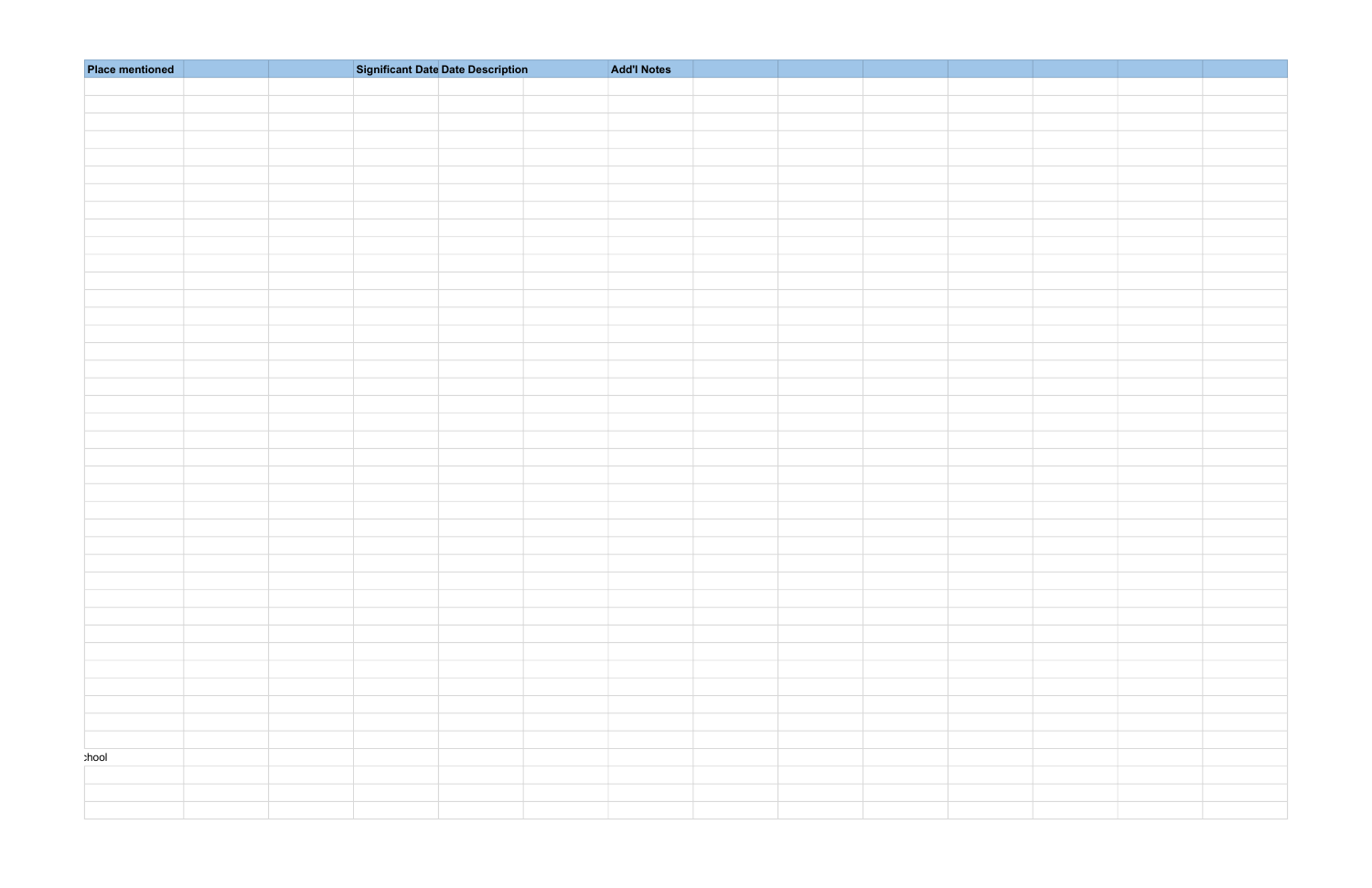| Place mentioned | | | Significant Date | Date Description | | Add'l Notes | | | | | | | |
|---|---|---|---|---|---|---|---|---|---|---|---|---|---|
| chool | | | | | | | | | | | | | |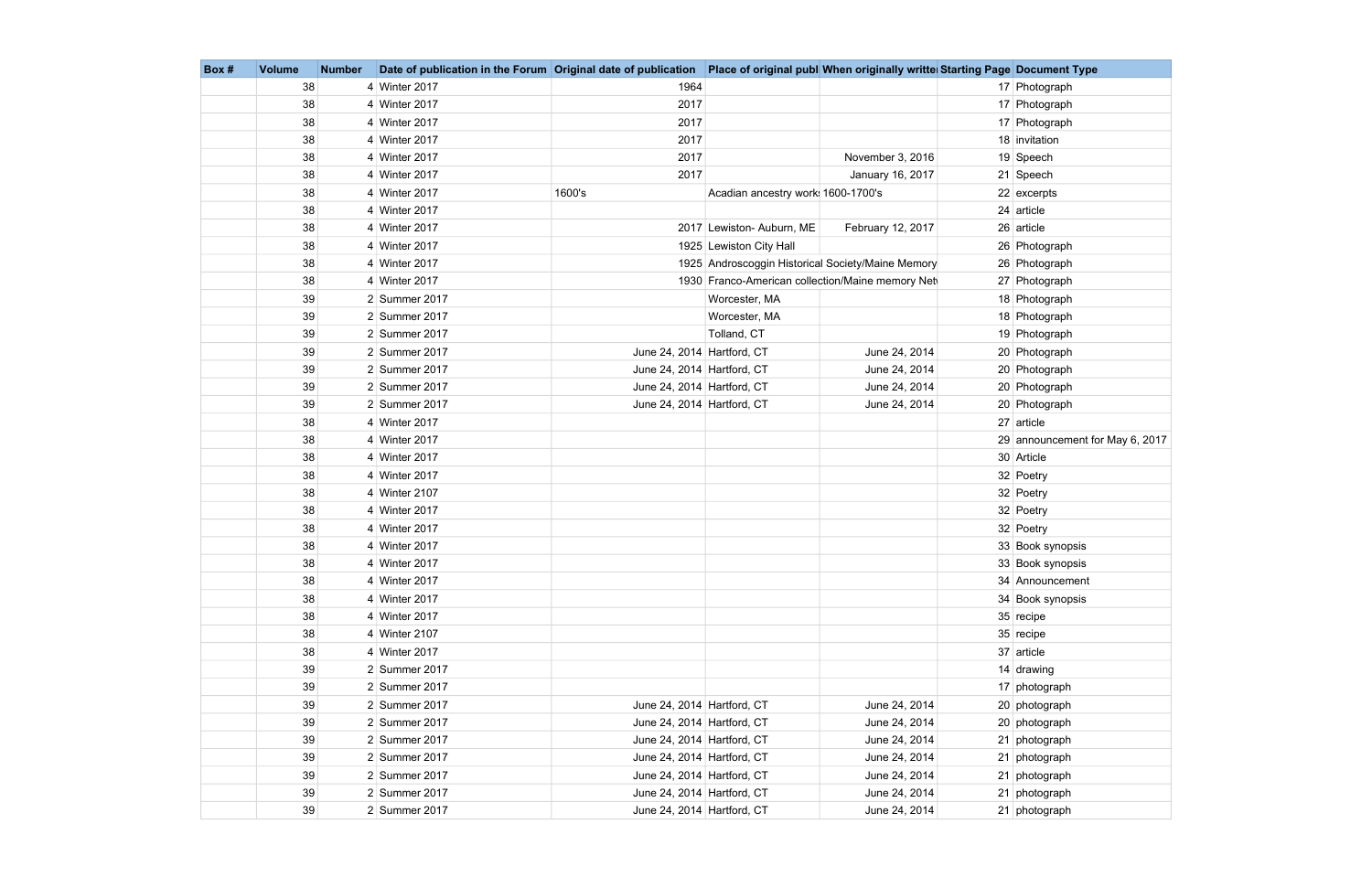| Box # | Volume | Number | Date of publication in the Forum | Original date of publication | Place of original publ | When originally writte | Starting Page | Document Type |
|---|---|---|---|---|---|---|---|---|
| | 38 | 4 | Winter 2017 | 1964 | | | 17 | Photograph |
| | 38 | 4 | Winter 2017 | 2017 | | | 17 | Photograph |
| | 38 | 4 | Winter 2017 | 2017 | | | 17 | Photograph |
| | 38 | 4 | Winter 2017 | 2017 | | | 18 | invitation |
| | 38 | 4 | Winter 2017 | 2017 | | November 3, 2016 | 19 | Speech |
| | 38 | 4 | Winter 2017 | 2017 | | January 16, 2017 | 21 | Speech |
| | 38 | 4 | Winter 2017 | 1600's | Acadian ancestry works | 1600-1700's | 22 | excerpts |
| | 38 | 4 | Winter 2017 | | | | 24 | article |
| | 38 | 4 | Winter 2017 | 2017 | Lewiston- Auburn, ME | February 12, 2017 | 26 | article |
| | 38 | 4 | Winter 2017 | 1925 | Lewiston City Hall | | 26 | Photograph |
| | 38 | 4 | Winter 2017 | 1925 | Androscoggin Historical Society/Maine Memory | | 26 | Photograph |
| | 38 | 4 | Winter 2017 | 1930 | Franco-American collection/Maine memory Net | | 27 | Photograph |
| | 39 | 2 | Summer 2017 | | Worcester, MA | | 18 | Photograph |
| | 39 | 2 | Summer 2017 | | Worcester, MA | | 18 | Photograph |
| | 39 | 2 | Summer 2017 | | Tolland, CT | | 19 | Photograph |
| | 39 | 2 | Summer 2017 | June 24, 2014 | Hartford, CT | June 24, 2014 | 20 | Photograph |
| | 39 | 2 | Summer 2017 | June 24, 2014 | Hartford, CT | June 24, 2014 | 20 | Photograph |
| | 39 | 2 | Summer 2017 | June 24, 2014 | Hartford, CT | June 24, 2014 | 20 | Photograph |
| | 39 | 2 | Summer 2017 | June 24, 2014 | Hartford, CT | June 24, 2014 | 20 | Photograph |
| | 38 | 4 | Winter 2017 | | | | 27 | article |
| | 38 | 4 | Winter 2017 | | | | 29 | announcement for May 6, 2017 |
| | 38 | 4 | Winter 2017 | | | | 30 | Article |
| | 38 | 4 | Winter 2017 | | | | 32 | Poetry |
| | 38 | 4 | Winter 2107 | | | | 32 | Poetry |
| | 38 | 4 | Winter 2017 | | | | 32 | Poetry |
| | 38 | 4 | Winter 2017 | | | | 32 | Poetry |
| | 38 | 4 | Winter 2017 | | | | 33 | Book synopsis |
| | 38 | 4 | Winter 2017 | | | | 33 | Book synopsis |
| | 38 | 4 | Winter 2017 | | | | 34 | Announcement |
| | 38 | 4 | Winter 2017 | | | | 34 | Book synopsis |
| | 38 | 4 | Winter 2017 | | | | 35 | recipe |
| | 38 | 4 | Winter 2107 | | | | 35 | recipe |
| | 38 | 4 | Winter 2017 | | | | 37 | article |
| | 39 | 2 | Summer 2017 | | | | 14 | drawing |
| | 39 | 2 | Summer 2017 | | | | 17 | photograph |
| | 39 | 2 | Summer 2017 | June 24, 2014 | Hartford, CT | June 24, 2014 | 20 | photograph |
| | 39 | 2 | Summer 2017 | June 24, 2014 | Hartford, CT | June 24, 2014 | 20 | photograph |
| | 39 | 2 | Summer 2017 | June 24, 2014 | Hartford, CT | June 24, 2014 | 21 | photograph |
| | 39 | 2 | Summer 2017 | June 24, 2014 | Hartford, CT | June 24, 2014 | 21 | photograph |
| | 39 | 2 | Summer 2017 | June 24, 2014 | Hartford, CT | June 24, 2014 | 21 | photograph |
| | 39 | 2 | Summer 2017 | June 24, 2014 | Hartford, CT | June 24, 2014 | 21 | photograph |
| | 39 | 2 | Summer 2017 | June 24, 2014 | Hartford, CT | June 24, 2014 | 21 | photograph |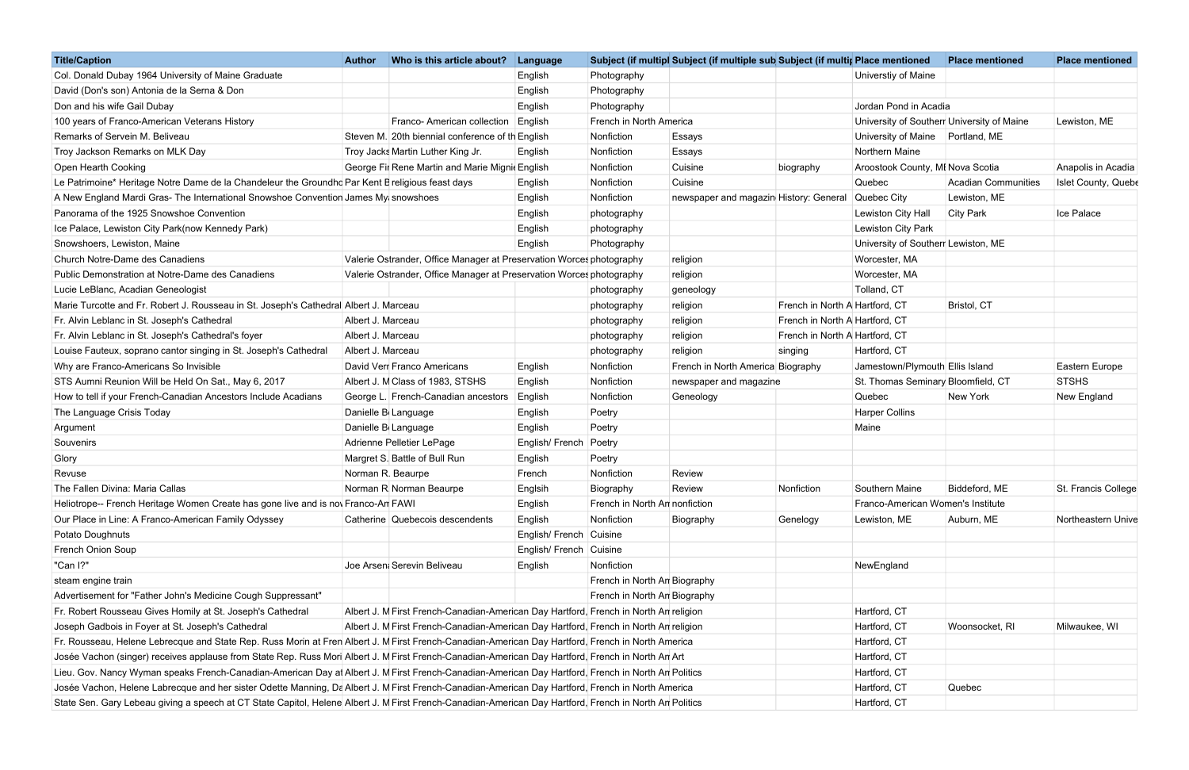| Title/Caption | Author | Who is this article about? | Language | Subject (if multipl | Subject (if multiple sub | Subject (if multip | Place mentioned | Place mentioned | Place mentioned |
|---|---|---|---|---|---|---|---|---|---|
| Col. Donald Dubay 1964 University of Maine Graduate | | | English | Photography | | | Universtiy of Maine | | |
| David (Don's son) Antonia de la Serna & Don | | | English | Photography | | | | | |
| Don and his wife Gail Dubay | | | English | Photography | | | Jordan Pond in Acadia | | |
| 100 years of Franco-American Veterans History | | Franco- American collection | English | French in North America | | | University of Southerr | University of Maine | Lewiston, ME |
| Remarks of Servein M. Beliveau | Steven M. | 20th biennial conference of th | English | Nonfiction | Essays | | University of Maine | Portland, ME | |
| Troy Jackson Remarks on MLK Day | Troy Jacks | Martin Luther King Jr. | English | Nonfiction | Essays | | Northern Maine | | |
| Open Hearth Cooking | George Fir | Rene Martin and Marie Mignie | English | Nonfiction | Cuisine | biography | Aroostook County, ME | Nova Scotia | Anapolis in Acadia |
| Le Patrimoine* Heritage Notre Dame de la Chandeleur the Groundho | Par Kent B | religious feast days | English | Nonfiction | Cuisine | | Quebec | Acadian Communities | Islet County, Quebe |
| A New England Mardi Gras- The International Snowshoe Convention | James My | snowshoes | English | Nonfiction | newspaper and magazin | History: General | Quebec City | Lewiston, ME | |
| Panorama of the 1925 Snowshoe Convention | | | English | photography | | | Lewiston City Hall | City Park | Ice Palace |
| Ice Palace, Lewiston City Park(now Kennedy Park) | | | English | photography | | | Lewiston City Park | | |
| Snowshoers, Lewiston, Maine | | | English | Photography | | | University of Southerr | Lewiston, ME | |
| Church Notre-Dame des Canadiens | Valerie Ostrander, Office Manager at Preservation Worces | | | photography | religion | | Worcester, MA | | |
| Public Demonstration at Notre-Dame des Canadiens | Valerie Ostrander, Office Manager at Preservation Worces | | | photography | religion | | Worcester, MA | | |
| Lucie LeBlanc, Acadian Geneologist | | | | photography | geneology | | Tolland, CT | | |
| Marie Turcotte and Fr. Robert J. Rousseau in St. Joseph's Cathedral | Albert J. Marceau | | | photography | religion | French in North A | Hartford, CT | Bristol, CT | |
| Fr. Alvin Leblanc in St. Joseph's Cathedral | Albert J. Marceau | | | photography | religion | French in North A | Hartford, CT | | |
| Fr. Alvin Leblanc in St. Joseph's Cathedral's foyer | Albert J. Marceau | | | photography | religion | French in North A | Hartford, CT | | |
| Louise Fauteux, soprano cantor singing in St. Joseph's Cathedral | Albert J. Marceau | | | photography | religion | singing | Hartford, CT | | |
| Why are Franco-Americans So Invisible | David Verr | Franco Americans | English | Nonfiction | French in North America | Biography | Jamestown/Plymouth | Ellis Island | Eastern Europe |
| STS Aumni Reunion Will be Held On Sat., May 6, 2017 | Albert J. M | Class of 1983, STSHS | English | Nonfiction | newspaper and magazine | | St. Thomas Seminary | Bloomfield, CT | STSHS |
| How to tell if your French-Canadian Ancestors Include Acadians | George L. | French-Canadian ancestors | English | Nonfiction | Geneology | | Quebec | New York | New England |
| The Language Crisis Today | Danielle B | Language | English | Poetry | | | Harper Collins | | |
| Argument | Danielle B | Language | English | Poetry | | | Maine | | |
| Souvenirs | Adrienne Pelletier LePage | | English/ French | Poetry | | | | | |
| Glory | Margret S. | Battle of Bull Run | English | Poetry | | | | | |
| Revuse | Norman R. Beaurpe | | French | Nonfiction | Review | | | | |
| The Fallen Divina: Maria Callas | Norman R | Norman Beaurpe | Englsih | Biography | Review | Nonfiction | Southern Maine | Biddeford, ME | St. Francis College |
| Heliotrope-- French Heritage Women Create has gone live and is nov | Franco-An | FAWI | English | French in North An | nonfiction | | Franco-American Women's Institute | | |
| Our Place in Line: A Franco-American Family Odyssey | Catherine | Quebecois descendents | English | Nonfiction | Biography | Genelogy | Lewiston, ME | Auburn, ME | Northeastern Unive |
| Potato Doughnuts | | | English/ French | Cuisine | | | | | |
| French Onion Soup | | | English/ French | Cuisine | | | | | |
| "Can I?" | Joe Arsen | Serevin Beliveau | English | Nonfiction | | | NewEngland | | |
| steam engine train | | | | French in North An | Biography | | | | |
| Advertisement for "Father John's Medicine Cough Suppressant" | | | | French in North An | Biography | | | | |
| Fr. Robert Rousseau Gives Homily at St. Joseph's Cathedral | Albert J. M | First French-Canadian-American Day Hartford, | | French in North An | religion | | Hartford, CT | | |
| Joseph Gadbois in Foyer at St. Joseph's Cathedral | Albert J. M | First French-Canadian-American Day Hartford, | | French in North An | religion | | Hartford, CT | Woonsocket, RI | Milwaukee, WI |
| Fr. Rousseau, Helene Lebrecque and State Rep. Russ Morin at Fren | Albert J. M | First French-Canadian-American Day Hartford, | | French in North America | | | Hartford, CT | | |
| Josée Vachon (singer) receives applause from State Rep. Russ Mori | Albert J. M | First French-Canadian-American Day Hartford, | | French in North An | Art | | Hartford, CT | | |
| Lieu. Gov. Nancy Wyman speaks French-Canadian-American Day at | Albert J. M | First French-Canadian-American Day Hartford, | | French in North An | Politics | | Hartford, CT | | |
| Josée Vachon, Helene Labrecque and her sister Odette Manning, Da | Albert J. M | First French-Canadian-American Day Hartford, | | French in North America | | | Hartford, CT | Quebec | |
| State Sen. Gary Lebeau giving a speech at CT State Capitol, Helene | Albert J. M | First French-Canadian-American Day Hartford, | | French in North An | Politics | | Hartford, CT | | |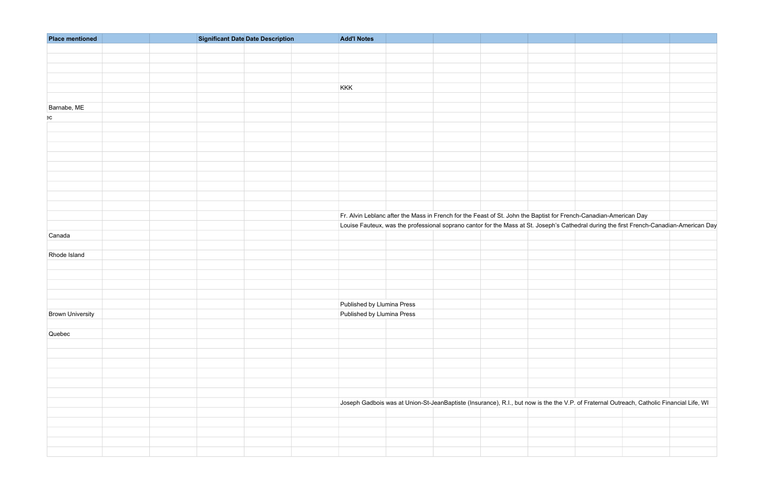| Place mentioned | | | Significant Date | Date Description | | Add'l Notes | | | | | | | |
|---|---|---|---|---|---|---|---|---|---|---|---|---|---|
| | | | | | | | | | | | | | |
| | | | | | | | | | | | | | |
| | | | | | | | | | | | | | |
| | | | | | | | | | | | | | |
| | | | | | | KKK | | | | | | | |
| | | | | | | | | | | | | | |
| Barnabe, ME | | | | | | | | | | | | | |
| ec | | | | | | | | | | | | | |
| | | | | | | | | | | | | | |
| | | | | | | | | | | | | | |
| | | | | | | | | | | | | | |
| | | | | | | | | | | | | | |
| | | | | | | | | | | | | | |
| | | | | | | | | | | | | | |
| | | | | | | | | | | | | | |
| | | | | | | | | | | | | | |
| | | | | | | | | | | | | | |
| | | | | | | Fr. Alvin Leblanc after the Mass in French for the Feast of St. John the Baptist for French-Canadian-American Day | | | | | | | |
| | | | | | | Louise Fauteux, was the professional soprano cantor for the Mass at St. Joseph's Cathedral during the first French-Canadian-American Day | | | | | | | |
| Canada | | | | | | | | | | | | | |
| | | | | | | | | | | | | | |
| Rhode Island | | | | | | | | | | | | | |
| | | | | | | | | | | | | | |
| | | | | | | | | | | | | | |
| | | | | | | | | | | | | | |
| | | | | | | | | | | | | | |
| | | | | | | Published by Llumina Press | | | | | | | |
| Brown University | | | | | | Published by Llumina Press | | | | | | | |
| | | | | | | | | | | | | | |
| Quebec | | | | | | | | | | | | | |
| | | | | | | | | | | | | | |
| | | | | | | | | | | | | | |
| | | | | | | | | | | | | | |
| | | | | | | | | | | | | | |
| | | | | | | | | | | | | | |
| | | | | | | | | | | | | | |
| | | | | | | Joseph Gadbois was at Union-St-JeanBaptiste (Insurance), R.I., but now is the the V.P. of Fraternal Outreach, Catholic Financial Life, WI | | | | | | | |
| | | | | | | | | | | | | | |
| | | | | | | | | | | | | | |
| | | | | | | | | | | | | | |
| | | | | | | | | | | | | | |
| | | | | | | | | | | | | | |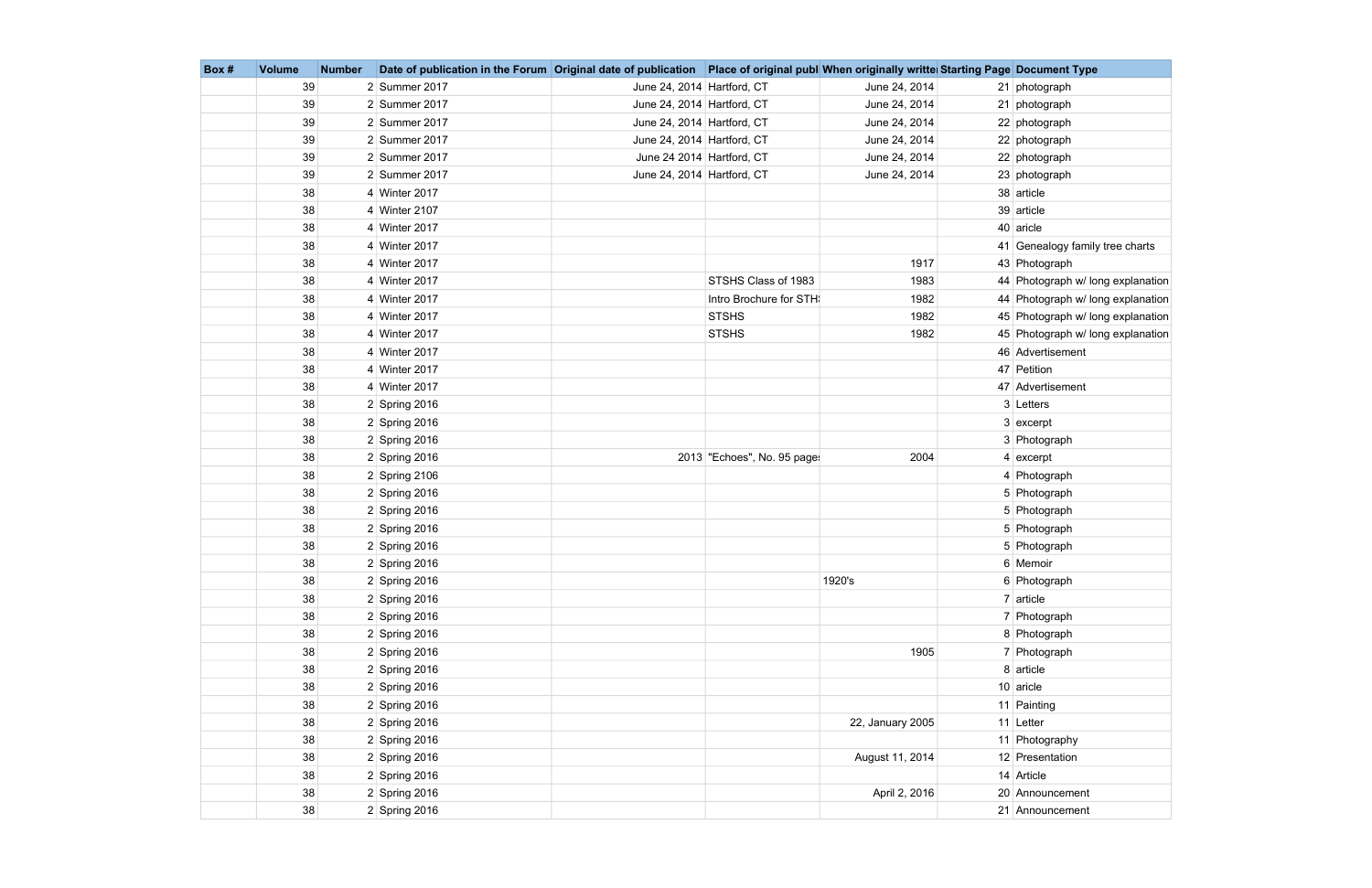| Box # | Volume | Number | Date of publication in the Forum | Original date of publication | Place of original publ | When originally writte | Starting Page | Document Type |
|---|---|---|---|---|---|---|---|---|
| | 39 | 2 | Summer 2017 | June 24, 2014 | Hartford, CT | June 24, 2014 | 21 | photograph |
| | 39 | 2 | Summer 2017 | June 24, 2014 | Hartford, CT | June 24, 2014 | 21 | photograph |
| | 39 | 2 | Summer 2017 | June 24, 2014 | Hartford, CT | June 24, 2014 | 22 | photograph |
| | 39 | 2 | Summer 2017 | June 24, 2014 | Hartford, CT | June 24, 2014 | 22 | photograph |
| | 39 | 2 | Summer 2017 | June 24 2014 | Hartford, CT | June 24, 2014 | 22 | photograph |
| | 39 | 2 | Summer 2017 | June 24, 2014 | Hartford, CT | June 24, 2014 | 23 | photograph |
| | 38 | 4 | Winter 2017 | | | | 38 | article |
| | 38 | 4 | Winter 2107 | | | | 39 | article |
| | 38 | 4 | Winter 2017 | | | | 40 | aricle |
| | 38 | 4 | Winter 2017 | | | | 41 | Genealogy family tree charts |
| | 38 | 4 | Winter 2017 | | | 1917 | 43 | Photograph |
| | 38 | 4 | Winter 2017 | | STSHS Class of 1983 | 1983 | 44 | Photograph w/ long explanation |
| | 38 | 4 | Winter 2017 | | Intro Brochure for STH: | 1982 | 44 | Photograph w/ long explanation |
| | 38 | 4 | Winter 2017 | | STSHS | 1982 | 45 | Photograph w/ long explanation |
| | 38 | 4 | Winter 2017 | | STSHS | 1982 | 45 | Photograph w/ long explanation |
| | 38 | 4 | Winter 2017 | | | | 46 | Advertisement |
| | 38 | 4 | Winter 2017 | | | | 47 | Petition |
| | 38 | 4 | Winter 2017 | | | | 47 | Advertisement |
| | 38 | 2 | Spring 2016 | | | | 3 | Letters |
| | 38 | 2 | Spring 2016 | | | | 3 | excerpt |
| | 38 | 2 | Spring 2016 | | | | 3 | Photograph |
| | 38 | 2 | Spring 2016 | 2013 | "Echoes", No. 95 page: | 2004 | 4 | excerpt |
| | 38 | 2 | Spring 2106 | | | | 4 | Photograph |
| | 38 | 2 | Spring 2016 | | | | 5 | Photograph |
| | 38 | 2 | Spring 2016 | | | | 5 | Photograph |
| | 38 | 2 | Spring 2016 | | | | 5 | Photograph |
| | 38 | 2 | Spring 2016 | | | | 5 | Photograph |
| | 38 | 2 | Spring 2016 | | | | 6 | Memoir |
| | 38 | 2 | Spring 2016 | | | 1920's | 6 | Photograph |
| | 38 | 2 | Spring 2016 | | | | 7 | article |
| | 38 | 2 | Spring 2016 | | | | 7 | Photograph |
| | 38 | 2 | Spring 2016 | | | | 8 | Photograph |
| | 38 | 2 | Spring 2016 | | | 1905 | 7 | Photograph |
| | 38 | 2 | Spring 2016 | | | | 8 | article |
| | 38 | 2 | Spring 2016 | | | | 10 | aricle |
| | 38 | 2 | Spring 2016 | | | | 11 | Painting |
| | 38 | 2 | Spring 2016 | | | 22, January 2005 | 11 | Letter |
| | 38 | 2 | Spring 2016 | | | | 11 | Photography |
| | 38 | 2 | Spring 2016 | | | August 11, 2014 | 12 | Presentation |
| | 38 | 2 | Spring 2016 | | | | 14 | Article |
| | 38 | 2 | Spring 2016 | | | April 2, 2016 | 20 | Announcement |
| | 38 | 2 | Spring 2016 | | | | 21 | Announcement |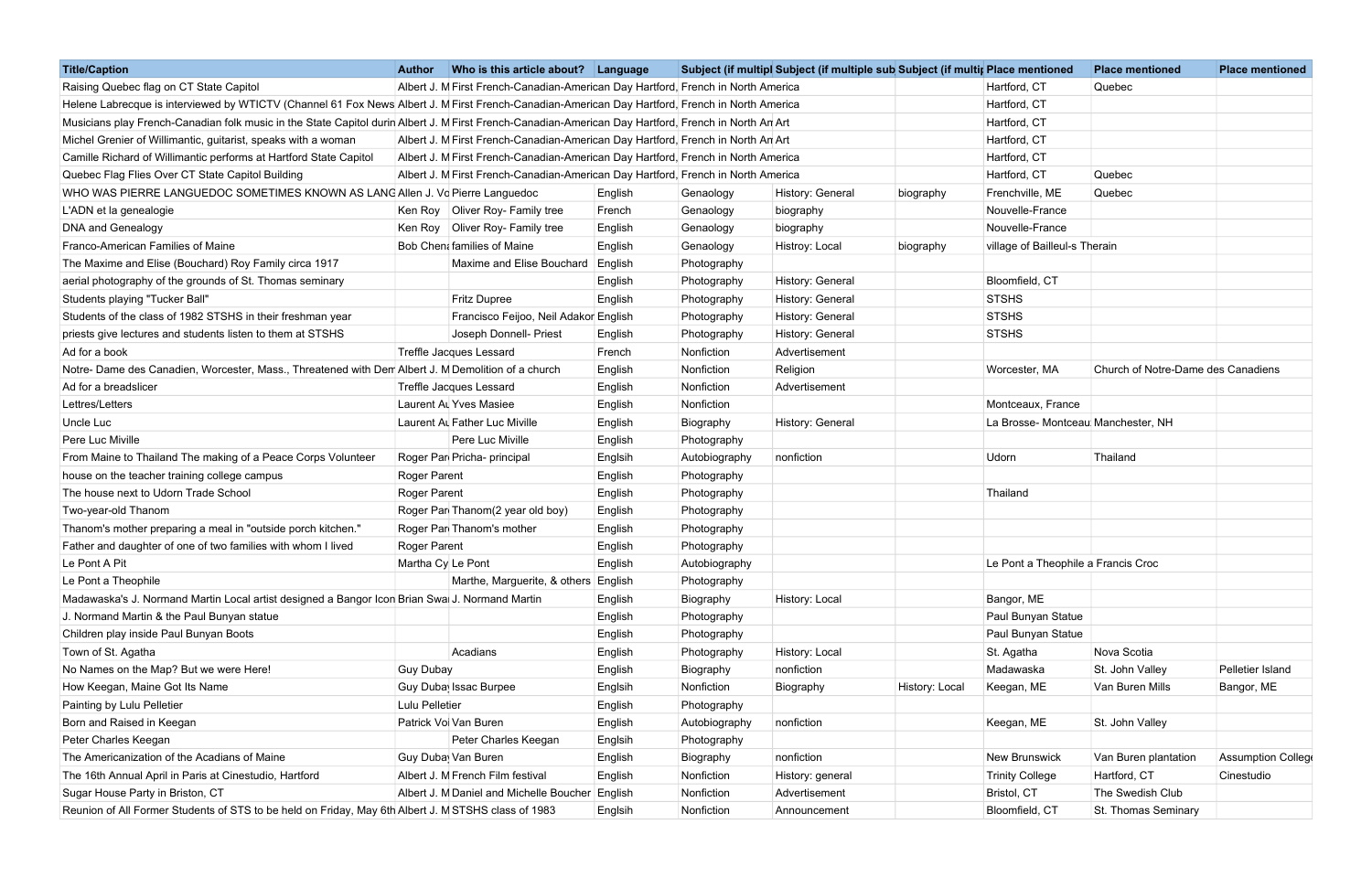| Title/Caption | Author | Who is this article about? | Language | Subject (if multipl | Subject (if multiple sub | Subject (if multip | Place mentioned | Place mentioned | Place mentioned |
|---|---|---|---|---|---|---|---|---|---|
| Raising Quebec flag on CT State Capitol | Albert J. M | First French-Canadian-American Day Hartford, | French in North America | | | | Hartford, CT | Quebec | |
| Helene Labrecque is interviewed by WTICTV (Channel 61 Fox News | Albert J. M | First French-Canadian-American Day Hartford, | French in North America | | | | Hartford, CT | | |
| Musicians play French-Canadian folk music in the State Capitol durin | Albert J. M | First French-Canadian-American Day Hartford, | French in North An | Art | | | Hartford, CT | | |
| Michel Grenier of Willimantic, guitarist, speaks with a woman | Albert J. M | First French-Canadian-American Day Hartford, | French in North An | Art | | | Hartford, CT | | |
| Camille Richard of Willimantic performs at Hartford State Capitol | Albert J. M | First French-Canadian-American Day Hartford, | French in North America | | | | Hartford, CT | | |
| Quebec Flag Flies Over CT State Capitol Building | Albert J. M | First French-Canadian-American Day Hartford, | French in North America | | | | Hartford, CT | Quebec | |
| WHO WAS PIERRE LANGUEDOC SOMETIMES KNOWN AS LANG | Allen J. Vo | Pierre Languedoc | English | Genaology | History: General | biography | Frenchville, ME | Quebec | |
| L'ADN et la genealogie | Ken Roy | Oliver Roy- Family tree | French | Genaology | biography | | Nouvelle-France | | |
| DNA and Genealogy | Ken Roy | Oliver Roy- Family tree | English | Genaology | biography | | Nouvelle-France | | |
| Franco-American Families of Maine | Bob Chen | families of Maine | English | Genaology | Histroy: Local | biography | village of Bailleul-s Therain | | |
| The Maxime and Elise (Bouchard) Roy Family circa 1917 | | Maxime and Elise Bouchard | English | Photography | | | | | |
| aerial photography of the grounds of St. Thomas seminary | | | English | Photography | History: General | | Bloomfield, CT | | |
| Students playing "Tucker Ball" | | Fritz Dupree | English | Photography | History: General | | STSHS | | |
| Students of the class of 1982 STSHS in their freshman year | | Francisco Feijoo, Neil Adakor | English | Photography | History: General | | STSHS | | |
| priests give lectures and students listen to them at STSHS | | Joseph Donnell- Priest | English | Photography | History: General | | STSHS | | |
| Ad for a book | Treffle Jacques Lessard | | French | Nonfiction | Advertisement | | | | |
| Notre- Dame des Canadien, Worcester, Mass., Threatened with Dem | Albert J. M | Demolition of a church | English | Nonfiction | Religion | | Worcester, MA | Church of Notre-Dame des Canadiens | |
| Ad for a breadslicer | Treffle Jacques Lessard | | English | Nonfiction | Advertisement | | | | |
| Lettres/Letters | Laurent Au | Yves Masiee | English | Nonfiction | | | Montceaux, France | | |
| Uncle Luc | Laurent Au | Father Luc Miville | English | Biography | History: General | | La Brosse- Montceau | Manchester, NH | |
| Pere Luc Miville | | Pere Luc Miville | English | Photography | | | | | |
| From Maine to Thailand The making of a Peace Corps Volunteer | Roger Par | Pricha- principal | Englsih | Autobiography | nonfiction | | Udorn | Thailand | |
| house on the teacher training college campus | Roger Parent | | English | Photography | | | | | |
| The house next to Udorn Trade School | Roger Parent | | English | Photography | | | Thailand | | |
| Two-year-old Thanom | Roger Par | Thanom(2 year old boy) | English | Photography | | | | | |
| Thanom's mother preparing a meal in "outside porch kitchen." | Roger Par | Thanom's mother | English | Photography | | | | | |
| Father and daughter of one of two families with whom I lived | Roger Parent | | English | Photography | | | | | |
| Le Pont A Pit | Martha Cy | Le Pont | English | Autobiography | | | Le Pont a Theophile a Francis Croc | | |
| Le Pont a Theophile | | Marthe, Marguerite, & others | English | Photography | | | | | |
| Madawaska's J. Normand Martin Local artist designed a Bangor Icon | Brian Swa | J. Normand Martin | English | Biography | History: Local | | Bangor, ME | | |
| J. Normand Martin & the Paul Bunyan statue | | | English | Photography | | | Paul Bunyan Statue | | |
| Children play inside Paul Bunyan Boots | | | English | Photography | | | Paul Bunyan Statue | | |
| Town of St. Agatha | | Acadians | English | Photography | History: Local | | St. Agatha | Nova Scotia | |
| No Names on the Map? But we were Here! | Guy Dubay | | English | Biography | nonfiction | | Madawaska | St. John Valley | Pelletier Island |
| How Keegan, Maine Got Its Name | Guy Duba | Issac Burpee | English | Nonfiction | Biography | History: Local | Keegan, ME | Van Buren Mills | Bangor, ME |
| Painting by Lulu Pelletier | Lulu Pelletier | | English | Photography | | | | | |
| Born and Raised in Keegan | Patrick Vo | Van Buren | English | Autobiography | nonfiction | | Keegan, ME | St. John Valley | |
| Peter Charles Keegan | | Peter Charles Keegan | Englsih | Photography | | | | | |
| The Americanization of the Acadians of Maine | Guy Duba | Van Buren | English | Biography | nonfiction | | New Brunswick | Van Buren plantation | Assumption College |
| The 16th Annual April in Paris at Cinestudio, Hartford | Albert J. M | French Film festival | English | Nonfiction | History: general | | Trinity College | Hartford, CT | Cinestudio |
| Sugar House Party in Briston, CT | Albert J. M | Daniel and Michelle Boucher | English | Nonfiction | Advertisement | | Bristol, CT | The Swedish Club | |
| Reunion of All Former Students of STS to be held on Friday, May 6th | Albert J. M | STSHS class of 1983 | Englsih | Nonfiction | Announcement | | Bloomfield, CT | St. Thomas Seminary | |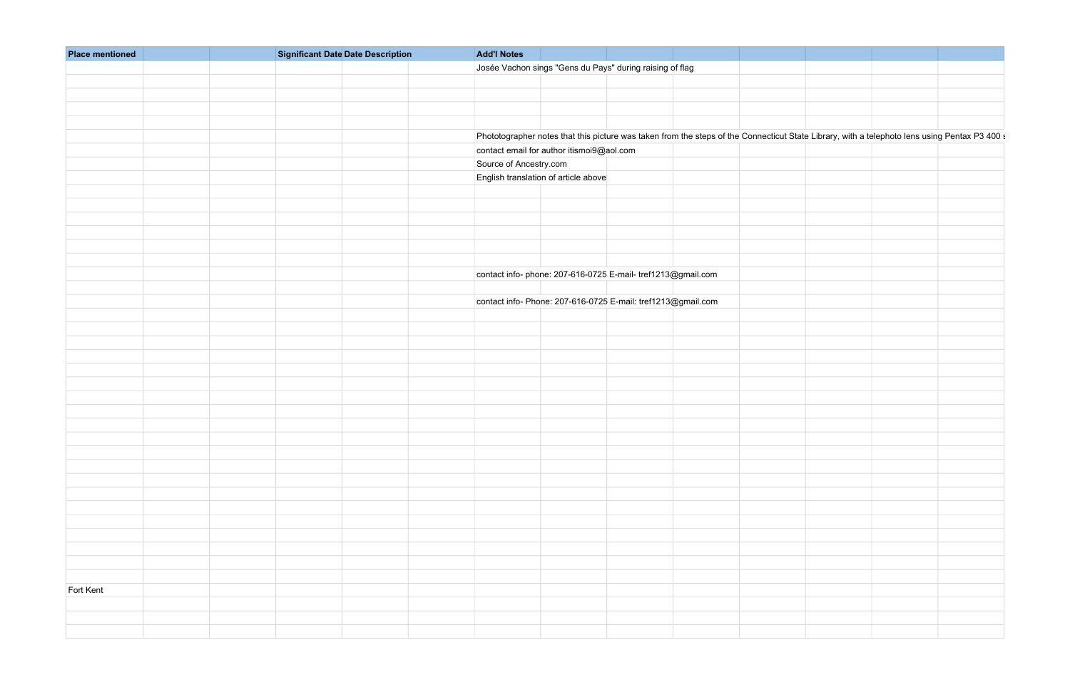| Place mentioned | | | Significant Date | Date Description | | Add'l Notes | | | | | | | |
|---|---|---|---|---|---|---|---|---|---|---|---|---|---|
| | | | | | | Josée Vachon sings "Gens du Pays" during raising of flag | | | | | | | |
| | | | | | | | | | | | | | |
| | | | | | | | | | | | | | |
| | | | | | | | | | | | | | |
| | | | | | | | | | | | | | |
| | | | | | | Phototographer notes that this picture was taken from the steps of the Connecticut State Library, with a telephoto lens using Pentax P3 400 s | | | | | | | |
| | | | | | | contact email for author itismoi9@aol.com | | | | | | | |
| | | | | | | Source of Ancestry.com | | | | | | | |
| | | | | | | English translation of article above | | | | | | | |
| | | | | | | | | | | | | | |
| | | | | | | | | | | | | | |
| | | | | | | | | | | | | | |
| | | | | | | | | | | | | | |
| | | | | | | | | | | | | | |
| | | | | | | | | | | | | | |
| | | | | | | contact info- phone: 207-616-0725 E-mail- tref1213@gmail.com | | | | | | | |
| | | | | | | | | | | | | | |
| | | | | | | contact info- Phone: 207-616-0725 E-mail: tref1213@gmail.com | | | | | | | |
| | | | | | | | | | | | | | |
| | | | | | | | | | | | | | |
| | | | | | | | | | | | | | |
| | | | | | | | | | | | | | |
| | | | | | | | | | | | | | |
| | | | | | | | | | | | | | |
| | | | | | | | | | | | | | |
| | | | | | | | | | | | | | |
| | | | | | | | | | | | | | |
| | | | | | | | | | | | | | |
| | | | | | | | | | | | | | |
| | | | | | | | | | | | | | |
| | | | | | | | | | | | | | |
| | | | | | | | | | | | | | |
| | | | | | | | | | | | | | |
| | | | | | | | | | | | | | |
| | | | | | | | | | | | | | |
| | | | | | | | | | | | | | |
| | | | | | | | | | | | | | |
| | | | | | | | | | | | | | |
| | | | | | | | | | | | | | |
| Fort Kent | | | | | | | | | | | | | |
| | | | | | | | | | | | | | |
| | | | | | | | | | | | | | |
| | | | | | | | | | | | | | |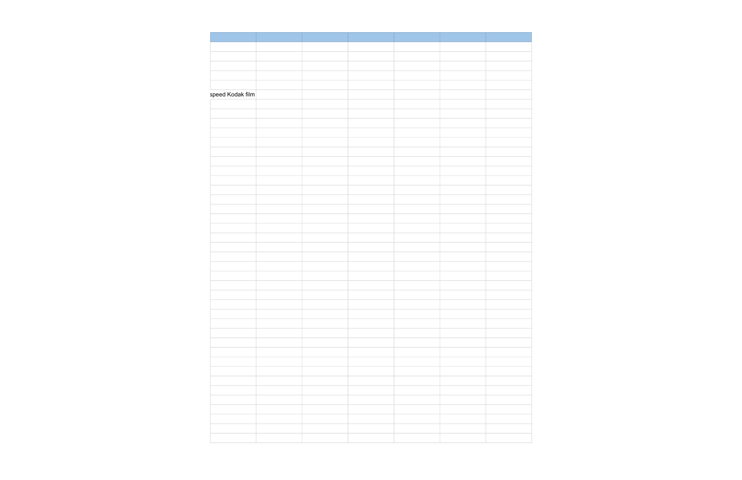speed Kodak film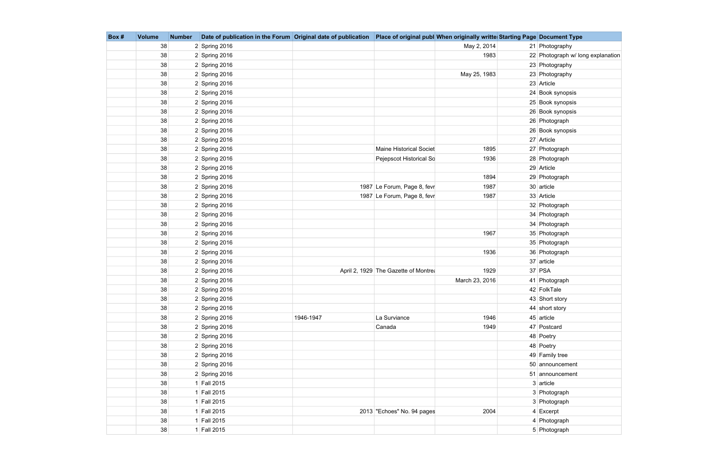| Box # | Volume | Number | Date of publication in the Forum | Original date of publication | Place of original publ | When originally writte | Starting Page | Document Type |
|---|---|---|---|---|---|---|---|---|
| | 38 | 2 | Spring 2016 | | | May 2, 2014 | 21 | Photography |
| | 38 | 2 | Spring 2016 | | | 1983 | 22 | Photograph w/ long explanation |
| | 38 | 2 | Spring 2016 | | | | 23 | Photography |
| | 38 | 2 | Spring 2016 | | | May 25, 1983 | 23 | Photography |
| | 38 | 2 | Spring 2016 | | | | 23 | Article |
| | 38 | 2 | Spring 2016 | | | | 24 | Book synopsis |
| | 38 | 2 | Spring 2016 | | | | 25 | Book synopsis |
| | 38 | 2 | Spring 2016 | | | | 26 | Book synopsis |
| | 38 | 2 | Spring 2016 | | | | 26 | Photograph |
| | 38 | 2 | Spring 2016 | | | | 26 | Book synopsis |
| | 38 | 2 | Spring 2016 | | | | 27 | Article |
| | 38 | 2 | Spring 2016 | | Maine Historical Societ | 1895 | 27 | Photograph |
| | 38 | 2 | Spring 2016 | | Pejepscot Historical So | 1936 | 28 | Photograph |
| | 38 | 2 | Spring 2016 | | | | 29 | Article |
| | 38 | 2 | Spring 2016 | | | 1894 | 29 | Photograph |
| | 38 | 2 | Spring 2016 | 1987 | Le Forum, Page 8, fevr | 1987 | 30 | article |
| | 38 | 2 | Spring 2016 | 1987 | Le Forum, Page 8, fevr | 1987 | 33 | Article |
| | 38 | 2 | Spring 2016 | | | | 32 | Photograph |
| | 38 | 2 | Spring 2016 | | | | 34 | Photograph |
| | 38 | 2 | Spring 2016 | | | | 34 | Photograph |
| | 38 | 2 | Spring 2016 | | | 1967 | 35 | Photograph |
| | 38 | 2 | Spring 2016 | | | | 35 | Photograph |
| | 38 | 2 | Spring 2016 | | | 1936 | 36 | Photograph |
| | 38 | 2 | Spring 2016 | | | | 37 | article |
| | 38 | 2 | Spring 2016 | April 2, 1929 | The Gazette of Montrea | 1929 | 37 | PSA |
| | 38 | 2 | Spring 2016 | | | March 23, 2016 | 41 | Photograph |
| | 38 | 2 | Spring 2016 | | | | 42 | FolkTale |
| | 38 | 2 | Spring 2016 | | | | 43 | Short story |
| | 38 | 2 | Spring 2016 | | | | 44 | short story |
| | 38 | 2 | Spring 2016 | 1946-1947 | La Surviance | 1946 | 45 | article |
| | 38 | 2 | Spring 2016 | | Canada | 1949 | 47 | Postcard |
| | 38 | 2 | Spring 2016 | | | | 48 | Poetry |
| | 38 | 2 | Spring 2016 | | | | 48 | Poetry |
| | 38 | 2 | Spring 2016 | | | | 49 | Family tree |
| | 38 | 2 | Spring 2016 | | | | 50 | announcement |
| | 38 | 2 | Spring 2016 | | | | 51 | announcement |
| | 38 | 1 | Fall 2015 | | | | 3 | article |
| | 38 | 1 | Fall 2015 | | | | 3 | Photograph |
| | 38 | 1 | Fall 2015 | | | | 3 | Photograph |
| | 38 | 1 | Fall 2015 | 2013 | "Echoes" No. 94 pages | 2004 | 4 | Excerpt |
| | 38 | 1 | Fall 2015 | | | | 4 | Photograph |
| | 38 | 1 | Fall 2015 | | | | 5 | Photograph |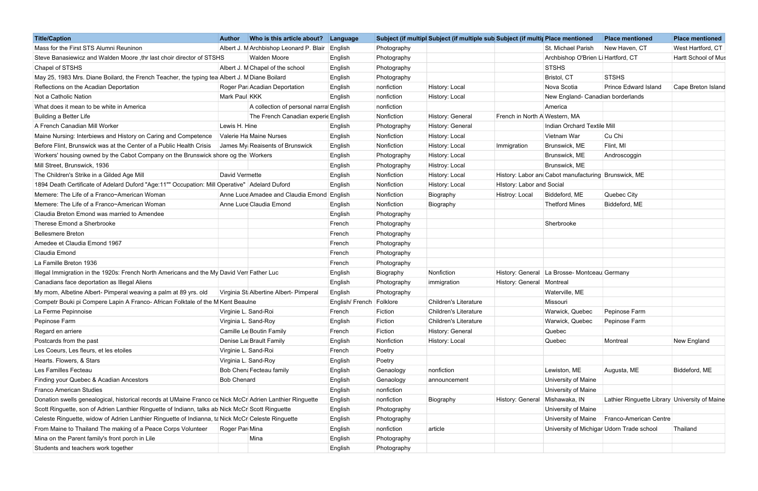| Title/Caption | Author | Who is this article about? | Language | Subject (if multipl | Subject (if multiple sub | Subject (if multip | Place mentioned | Place mentioned | Place mentioned |
|---|---|---|---|---|---|---|---|---|---|
| Mass for the First STS Alumni Reuninon | Albert J. M | Archbishop Leonard P. Blair | English | Photography | | | St. Michael Parish | New Haven, CT | West Hartford, CT |
| Steve Banasiewicz and Walden Moore ,thr last choir director of STSHS | | Walden Moore | English | Photography | | | Archbishop O'Brien Li | Hartford, CT | Hartt School of Mus |
| Chapel of STSHS | Albert J. M | Chapel of the school | English | Photography | | | STSHS | | |
| May 25, 1983 Mrs. Diane Boilard, the French Teacher, the typing tea | Albert J. M | Diane Boilard | English | Photography | | | Bristol, CT | STSHS | |
| Reflections on the Acadian Deportation | Roger Par | Acadian Deportation | English | nonfiction | History: Local | | Nova Scotia | Prince Edward Island | Cape Breton Island |
| Not a Catholic Nation | Mark Paul | KKK | English | nonfiction | History: Local | | New England- Canadian borderlands | | |
| What does it mean to be white in America | | A collection of personal narra | English | nonfiction | | | America | | |
| Building a Better Life | | The French Canadian experie | English | Nonfiction | History: General | French in North A | Western, MA | | |
| A French Canadian Mill Worker | Lewis H. Hine | | English | Photography | History: General | | Indian Orchard Textile Mill | | |
| Maine Nursing: Interbiews and History on Caring and Competence | Valerie Ha | Maine Nurses | English | Nonfiction | History: Local | | Vietnam War | Cu Chi | |
| Before Flint, Brunswick was at the Center of a Public Health Crisis | James My | Reaisents of Brunswick | English | Nonfiction | History: Local | Immigration | Brunswick, ME | Flint, MI | |
| Workers' housing owned by the Cabot Company on the Brunswick shore og the | | Workers | English | Photography | History: Local | | Brunswick, ME | Androscoggin | |
| Mill Street, Brunswick, 1936 | | | English | Photography | Histroy: Local | | Brunswick, ME | | |
| The Children's Strike in a Gilded Age Mill | David Vermette | | English | Nonfiction | History: Local | History: Labor an | Cabot manufacturing | Brunswick, ME | |
| 1894 Death Certificate of Adelard Duford "Age:11"" Occupation: Mill Operative" | | Adelard Duford | English | Nonfiction | History: Local | HIstory: Labor and Social | | | |
| Memere: The Life of a Franco~American Woman | Anne Luce | Amedee and Claudia Emond | English | Nonfiction | Biography | Histroy: Local | Biddeford, ME | Quebec City | |
| Memere: The Life of a Franco~American Woman | Anne Luce | Claudia Emond | English | Nonfiction | Biography | | Thetford Mines | Biddeford, ME | |
| Claudia Breton Emond was married to Amendee | | | English | Photography | | | | | |
| Therese Emond a Sherbrooke | | | French | Photography | | | Sherbrooke | | |
| Bellesmere Breton | | | French | Photography | | | | | |
| Amedee et Claudia Emond 1967 | | | French | Photography | | | | | |
| Claudia Emond | | | French | Photography | | | | | |
| La Famille Breton 1936 | | | French | Photography | | | | | |
| Illegal Immigration in the 1920s: French North Americans and the My | David Verr | Father Luc | English | Biography | Nonfiction | History: General | La Brosse- Montceau | Germany | |
| Canadians face deportation as Illegal Aliens | | | English | Photography | immigration | History: General | Montreal | | |
| My mom, Albetine Albert- Pimperal weaving a palm at 89 yrs. old | Virginia St | Albertine Albert- Pimperal | English | Photography | | | Waterville, ME | | |
| Competr Bouki pi Compere Lapin A Franco- African Folktale of the M | Kent Beaulne | | English/ French | Folklore | Children's Literature | | Missouri | | |
| La Ferme Pepinnoise | Virginie L. Sand-Roi | | French | Fiction | Children's Literature | | Warwick, Quebec | Pepinose Farm | |
| Pepinose Farm | Virginia L. Sand-Roy | | English | Fiction | Children's Literature | | Warwick, Quebec | Pepinose Farm | |
| Regard en arriere | Camille Le | Boutin Family | French | Fiction | History: General | | Quebec | | |
| Postcards from the past | Denise La | Brault Family | English | Nonfiction | History: Local | | Quebec | Montreal | New England |
| Les Coeurs, Les fleurs, et les etoiles | Virginie L. Sand-Roi | | French | Poetry | | | | | |
| Hearts. Flowers, & Stars | Virginia L. Sand-Roy | | English | Poetry | | | | | |
| Les Familles Fecteau | Bob Chen | Fecteau family | English | Genaology | nonfiction | | Lewiston, ME | Augusta, ME | Biddeford, ME |
| Finding your Quebec & Acadian Ancestors | Bob Chenard | | English | Genaology | announcement | | University of Maine | | |
| Franco American Studies | | | English | nonfiction | | | University of Maine | | |
| Donation swells genealogical, historical records at UMaine Franco ce | Nick McCr | Adrien Lanthier Ringuette | English | nonfiction | Biography | History: General | Mishawaka, IN | Lathier Ringuette Library | University of Maine |
| Scott Ringuette, son of Adrien Lanthier Ringuette of Indiann, talks ab | Nick McCr | Scott Ringuette | English | Photography | | | University of Maine | | |
| Celeste Ringuette, widow of Adrien Lanthier Ringuette of Indianna, ta | Nick McCr | Celeste Ringuette | English | Photography | | | University of Maine | Franco-American Centre | |
| From Maine to Thailand The making of a Peace Corps Volunteer | Roger Par | Mina | English | nonfiction | article | | University of Michigar | Udorn Trade school | Thailand |
| Mina on the Parent family's front porch in Lile | | Mina | English | Photography | | | | | |
| Students and teachers work together | | | English | Photography | | | | | |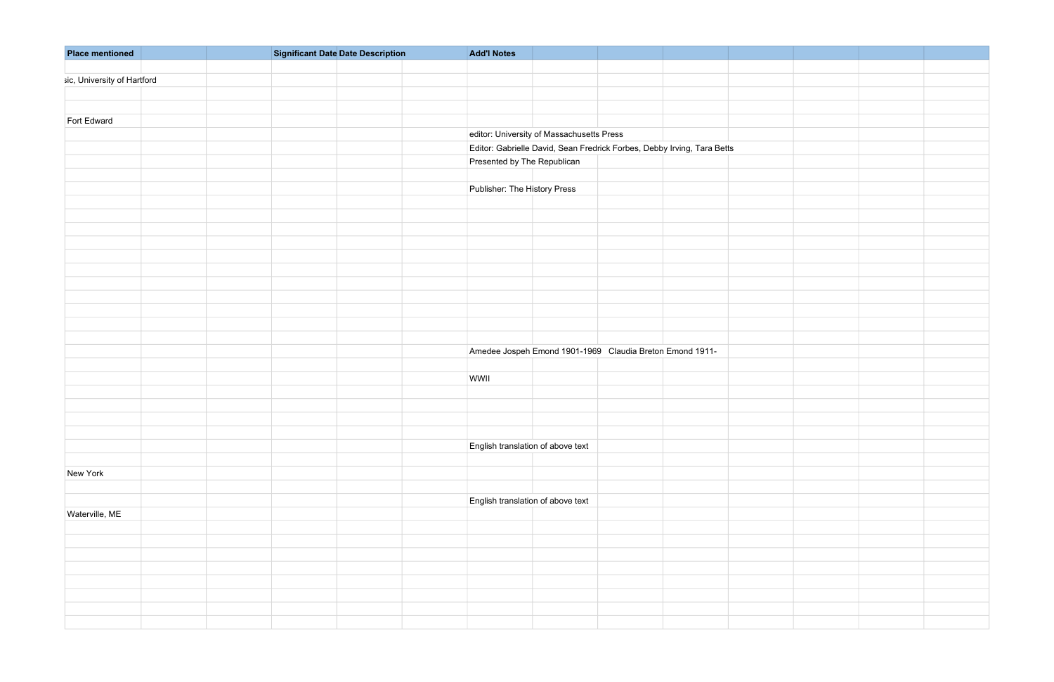| Place mentioned | | | Significant Date | Date Description | | Add'l Notes | | | | | | | |
|---|---|---|---|---|---|---|---|---|---|---|---|---|---|
| | | | | | | | | | | | | | |
| sic, University of Hartford | | | | | | | | | | | | | |
| | | | | | | | | | | | | | |
| | | | | | | | | | | | | | |
| Fort Edward | | | | | | | | | | | | | |
| | | | | | | editor: University of Massachusetts Press | | | | | | | |
| | | | | | | Editor: Gabrielle David, Sean Fredrick Forbes, Debby Irving, Tara Betts | | | | | | | |
| | | | | | | Presented by The Republican | | | | | | | |
| | | | | | | | | | | | | | |
| | | | | | | Publisher: The History Press | | | | | | | |
| | | | | | | | | | | | | | |
| | | | | | | | | | | | | | |
| | | | | | | | | | | | | | |
| | | | | | | | | | | | | | |
| | | | | | | | | | | | | | |
| | | | | | | | | | | | | | |
| | | | | | | | | | | | | | |
| | | | | | | | | | | | | | |
| | | | | | | | | | | | | | |
| | | | | | | | | | | | | | |
| | | | | | | | | | | | | | |
| | | | | | | Amedee Jospeh Emond 1901-1969   Claudia Breton Emond 1911- | | | | | | | |
| | | | | | | | | | | | | | |
| | | | | | | WWII | | | | | | | |
| | | | | | | | | | | | | | |
| | | | | | | | | | | | | | |
| | | | | | | | | | | | | | |
| | | | | | | | | | | | | | |
| | | | | | | English translation of above text | | | | | | | |
| | | | | | | | | | | | | | |
| New York | | | | | | | | | | | | | |
| | | | | | | | | | | | | | |
| | | | | | | English translation of above text | | | | | | | |
| Waterville, ME | | | | | | | | | | | | | |
| | | | | | | | | | | | | | |
| | | | | | | | | | | | | | |
| | | | | | | | | | | | | | |
| | | | | | | | | | | | | | |
| | | | | | | | | | | | | | |
| | | | | | | | | | | | | | |
| | | | | | | | | | | | | | |
| | | | | | | | | | | | | | |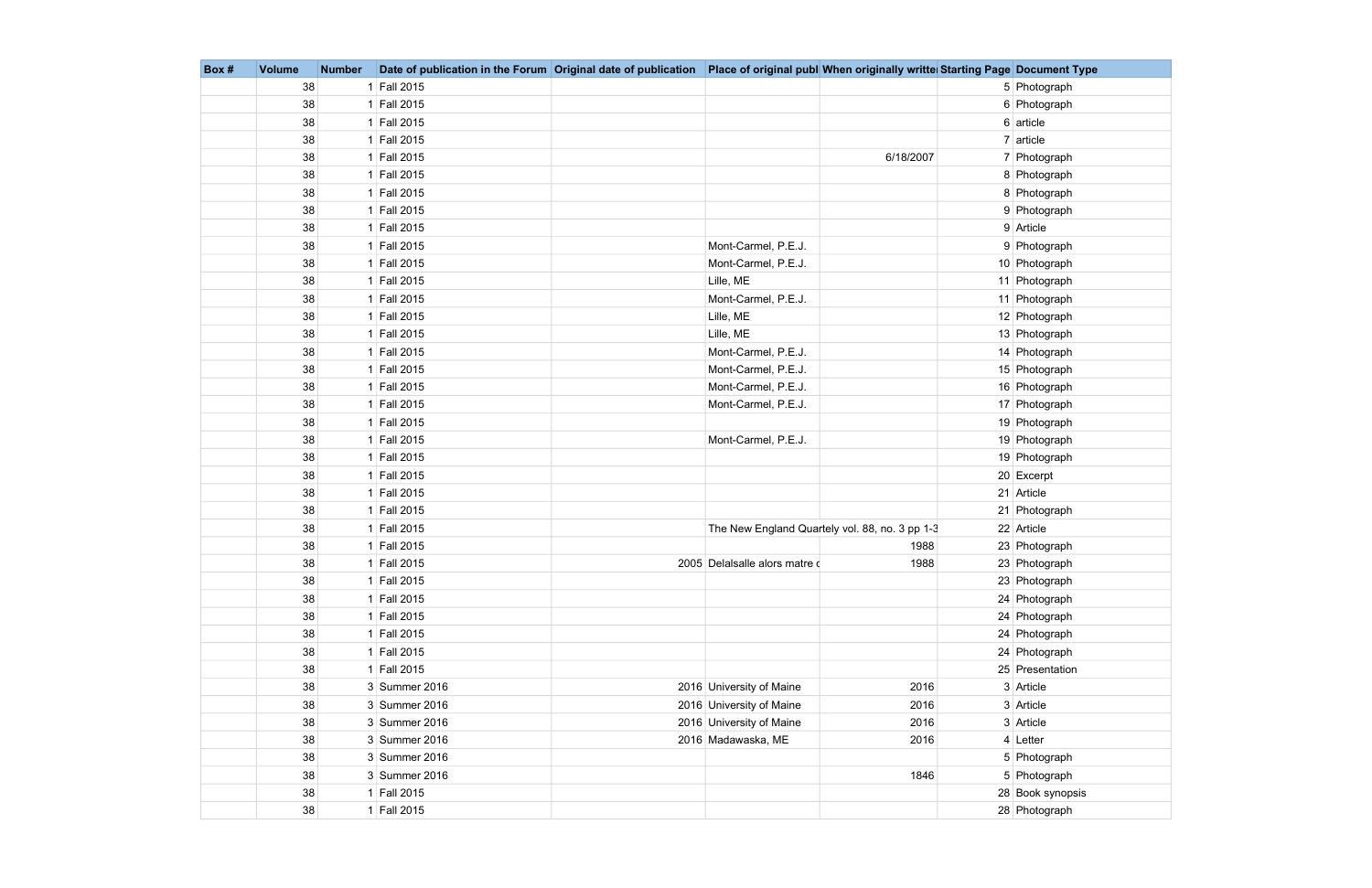| Box # | Volume | Number | Date of publication in the Forum | Original date of publication | Place of original publ | When originally writte | Starting Page | Document Type |
|---|---|---|---|---|---|---|---|---|
| | 38 | 1 | Fall 2015 | | | | 5 | Photograph |
| | 38 | 1 | Fall 2015 | | | | 6 | Photograph |
| | 38 | 1 | Fall 2015 | | | | 6 | article |
| | 38 | 1 | Fall 2015 | | | | 7 | article |
| | 38 | 1 | Fall 2015 | | | 6/18/2007 | 7 | Photograph |
| | 38 | 1 | Fall 2015 | | | | 8 | Photograph |
| | 38 | 1 | Fall 2015 | | | | 8 | Photograph |
| | 38 | 1 | Fall 2015 | | | | 9 | Photograph |
| | 38 | 1 | Fall 2015 | | | | 9 | Article |
| | 38 | 1 | Fall 2015 | | Mont-Carmel, P.E.J. | | 9 | Photograph |
| | 38 | 1 | Fall 2015 | | Mont-Carmel, P.E.J. | | 10 | Photograph |
| | 38 | 1 | Fall 2015 | | Lille, ME | | 11 | Photograph |
| | 38 | 1 | Fall 2015 | | Mont-Carmel, P.E.J. | | 11 | Photograph |
| | 38 | 1 | Fall 2015 | | Lille, ME | | 12 | Photograph |
| | 38 | 1 | Fall 2015 | | Lille, ME | | 13 | Photograph |
| | 38 | 1 | Fall 2015 | | Mont-Carmel, P.E.J. | | 14 | Photograph |
| | 38 | 1 | Fall 2015 | | Mont-Carmel, P.E.J. | | 15 | Photograph |
| | 38 | 1 | Fall 2015 | | Mont-Carmel, P.E.J. | | 16 | Photograph |
| | 38 | 1 | Fall 2015 | | Mont-Carmel, P.E.J. | | 17 | Photograph |
| | 38 | 1 | Fall 2015 | | | | 19 | Photograph |
| | 38 | 1 | Fall 2015 | | Mont-Carmel, P.E.J. | | 19 | Photograph |
| | 38 | 1 | Fall 2015 | | | | 19 | Photograph |
| | 38 | 1 | Fall 2015 | | | | 20 | Excerpt |
| | 38 | 1 | Fall 2015 | | | | 21 | Article |
| | 38 | 1 | Fall 2015 | | | | 21 | Photograph |
| | 38 | 1 | Fall 2015 | | The New England Quartely vol. 88, no. 3 pp 1-3 | | 22 | Article |
| | 38 | 1 | Fall 2015 | | | 1988 | 23 | Photograph |
| | 38 | 1 | Fall 2015 | 2005 | Delalsalle alors matre c | 1988 | 23 | Photograph |
| | 38 | 1 | Fall 2015 | | | | 23 | Photograph |
| | 38 | 1 | Fall 2015 | | | | 24 | Photograph |
| | 38 | 1 | Fall 2015 | | | | 24 | Photograph |
| | 38 | 1 | Fall 2015 | | | | 24 | Photograph |
| | 38 | 1 | Fall 2015 | | | | 24 | Photograph |
| | 38 | 1 | Fall 2015 | | | | 25 | Presentation |
| | 38 | 3 | Summer 2016 | 2016 | University of Maine | 2016 | 3 | Article |
| | 38 | 3 | Summer 2016 | 2016 | University of Maine | 2016 | 3 | Article |
| | 38 | 3 | Summer 2016 | 2016 | University of Maine | 2016 | 3 | Article |
| | 38 | 3 | Summer 2016 | 2016 | Madawaska, ME | 2016 | 4 | Letter |
| | 38 | 3 | Summer 2016 | | | | 5 | Photograph |
| | 38 | 3 | Summer 2016 | | | 1846 | 5 | Photograph |
| | 38 | 1 | Fall 2015 | | | | 28 | Book synopsis |
| | 38 | 1 | Fall 2015 | | | | 28 | Photograph |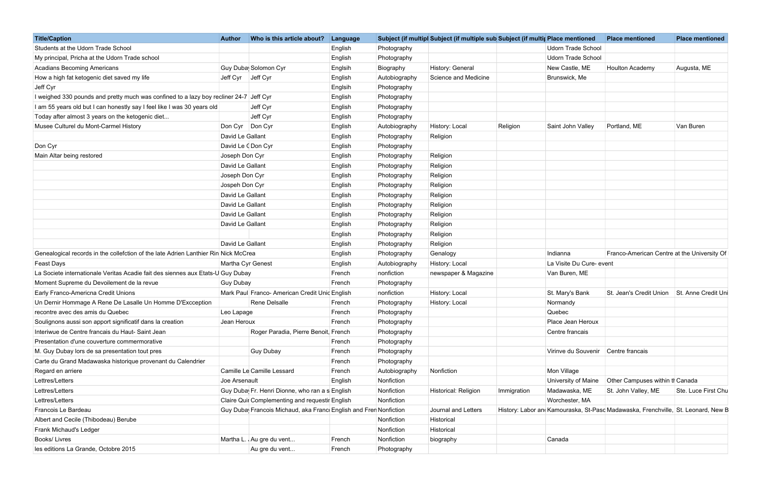| Title/Caption | Author | Who is this article about? | Language | Subject (if multipl | Subject (if multiple sub | Subject (if multip | Place mentioned | Place mentioned | Place mentioned |
|---|---|---|---|---|---|---|---|---|---|
| Students at the Udorn Trade School | | | English | Photography | | | Udorn Trade School | | |
| My principal, Pricha at the Udorn Trade school | | | English | Photography | | | Udorn Trade School | | |
| Acadians Becoming Americans | Guy Dubay | Solomon Cyr | Englsih | Biography | History: General | | New Castle, ME | Houlton Academy | Augusta, ME |
| How a high fat ketogenic diet saved my life | Jeff Cyr | Jeff Cyr | English | Autobiography | Science and Medicine | | Brunswick, Me | | |
| Jeff Cyr | | | Englsih | Photography | | | | | |
| I weighed 330 pounds and pretty much was confined to a lazy boy recliner 24-7 | | Jeff Cyr | English | Photography | | | | | |
| I am 55 years old but I can honestly say I feel like I was 30 years old | | Jeff Cyr | English | Photography | | | | | |
| Today after almost 3 years on the ketogenic diet... | | Jeff Cyr | English | Photography | | | | | |
| Musee Culturel du Mont-Carmel History | Don Cyr | Don Cyr | English | Autobiography | History: Local | Religion | Saint John Valley | Portland, ME | Van Buren |
| | David Le Gallant | | English | Photography | Religion | | | | |
| Don Cyr | David Le G | Don Cyr | English | Photography | | | | | |
| Main Altar being restored | Joseph Don Cyr | | English | Photography | Religion | | | | |
| | David Le Gallant | | English | Photography | Religion | | | | |
| | Joseph Don Cyr | | English | Photography | Religion | | | | |
| | Jospeh Don Cyr | | English | Photography | Religion | | | | |
| | David Le Gallant | | English | Photography | Religion | | | | |
| | David Le Gallant | | English | Photography | Religion | | | | |
| | David Le Gallant | | English | Photography | Religion | | | | |
| | David Le Gallant | | English | Photography | Religion | | | | |
| | | | English | Photography | Religion | | | | |
| | David Le Gallant | | English | Photography | Religion | | | | |
| Genealogical records in the collefction of the late Adrien Lanthier Rin | Nick McCrea | | English | Photography | Genalogy | | Indianna | Franco-American Centre at the University Of | |
| Feast Days | Martha Cyr Genest | | English | Autobiography | History: Local | | La Visite Du Cure- event | | |
| La Societe internationale Veritas Acadie fait des siennes aux Etats-U | Guy Dubay | | French | nonfiction | newspaper & Magazine | | Van Buren, ME | | |
| Moment Supreme du Devoilement de la revue | Guy Dubay | | French | Photography | | | | | |
| Early Franco-Americna Credit Unions | Mark Paul | Franco- American Credit Unic | English | nonfiction | History: Local | | St. Mary's Bank | St. Jean's Credit Union | St. Anne Credit Uni |
| Un Dernir Hommage A Rene De Lasalle Un Homme D'Excception | | Rene Delsalle | French | Photography | History: Local | | Normandy | | |
| recontre avec des amis du Quebec | Leo Lapage | | French | Photography | | | Quebec | | |
| Soulignons aussi son apport significatif dans la creation | Jean Heroux | | French | Photography | | | Place Jean Heroux | | |
| Interiwue de Centre francais du Haut- Saint Jean | | Roger Paradia, Pierre Benoit, | French | Photography | | | Centre francais | | |
| Presentation d'une couverture commermorative | | | French | Photography | | | | | |
| M. Guy Dubay lors de sa presentation tout pres | | Guy Dubay | French | Photography | | | Virinve du Souvenir | Centre francais | |
| Carte du Grand Madawaska historique provenant du Calendrier | | | French | Photography | | | | | |
| Regard en arriere | Camille Le | Camille Lessard | French | Autobiography | Nonfiction | | Mon Village | | |
| Lettres/Letters | Joe Arsenault | | English | Nonfiction | | | University of Maine | Other Campuses within th | Canada |
| Lettres/Letters | Guy Dubay | Fr. Henri Dionne, who ran a s | English | Nonfiction | Historical: Religion | Immigration | Madawaska, ME | St. John Valley, ME | Ste. Luce First Chu |
| Lettres/Letters | Claire Quir | Complementing and requestir | English | Nonfiction | | | Worchester, MA | | |
| Francois Le Bardeau | Guy Dubay | Francois Michaud, aka Franc | English and Fren | Nonfiction | Journal and Letters | History: Labor an | Kamouraska, St-Pasc | Madawaska, Frenchville, | St. Leonard, New B |
| Albert and Cecile (Thibodeau) Berube | | | | Nonfiction | Historical | | | | |
| Frank Michaud's Ledger | | | | Nonfiction | Historical | | | | |
| Books/ Livres | Martha L. | Au gre du vent... | French | Nonfiction | biography | | Canada | | |
| les editions La Grande, Octobre 2015 | | Au gre du vent... | French | Photography | | | | | |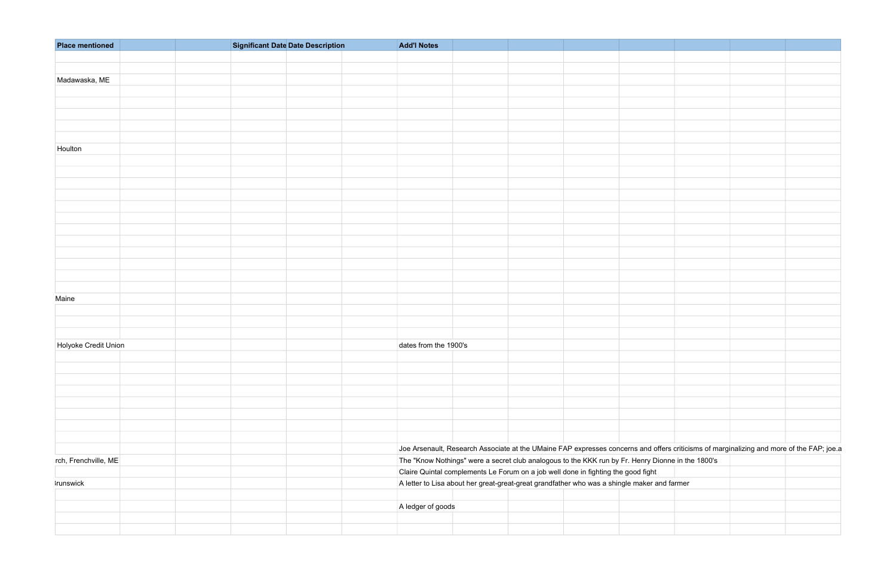| Place mentioned | | | Significant Date | Date Description | | Add'l Notes | | | | | | | |
|---|---|---|---|---|---|---|---|---|---|---|---|---|---|
| | | | | | | | | | | | | | |
| | | | | | | | | | | | | | |
| Madawaska, ME | | | | | | | | | | | | | |
| | | | | | | | | | | | | | |
| | | | | | | | | | | | | | |
| | | | | | | | | | | | | | |
| | | | | | | | | | | | | | |
| | | | | | | | | | | | | | |
| Houlton | | | | | | | | | | | | | |
| | | | | | | | | | | | | | |
| | | | | | | | | | | | | | |
| | | | | | | | | | | | | | |
| | | | | | | | | | | | | | |
| | | | | | | | | | | | | | |
| | | | | | | | | | | | | | |
| | | | | | | | | | | | | | |
| | | | | | | | | | | | | | |
| | | | | | | | | | | | | | |
| | | | | | | | | | | | | | |
| | | | | | | | | | | | | | |
| | | | | | | | | | | | | | |
| | | | | | | | | | | | | | |
| Maine | | | | | | | | | | | | | |
| | | | | | | | | | | | | | |
| | | | | | | | | | | | | | |
| | | | | | | | | | | | | | |
| Holyoke Credit Union | | | | | | dates from the 1900's | | | | | | | |
| | | | | | | | | | | | | | |
| | | | | | | | | | | | | | |
| | | | | | | | | | | | | | |
| | | | | | | | | | | | | | |
| | | | | | | | | | | | | | |
| | | | | | | | | | | | | | |
| | | | | | | | | | | | | | |
| | | | | | | | | | | | | | |
| | | | | | | Joe Arsenault, Research Associate at the UMaine FAP expresses concerns and offers criticisms of marginalizing and more of the FAP; joe.a | | | | | | | |
| rch, Frenchville, ME | | | | | | The "Know Nothings" were a secret club analogous to the KKK run by Fr. Henry Dionne in the 1800's | | | | | | | |
| | | | | | | Claire Quintal complements Le Forum on a job well done in fighting the good fight | | | | | | | |
| ŀrunswick | | | | | | A letter to Lisa about her great-great-great grandfather who was a shingle maker and farmer | | | | | | | |
| | | | | | | | | | | | | | |
| | | | | | | A ledger of goods | | | | | | | |
| | | | | | | | | | | | | | |
| | | | | | | | | | | | | | |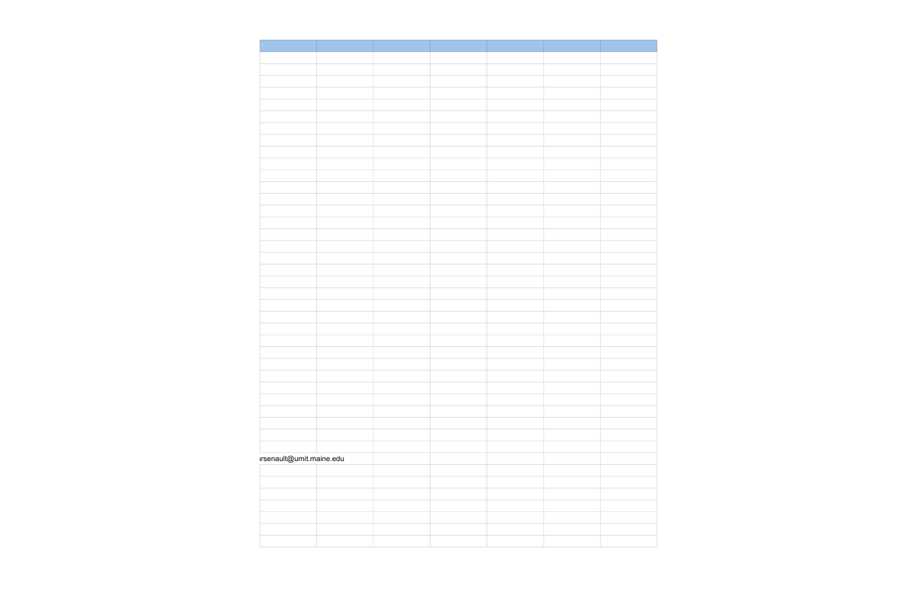| | | | | | | |
|---|---|---|---|---|---|---|
| | | | | | | |
| | | | | | | |
| | | | | | | |
| | | | | | | |
| | | | | | | |
| | | | | | | |
| | | | | | | |
| | | | | | | |
| | | | | | | |
| | | | | | | |
| | | | | | | |
| | | | | | | |
| | | | | | | |
| | | | | | | |
| | | | | | | |
| | | | | | | |
| | | | | | | |
| | | | | | | |
| | | | | | | |
| | | | | | | |
| | | | | | | |
| | | | | | | |
| | | | | | | |
| | | | | | | |
| | | | | | | |
| | | | | | | |
| | | | | | | |
| | | | | | | |
| | | | | | | |
| | | | | | | |
| | | | | | | |
| | | | | | | |
| | | | | | | |
| | | | | | | |
| ırsenault@umit.maine.edu | | | | | | |
| | | | | | | |
| | | | | | | |
| | | | | | | |
| | | | | | | |
| | | | | | | |
| | | | | | | |
| | | | | | | |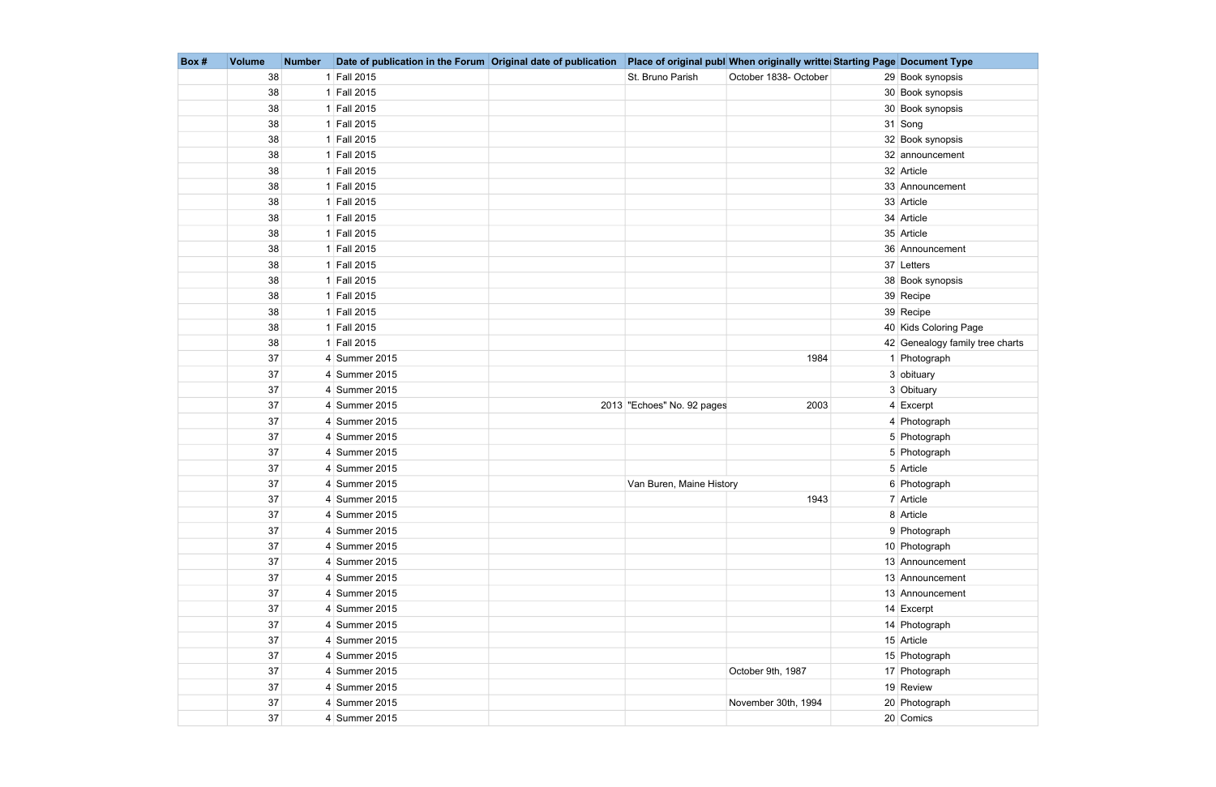| Box # | Volume | Number | Date of publication in the Forum | Original date of publication | Place of original publ | When originally writte | Starting Page | Document Type |
|---|---|---|---|---|---|---|---|---|
| | 38 | 1 | Fall 2015 | | St. Bruno Parish | October 1838- October | 29 | Book synopsis |
| | 38 | 1 | Fall 2015 | | | | 30 | Book synopsis |
| | 38 | 1 | Fall 2015 | | | | 30 | Book synopsis |
| | 38 | 1 | Fall 2015 | | | | 31 | Song |
| | 38 | 1 | Fall 2015 | | | | 32 | Book synopsis |
| | 38 | 1 | Fall 2015 | | | | 32 | announcement |
| | 38 | 1 | Fall 2015 | | | | 32 | Article |
| | 38 | 1 | Fall 2015 | | | | 33 | Announcement |
| | 38 | 1 | Fall 2015 | | | | 33 | Article |
| | 38 | 1 | Fall 2015 | | | | 34 | Article |
| | 38 | 1 | Fall 2015 | | | | 35 | Article |
| | 38 | 1 | Fall 2015 | | | | 36 | Announcement |
| | 38 | 1 | Fall 2015 | | | | 37 | Letters |
| | 38 | 1 | Fall 2015 | | | | 38 | Book synopsis |
| | 38 | 1 | Fall 2015 | | | | 39 | Recipe |
| | 38 | 1 | Fall 2015 | | | | 39 | Recipe |
| | 38 | 1 | Fall 2015 | | | | 40 | Kids Coloring Page |
| | 38 | 1 | Fall 2015 | | | | 42 | Genealogy family tree charts |
| | 37 | 4 | Summer 2015 | | | 1984 | 1 | Photograph |
| | 37 | 4 | Summer 2015 | | | | 3 | obituary |
| | 37 | 4 | Summer 2015 | | | | 3 | Obituary |
| | 37 | 4 | Summer 2015 | 2013 | "Echoes" No. 92 pages | 2003 | 4 | Excerpt |
| | 37 | 4 | Summer 2015 | | | | 4 | Photograph |
| | 37 | 4 | Summer 2015 | | | | 5 | Photograph |
| | 37 | 4 | Summer 2015 | | | | 5 | Photograph |
| | 37 | 4 | Summer 2015 | | | | 5 | Article |
| | 37 | 4 | Summer 2015 | | Van Buren, Maine History | | 6 | Photograph |
| | 37 | 4 | Summer 2015 | | | 1943 | 7 | Article |
| | 37 | 4 | Summer 2015 | | | | 8 | Article |
| | 37 | 4 | Summer 2015 | | | | 9 | Photograph |
| | 37 | 4 | Summer 2015 | | | | 10 | Photograph |
| | 37 | 4 | Summer 2015 | | | | 13 | Announcement |
| | 37 | 4 | Summer 2015 | | | | 13 | Announcement |
| | 37 | 4 | Summer 2015 | | | | 13 | Announcement |
| | 37 | 4 | Summer 2015 | | | | 14 | Excerpt |
| | 37 | 4 | Summer 2015 | | | | 14 | Photograph |
| | 37 | 4 | Summer 2015 | | | | 15 | Article |
| | 37 | 4 | Summer 2015 | | | | 15 | Photograph |
| | 37 | 4 | Summer 2015 | | | October 9th, 1987 | 17 | Photograph |
| | 37 | 4 | Summer 2015 | | | | 19 | Review |
| | 37 | 4 | Summer 2015 | | | November 30th, 1994 | 20 | Photograph |
| | 37 | 4 | Summer 2015 | | | | 20 | Comics |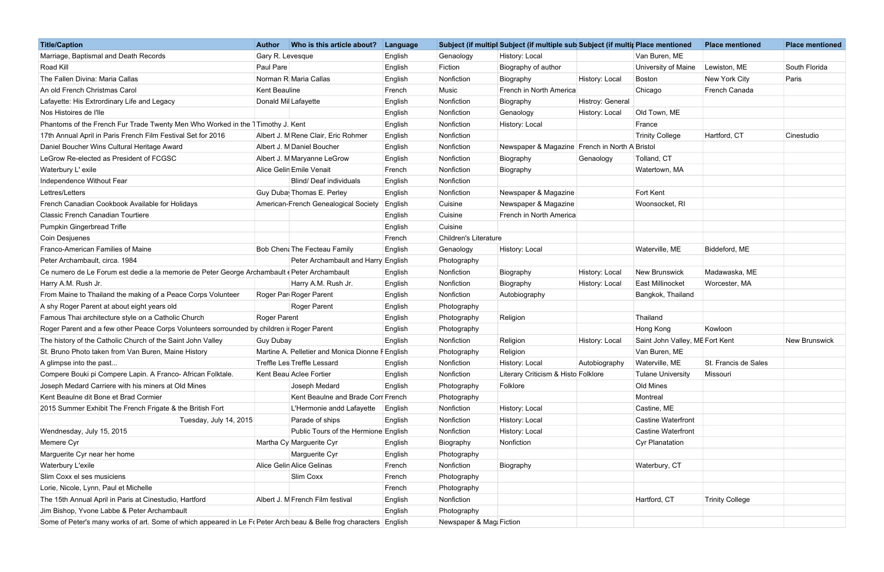| Title/Caption | Author | Who is this article about? | Language | Subject (if multipl | Subject (if multiple sub | Subject (if multip | Place mentioned | Place mentioned | Place mentioned |
|---|---|---|---|---|---|---|---|---|---|
| Marriage, Baptismal and Death Records | Gary R. Levesque | | English | Genaology | History: Local | | Van Buren, ME | | |
| Road Kill | Paul Pare | | English | Fiction | Biography of author | | University of Maine | Lewiston, ME | South Florida |
| The Fallen Divina: Maria Callas | Norman R. | Maria Callas | English | Nonfiction | Biography | History: Local | Boston | New York City | Paris |
| An old French Christmas Carol | Kent Beauline | | French | Music | French in North America | | Chicago | French Canada | |
| Lafayette: His Extrordinary Life and Legacy | Donald Mil | Lafayette | English | Nonfiction | Biography | Histroy: General | | | |
| Nos Histoires de l'Ile | | | English | Nonfiction | Genaology | History: Local | Old Town, ME | | |
| Phantoms of the French Fur Trade Twenty Men Who Worked in the T | Timothy J. Kent | | English | Nonfiction | History: Local | | France | | |
| 17th Annual April in Paris French Film Festival Set for 2016 | Albert J. M | Rene Clair, Eric Rohmer | English | Nonfiction | | | Trinity College | Hartford, CT | Cinestudio |
| Daniel Boucher Wins Cultural Heritage Award | Albert J. M | Daniel Boucher | English | Nonfiction | Newspaper & Magazine | French in North A | Bristol | | |
| LeGrow Re-elected as President of FCGSC | Albert J. M | Maryanne LeGrow | English | Nonfiction | Biography | Genaology | Tolland, CT | | |
| Waterbury L' exile | Alice Gelin | Emile Venait | French | Nonfiction | Biography | | Watertown, MA | | |
| Independence Without Fear | | Blind/ Deaf individuals | English | Nonfiction | | | | | |
| Lettres/Letters | Guy Duba | Thomas E. Perley | English | Nonfiction | Newspaper & Magazine | | Fort Kent | | |
| French Canadian Cookbook Available for Holidays | American-French Genealogical Society | | English | Cuisine | Newspaper & Magazine | | Woonsocket, RI | | |
| Classic French Canadian Tourtiere | | | English | Cuisine | French in North America | | | | |
| Pumpkin Gingerbread Trifle | | | English | Cuisine | | | | | |
| Coin Desjuenes | | | French | Children's Literature | | | | | |
| Franco-American Families of Maine | Bob Chen | The Fecteau Family | English | Genaology | History: Local | | Waterville, ME | Biddeford, ME | |
| Peter Archambault, circa. 1984 | | Peter Archambault and Harry | English | Photography | | | | | |
| Ce numero de Le Forum est dedie a la memorie de Peter George Archambault | | Peter Archambault | English | Nonfiction | Biography | History: Local | New Brunswick | Madawaska, ME | |
| Harry A.M. Rush Jr. | | Harry A.M. Rush Jr. | English | Nonfiction | Biography | History: Local | East Millinocket | Worcester, MA | |
| From Maine to Thailand the making of a Peace Corps Volunteer | Roger Par | Roger Parent | English | Nonfiction | Autobiography | | Bangkok, Thailand | | |
| A shy Roger Parent at about eight years old | | Roger Parent | English | Photography | | | | | |
| Famous Thai architecture style on a Catholic Church | Roger Parent | | English | Photography | Religion | | Thailand | | |
| Roger Parent and a few other Peace Corps Volunteers sorrounded by children i | | Roger Parent | English | Photography | | | Hong Kong | Kowloon | |
| The history of the Catholic Church of the Saint John Valley | Guy Dubay | | English | Nonfiction | Religion | History: Local | Saint John Valley, ME | Fort Kent | New Brunswick |
| St. Bruno Photo taken from Van Buren, Maine History | Martine A. Pelletier and Monica Dionne F | | English | Photography | Religion | | Van Buren, ME | | |
| A glimpse into the past... | Treffle Les | Treffle Lessard | English | Nonfiction | History: Local | Autobiography | Waterville, ME | St. Francis de Sales | |
| Compere Bouki pi Compere Lapin. A Franco- African Folktale. | Kent Beau | Aclee Fortier | English | Nonfiction | Literary Criticism & Histo | Folklore | Tulane University | Missouri | |
| Joseph Medard Carriere with his miners at Old Mines | | Joseph Medard | English | Photography | Folklore | | Old Mines | | |
| Kent Beaulne dit Bone et Brad Cormier | | Kent Beaulne and Brade Corr | French | Photography | | | Montreal | | |
| 2015 Summer Exhibit The French Frigate & the British Fort | | L'Hermonie andd Lafayette | English | Nonfiction | History: Local | | Castine, ME | | |
| Tuesday, July 14, 2015 | | Parade of ships | English | Nonfiction | History: Local | | Castine Waterfront | | |
| Wendnesday, July 15, 2015 | | Public Tours of the Hermione | English | Nonfiction | History: Local | | Castine Waterfront | | |
| Memere Cyr | Martha Cy | Marguerite Cyr | English | Biography | Nonfiction | | Cyr Planatation | | |
| Marguerite Cyr near her home | | Marguerite Cyr | English | Photography | | | | | |
| Waterbury L'exile | Alice Gelin | Alice Gelinas | French | Nonfiction | Biography | | Waterbury, CT | | |
| Slim Coxx el ses musiciens | | Slim Coxx | French | Photography | | | | | |
| Lorie, Nicole, Lynn, Paul et Michelle | | | French | Photography | | | | | |
| The 15th Annual April in Paris at Cinestudio, Hartford | Albert J. M | French Film festival | English | Nonfiction | | | Hartford, CT | Trinity College | |
| Jim Bishop, Yvone Labbe & Peter Archambault | | | English | Photography | | | | | |
| Some of Peter's many works of art. Some of which appeared in Le Fo | Peter Arch | beau & Belle frog characters | English | Newspaper & Mag | Fiction | | | | |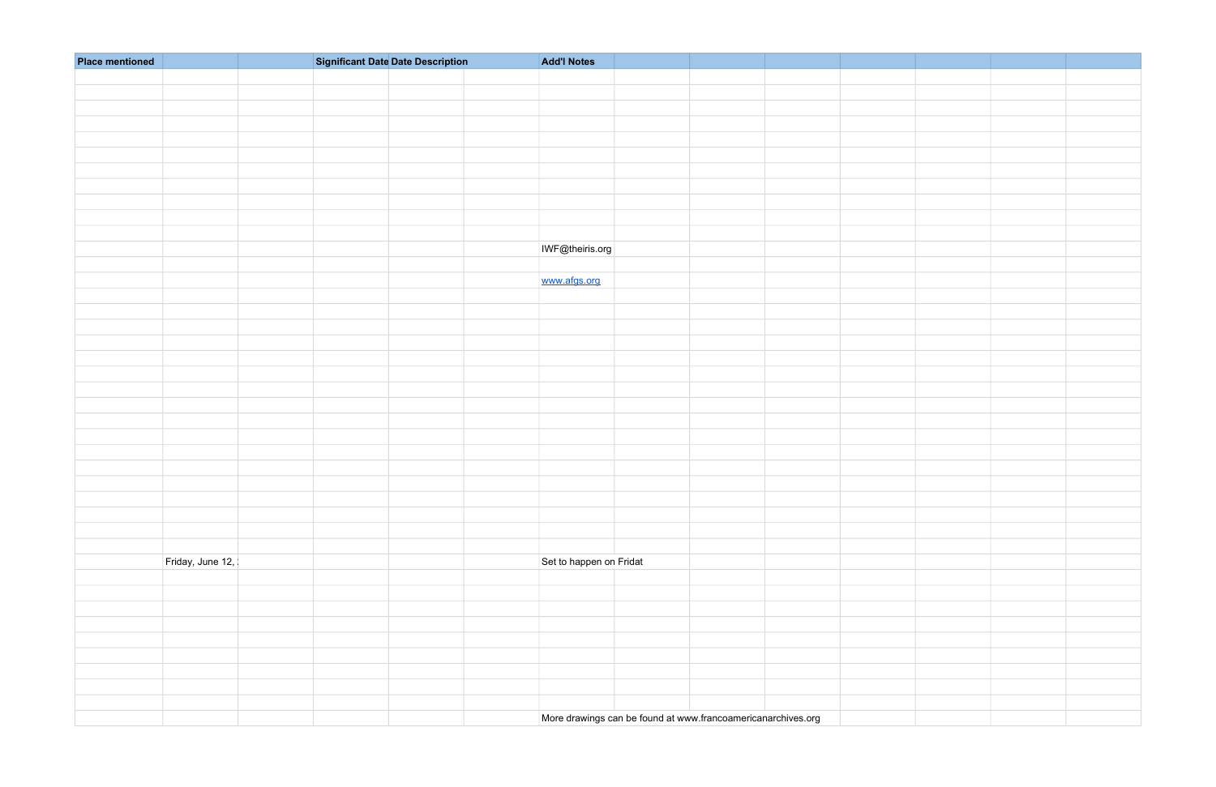| Place mentioned | | | Significant Date | Date Description | | Add'l Notes | | | | | | | |
|---|---|---|---|---|---|---|---|---|---|---|---|---|---|
| | | | | | | IWF@theiris.org | | | | | | | |
| | | | | | | www.afgs.org | | | | | | | |
| | Friday, June 12, : | | | | | Set to happen on Fridat | | | | | | | |
| | | | | | | More drawings can be found at www.francoamericanarchives.org | | | | | | | |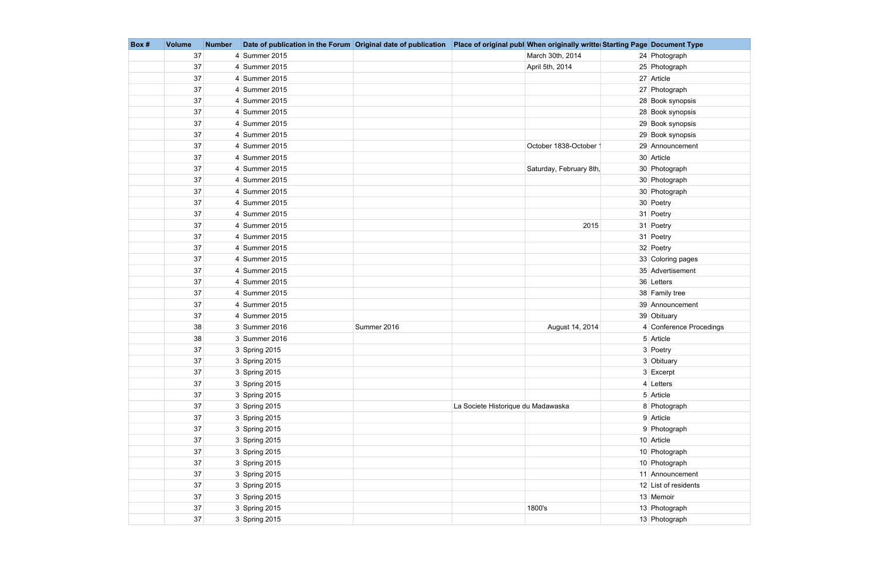| Box # | Volume | Number | Date of publication in the Forum | Original date of publication | Place of original publ | When originally writte | Starting Page | Document Type |
|---|---|---|---|---|---|---|---|---|
| | 37 | 4 | Summer 2015 | | | March 30th, 2014 | 24 | Photograph |
| | 37 | 4 | Summer 2015 | | | April 5th, 2014 | 25 | Photograph |
| | 37 | 4 | Summer 2015 | | | | 27 | Article |
| | 37 | 4 | Summer 2015 | | | | 27 | Photograph |
| | 37 | 4 | Summer 2015 | | | | 28 | Book synopsis |
| | 37 | 4 | Summer 2015 | | | | 28 | Book synopsis |
| | 37 | 4 | Summer 2015 | | | | 29 | Book synopsis |
| | 37 | 4 | Summer 2015 | | | | 29 | Book synopsis |
| | 37 | 4 | Summer 2015 | | | October 1838-October 1 | 29 | Announcement |
| | 37 | 4 | Summer 2015 | | | | 30 | Article |
| | 37 | 4 | Summer 2015 | | | Saturday, February 8th, | 30 | Photograph |
| | 37 | 4 | Summer 2015 | | | | 30 | Photograph |
| | 37 | 4 | Summer 2015 | | | | 30 | Photograph |
| | 37 | 4 | Summer 2015 | | | | 30 | Poetry |
| | 37 | 4 | Summer 2015 | | | | 31 | Poetry |
| | 37 | 4 | Summer 2015 | | | 2015 | 31 | Poetry |
| | 37 | 4 | Summer 2015 | | | | 31 | Poetry |
| | 37 | 4 | Summer 2015 | | | | 32 | Poetry |
| | 37 | 4 | Summer 2015 | | | | 33 | Coloring pages |
| | 37 | 4 | Summer 2015 | | | | 35 | Advertisement |
| | 37 | 4 | Summer 2015 | | | | 36 | Letters |
| | 37 | 4 | Summer 2015 | | | | 38 | Family tree |
| | 37 | 4 | Summer 2015 | | | | 39 | Announcement |
| | 37 | 4 | Summer 2015 | | | | 39 | Obituary |
| | 38 | 3 | Summer 2016 | Summer 2016 | | August 14, 2014 | 4 | Conference Procedings |
| | 38 | 3 | Summer 2016 | | | | 5 | Article |
| | 37 | 3 | Spring 2015 | | | | 3 | Poetry |
| | 37 | 3 | Spring 2015 | | | | 3 | Obituary |
| | 37 | 3 | Spring 2015 | | | | 3 | Excerpt |
| | 37 | 3 | Spring 2015 | | | | 4 | Letters |
| | 37 | 3 | Spring 2015 | | | | 5 | Article |
| | 37 | 3 | Spring 2015 | | La Societe Historique du Madawaska | | 8 | Photograph |
| | 37 | 3 | Spring 2015 | | | | 9 | Article |
| | 37 | 3 | Spring 2015 | | | | 9 | Photograph |
| | 37 | 3 | Spring 2015 | | | | 10 | Article |
| | 37 | 3 | Spring 2015 | | | | 10 | Photograph |
| | 37 | 3 | Spring 2015 | | | | 10 | Photograph |
| | 37 | 3 | Spring 2015 | | | | 11 | Announcement |
| | 37 | 3 | Spring 2015 | | | | 12 | List of residents |
| | 37 | 3 | Spring 2015 | | | | 13 | Memoir |
| | 37 | 3 | Spring 2015 | | | 1800's | 13 | Photograph |
| | 37 | 3 | Spring 2015 | | | | 13 | Photograph |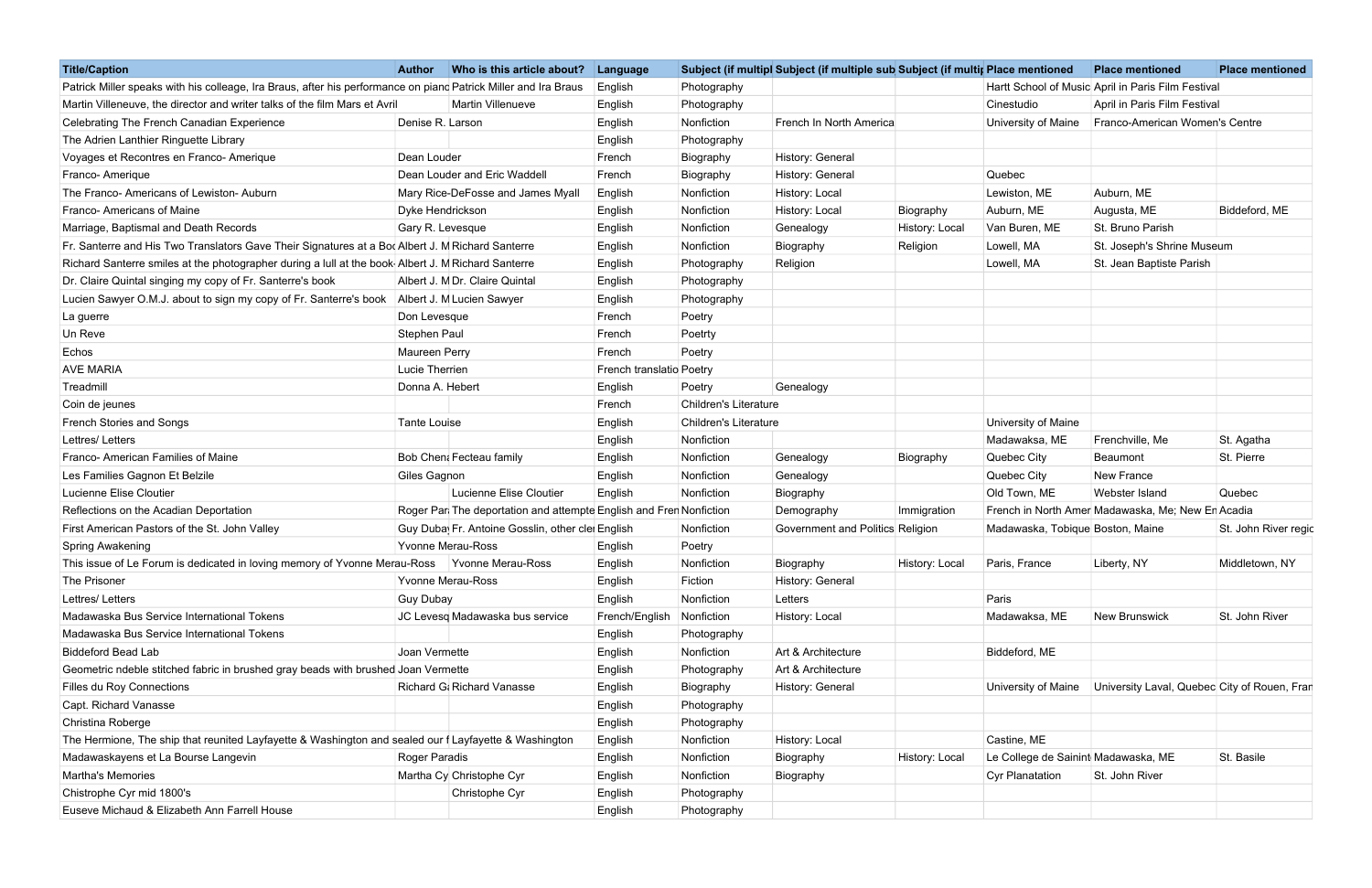| Title/Caption | Author | Who is this article about? | Language | Subject (if multipl | Subject (if multiple sub | Subject (if multip | Place mentioned | Place mentioned | Place mentioned |
|---|---|---|---|---|---|---|---|---|---|
| Patrick Miller speaks with his colleage, Ira Braus, after his performance on pianc | | Patrick Miller and Ira Braus | English | Photography | | | Hartt School of Music | April in Paris Film Festival | |
| Martin Villeneuve, the director and writer talks of the film Mars et Avril | | Martin Villenueve | English | Photography | | | Cinestudio | April in Paris Film Festival | |
| Celebrating The French Canadian Experience | Denise R. Larson | | English | Nonfiction | French In North America | | University of Maine | Franco-American Women's Centre | |
| The Adrien Lanthier Ringuette Library | | | English | Photography | | | | | |
| Voyages et Recontres en Franco- Amerique | Dean Louder | | French | Biography | History: General | | | | |
| Franco- Amerique | Dean Louder and Eric Waddell | | French | Biography | History: General | | Quebec | | |
| The Franco- Americans of Lewiston- Auburn | Mary Rice-DeFosse and James Myall | | English | Nonfiction | History: Local | | Lewiston, ME | Auburn, ME | |
| Franco- Americans of Maine | Dyke Hendrickson | | English | Nonfiction | History: Local | Biography | Auburn, ME | Augusta, ME | Biddeford, ME |
| Marriage, Baptismal and Death Records | Gary R. Levesque | | English | Nonfiction | Genealogy | History: Local | Van Buren, ME | St. Bruno Parish | |
| Fr. Santerre and His Two Translators Gave Their Signatures at a Boo | Albert J. M | Richard Santerre | English | Nonfiction | Biography | Religion | Lowell, MA | St. Joseph's Shrine Museum | |
| Richard Santerre smiles at the photographer during a lull at the book | Albert J. M | Richard Santerre | English | Photography | Religion | | Lowell, MA | St. Jean Baptiste Parish | |
| Dr. Claire Quintal singing my copy of Fr. Santerre's book | Albert J. M | Dr. Claire Quintal | English | Photography | | | | | |
| Lucien Sawyer O.M.J. about to sign my copy of Fr. Santerre's book | Albert J. M | Lucien Sawyer | English | Photography | | | | | |
| La guerre | Don Levesque | | French | Poetry | | | | | |
| Un Reve | Stephen Paul | | French | Poetry | | | | | |
| Echos | Maureen Perry | | French | Poetry | | | | | |
| AVE MARIA | Lucie Therrien | | French translatio | Poetry | | | | | |
| Treadmill | Donna A. Hebert | | English | Poetry | Genealogy | | | | |
| Coin de jeunes | | | French | Children's Literature | | | | | |
| French Stories and Songs | Tante Louise | | English | Children's Literature | | | University of Maine | | |
| Lettres/ Letters | | | English | Nonfiction | | | Madawaska, ME | Frenchville, Me | St. Agatha |
| Franco- American Families of Maine | Bob Chena | Fecteau family | English | Nonfiction | Genealogy | Biography | Quebec City | Beaumont | St. Pierre |
| Les Families Gagnon Et Belzile | Giles Gagnon | | English | Nonfiction | Genealogy | | Quebec City | New France | |
| Lucienne Elise Cloutier | | Lucienne Elise Cloutier | English | Nonfiction | Biography | | Old Town, ME | Webster Island | Quebec |
| Reflections on the Acadian Deportation | Roger Par | The deportation and attempte | English and Fren | Nonfiction | Demography | Immigration | French in North Amer | Madawaska, Me; New En | Acadia |
| First American Pastors of the St. John Valley | Guy Duba | Fr. Antoine Gosslin, other cle | English | Nonfiction | Government and Politics | Religion | Madawaska, Tobique | Boston, Maine | St. John River regic |
| Spring Awakening | Yvonne Merau-Ross | | English | Poetry | | | | | |
| This issue of Le Forum is dedicated in loving memory of Yvonne Merau-Ross | | Yvonne Merau-Ross | English | Nonfiction | Biography | History: Local | Paris, France | Liberty, NY | Middletown, NY |
| The Prisoner | Yvonne Merau-Ross | | English | Fiction | History: General | | | | |
| Lettres/ Letters | Guy Dubay | | English | Nonfiction | Letters | | Paris | | |
| Madawaska Bus Service International Tokens | JC Levesq | Madawaska bus service | French/English | Nonfiction | History: Local | | Madawaska, ME | New Brunswick | St. John River |
| Madawaska Bus Service International Tokens | | | English | Photography | | | | | |
| Biddeford Bead Lab | Joan Vermette | | English | Nonfiction | Art & Architecture | | Biddeford, ME | | |
| Geometric ndeble stitched fabric in brushed gray beads with brushed | Joan Vermette | | English | Photography | Art & Architecture | | | | |
| Filles du Roy Connections | Richard G | Richard Vanasse | English | Biography | History: General | | University of Maine | University Laval, Quebec | City of Rouen, Fran |
| Capt. Richard Vanasse | | | English | Photography | | | | | |
| Christina Roberge | | | English | Photography | | | | | |
| The Hermione, The ship that reunited Layfayette & Washington and sealed our f | | Layfayette & Washington | English | Nonfiction | History: Local | | Castine, ME | | |
| Madawaskayens et La Bourse Langevin | Roger Paradis | | English | Nonfiction | Biography | History: Local | Le College de Sainint | Madawaska, ME | St. Basile |
| Martha's Memories | Martha Cy | Christophe Cyr | English | Nonfiction | Biography | | Cyr Planatation | St. John River | |
| Chistrophe Cyr mid 1800's | | Christophe Cyr | English | Photography | | | | | |
| Euseve Michaud & Elizabeth Ann Farrell House | | | English | Photography | | | | | |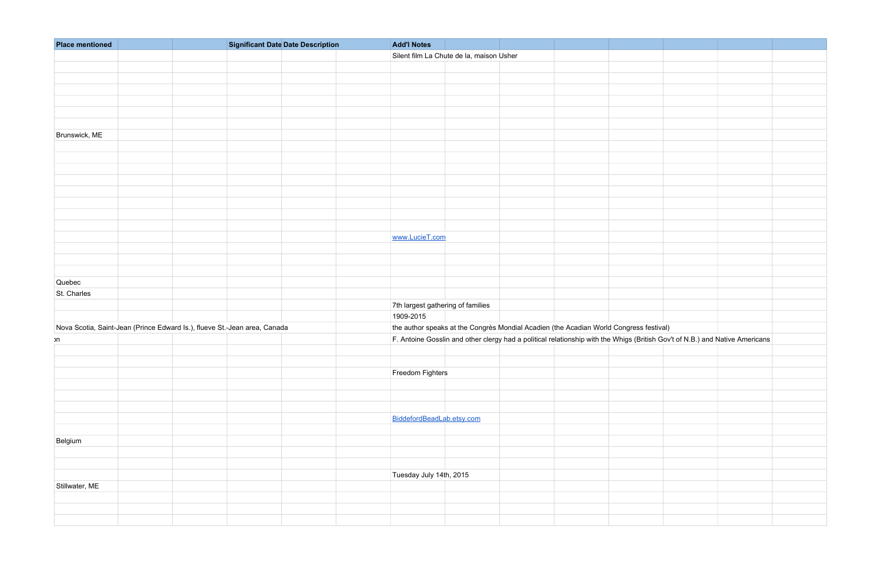| Place mentioned | | | Significant Date | Date Description | | Add'l Notes |
|---|---|---|---|---|---|---|
| | | | | | | Silent film La Chute de la, maison Usher |
| Brunswick, ME | | | | | | |
| | | | | | | www.LucieT.com |
| Quebec | | | | | | |
| St. Charles | | | | | | |
| | | | | | | 7th largest gathering of families |
| | | | | | | 1909-2015 |
| Nova Scotia, Saint-Jean (Prince Edward Is.), flueve St.-Jean area, Canada | | | | | | the author speaks at the Congrès Mondial Acadien (the Acadian World Congress festival) |
| on | | | | | | F. Antoine Gosslin and other clergy had a political relationship with the Whigs (British Gov't of N.B.) and Native Americans |
| | | | | | | Freedom Fighters |
| | | | | | | BiddefordBeadLab.etsy.com |
| Belgium | | | | | | |
| | | | | | | Tuesday July 14th, 2015 |
| Stillwater, ME | | | | | | |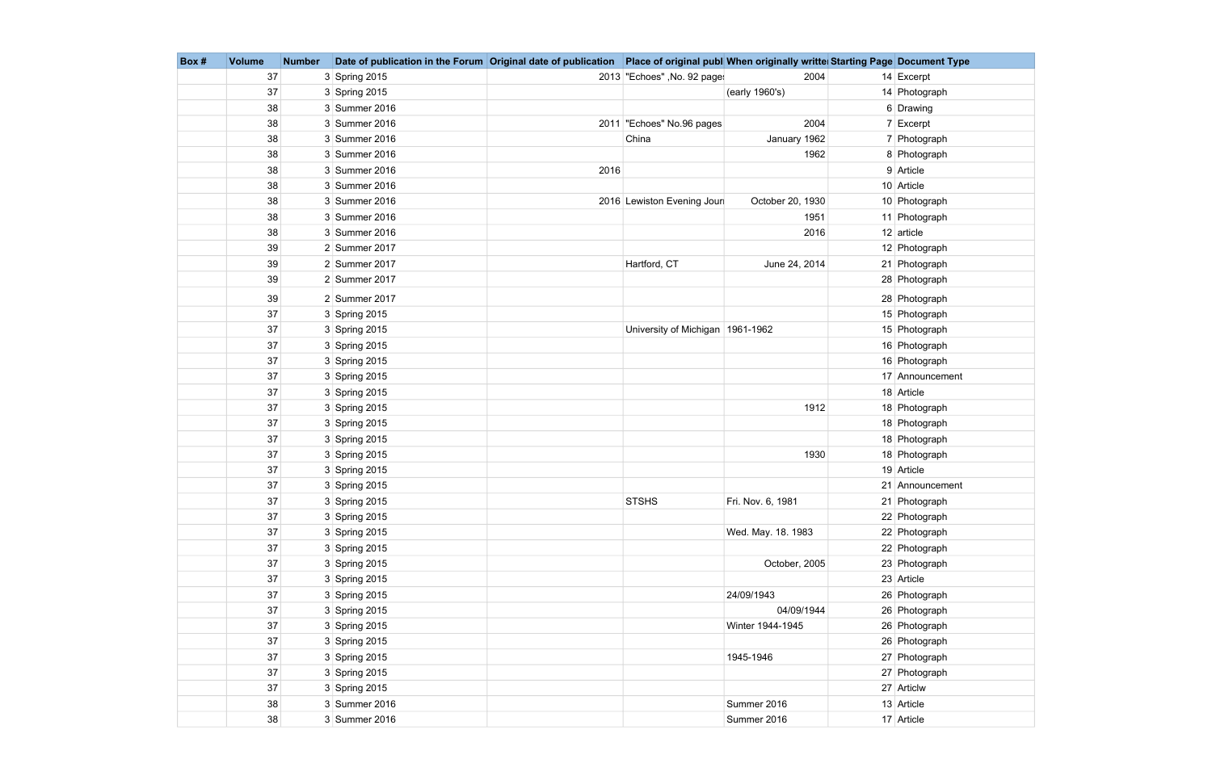| Box # | Volume | Number | Date of publication in the Forum | Original date of publication | Place of original publ | When originally writte | Starting Page | Document Type |
|---|---|---|---|---|---|---|---|---|
| | 37 | 3 | Spring 2015 | 2013 | "Echoes" ,No. 92 page: | 2004 | 14 | Excerpt |
| | 37 | 3 | Spring 2015 | | | (early 1960's) | 14 | Photograph |
| | 38 | 3 | Summer 2016 | | | | 6 | Drawing |
| | 38 | 3 | Summer 2016 | 2011 | "Echoes" No.96 pages | 2004 | 7 | Excerpt |
| | 38 | 3 | Summer 2016 | | China | January 1962 | 7 | Photograph |
| | 38 | 3 | Summer 2016 | | | 1962 | 8 | Photograph |
| | 38 | 3 | Summer 2016 | 2016 | | | 9 | Article |
| | 38 | 3 | Summer 2016 | | | | 10 | Article |
| | 38 | 3 | Summer 2016 | 2016 | Lewiston Evening Jouı | October 20, 1930 | 10 | Photograph |
| | 38 | 3 | Summer 2016 | | | 1951 | 11 | Photograph |
| | 38 | 3 | Summer 2016 | | | 2016 | 12 | article |
| | 39 | 2 | Summer 2017 | | | | 12 | Photograph |
| | 39 | 2 | Summer 2017 | | Hartford, CT | June 24, 2014 | 21 | Photograph |
| | 39 | 2 | Summer 2017 | | | | 28 | Photograph |
| | 39 | 2 | Summer 2017 | | | | 28 | Photograph |
| | 37 | 3 | Spring 2015 | | | | 15 | Photograph |
| | 37 | 3 | Spring 2015 | | University of Michigan | 1961-1962 | 15 | Photograph |
| | 37 | 3 | Spring 2015 | | | | 16 | Photograph |
| | 37 | 3 | Spring 2015 | | | | 16 | Photograph |
| | 37 | 3 | Spring 2015 | | | | 17 | Announcement |
| | 37 | 3 | Spring 2015 | | | | 18 | Article |
| | 37 | 3 | Spring 2015 | | | 1912 | 18 | Photograph |
| | 37 | 3 | Spring 2015 | | | | 18 | Photograph |
| | 37 | 3 | Spring 2015 | | | | 18 | Photograph |
| | 37 | 3 | Spring 2015 | | | 1930 | 18 | Photograph |
| | 37 | 3 | Spring 2015 | | | | 19 | Article |
| | 37 | 3 | Spring 2015 | | | | 21 | Announcement |
| | 37 | 3 | Spring 2015 | | STSHS | Fri. Nov. 6, 1981 | 21 | Photograph |
| | 37 | 3 | Spring 2015 | | | | 22 | Photograph |
| | 37 | 3 | Spring 2015 | | | Wed. May. 18. 1983 | 22 | Photograph |
| | 37 | 3 | Spring 2015 | | | | 22 | Photograph |
| | 37 | 3 | Spring 2015 | | | October, 2005 | 23 | Photograph |
| | 37 | 3 | Spring 2015 | | | | 23 | Article |
| | 37 | 3 | Spring 2015 | | | 24/09/1943 | 26 | Photograph |
| | 37 | 3 | Spring 2015 | | | 04/09/1944 | 26 | Photograph |
| | 37 | 3 | Spring 2015 | | | Winter 1944-1945 | 26 | Photograph |
| | 37 | 3 | Spring 2015 | | | | 26 | Photograph |
| | 37 | 3 | Spring 2015 | | | 1945-1946 | 27 | Photograph |
| | 37 | 3 | Spring 2015 | | | | 27 | Photograph |
| | 37 | 3 | Spring 2015 | | | | 27 | Articlw |
| | 38 | 3 | Summer 2016 | | | Summer 2016 | 13 | Article |
| | 38 | 3 | Summer 2016 | | | Summer 2016 | 17 | Article |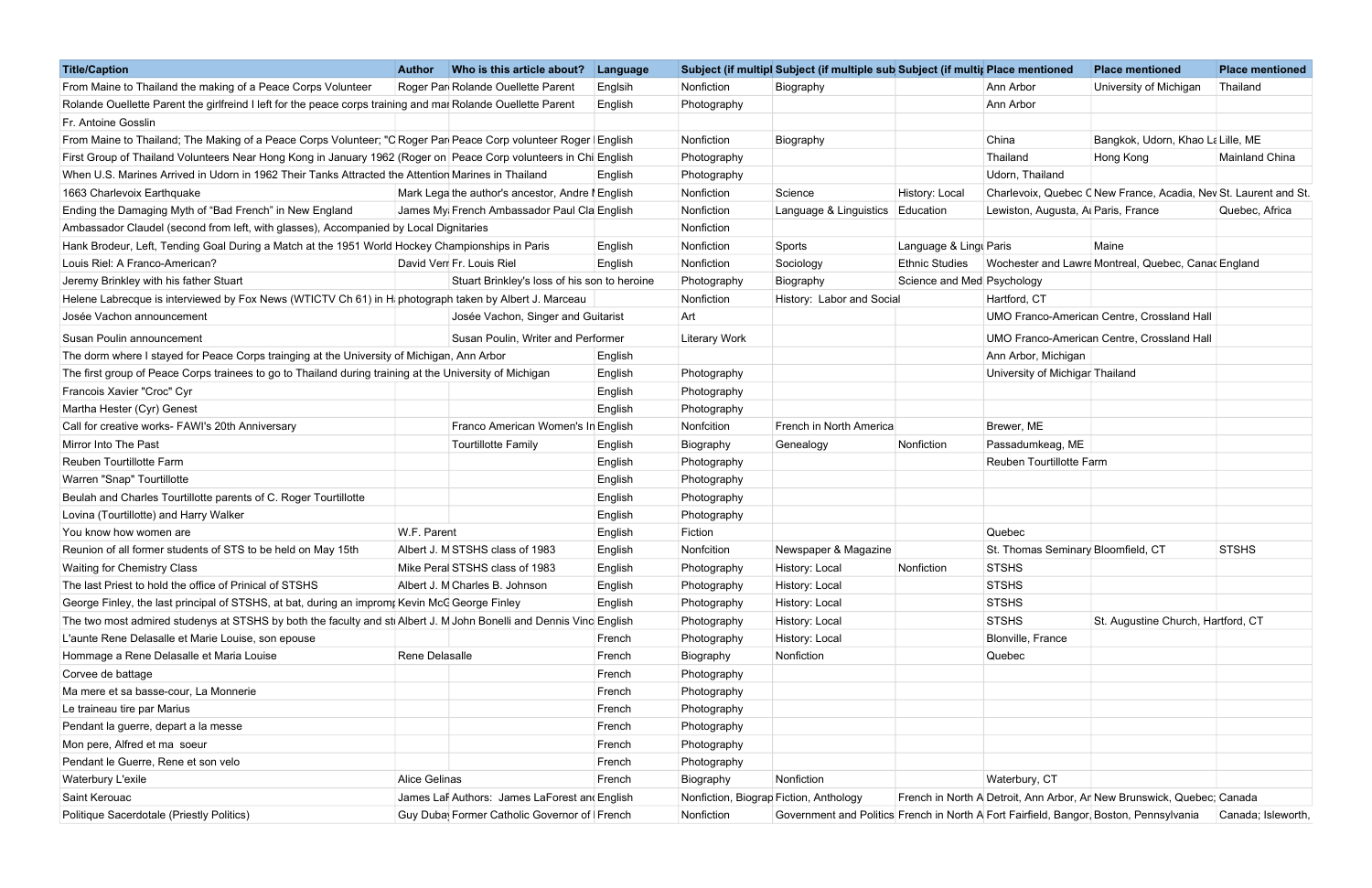| Title/Caption | Author | Who is this article about? | Language | Subject (if multipl | Subject (if multiple sub | Subject (if multip | Place mentioned | Place mentioned | Place mentioned |
|---|---|---|---|---|---|---|---|---|---|
| From Maine to Thailand the making of a Peace Corps Volunteer | Roger Par | Rolande Ouellette Parent | Englsih | Nonfiction | Biography | | Ann Arbor | University of Michigan | Thailand |
| Rolande Ouellette Parent the girlfreind I left for the peace corps training and mar | | Rolande Ouellette Parent | English | Photography | | | Ann Arbor | | |
| Fr. Antoine Gosslin | | | | | | | | | |
| From Maine to Thailand; The Making of a Peace Corps Volunteer; "C | Roger Par | Peace Corp volunteer Roger | English | Nonfiction | Biography | | China | Bangkok, Udorn, Khao La | Lille, ME |
| First Group of Thailand Volunteers Near Hong Kong in January 1962 (Roger on | | Peace Corps volunteers in Chi | English | Photography | | | Thailand | Hong Kong | Mainland China |
| When U.S. Marines Arrived in Udorn in 1962 Their Tanks Attracted the Attention | | Marines in Thailand | English | Photography | | | Udorn, Thailand | | |
| 1663 Charlevoix Earthquake | Mark Lega | the author's ancestor, Andre M | English | Nonfiction | Science | History: Local | Charlevoix, Quebec C | New France, Acadia, Nev | St. Laurent and St. |
| Ending the Damaging Myth of "Bad French" in New England | James My | French Ambassador Paul Cla | English | Nonfiction | Language & Linguistics | Education | Lewiston, Augusta, Au | Paris, France | Quebec, Africa |
| Ambassador Claudel (second from left, with glasses), Accompanied by Local Dignitaries | | | | Nonfiction | | | | | |
| Hank Brodeur, Left, Tending Goal During a Match at the 1951 World Hockey Championships in Paris | | | English | Nonfiction | Sports | Language & Lingu | Paris | Maine | |
| Louis Riel: A Franco-American? | David Verr | Fr. Louis Riel | English | Nonfiction | Sociology | Ethnic Studies | Wochester and Lawre | Montreal, Quebec, Canac | England |
| Jeremy Brinkley with his father Stuart | | Stuart Brinkley's loss of his son to heroine | | Photography | Biography | Science and Med | Psychology | | |
| Helene Labrecque is interviewed by Fox News (WTICTV Ch 61) in H | photograph taken by Albert J. Marceau | | | Nonfiction | History: Labor and Social | | Hartford, CT | | |
| Josée Vachon announcement | | Josée Vachon, Singer and Guitarist | | Art | | | UMO Franco-American Centre, Crossland Hall | | |
| Susan Poulin announcement | | Susan Poulin, Writer and Performer | | Literary Work | | | UMO Franco-American Centre, Crossland Hall | | |
| The dorm where I stayed for Peace Corps trainging at the University of Michigan, Ann Arbor | | | English | | | | Ann Arbor, Michigan | | |
| The first group of Peace Corps trainees to go to Thailand during training at the University of Michigan | | | English | Photography | | | University of Michigar | Thailand | |
| Francois Xavier "Croc" Cyr | | | English | Photography | | | | | |
| Martha Hester (Cyr) Genest | | | English | Photography | | | | | |
| Call for creative works- FAWI's 20th Anniversary | | Franco American Women's In | English | Nonfcition | French in North America | | Brewer, ME | | |
| Mirror Into The Past | | Tourtillotte Family | English | Biography | Genealogy | Nonfiction | Passadumkeag, ME | | |
| Reuben Tourtillotte Farm | | | English | Photography | | | Reuben Tourtillotte Farm | | |
| Warren "Snap" Tourtillotte | | | English | Photography | | | | | |
| Beulah and Charles Tourtillotte parents of C. Roger Tourtillotte | | | English | Photography | | | | | |
| Lovina (Tourtillotte) and Harry Walker | | | English | Photography | | | | | |
| You know how women are | W.F. Parent | | English | Fiction | | | Quebec | | |
| Reunion of all former students of STS to be held on May 15th | Albert J. M | STSHS class of 1983 | English | Nonfcition | Newspaper & Magazine | | St. Thomas Seminary | Bloomfield, CT | STSHS |
| Waiting for Chemistry Class | Mike Peral | STSHS class of 1983 | English | Photography | History: Local | Nonfiction | STSHS | | |
| The last Priest to hold the office of Prinical of STSHS | Albert J. M | Charles B. Johnson | English | Photography | History: Local | | STSHS | | |
| George Finley, the last principal of STSHS, at bat, during an impromp | Kevin McC | George Finley | English | Photography | History: Local | | STSHS | | |
| The two most admired studenys at STSHS by both the faculty and stu | Albert J. M | John Bonelli and Dennis Vinc | English | Photography | History: Local | | STSHS | St. Augustine Church, Hartford, CT | |
| L'aunte Rene Delasalle et Marie Louise, son epouse | | | French | Photography | History: Local | | Blonville, France | | |
| Hommage a Rene Delasalle et Maria Louise | Rene Delasalle | | French | Biography | Nonfiction | | Quebec | | |
| Corvee de battage | | | French | Photography | | | | | |
| Ma mere et sa basse-cour, La Monnerie | | | French | Photography | | | | | |
| Le traineau tire par Marius | | | French | Photography | | | | | |
| Pendant la guerre, depart a la messe | | | French | Photography | | | | | |
| Mon pere, Alfred et ma soeur | | | French | Photography | | | | | |
| Pendant le Guerre, Rene et son velo | | | French | Photography | | | | | |
| Waterbury L'exile | Alice Gelinas | | French | Biography | Nonfiction | | Waterbury, CT | | |
| Saint Kerouac | James LaF | Authors: James LaForest and | English | Nonfiction, Biograp | Fiction, Anthology | French in North A | Detroit, Ann Arbor, Ar | New Brunswick, Quebec; | Canada |
| Politique Sacerdotale (Priestly Politics) | Guy Duba | Former Catholic Governor of I | French | Nonfiction | Government and Politics | French in North A | Fort Fairfield, Bangor, | Boston, Pennsylvania | Canada; Isleworth, |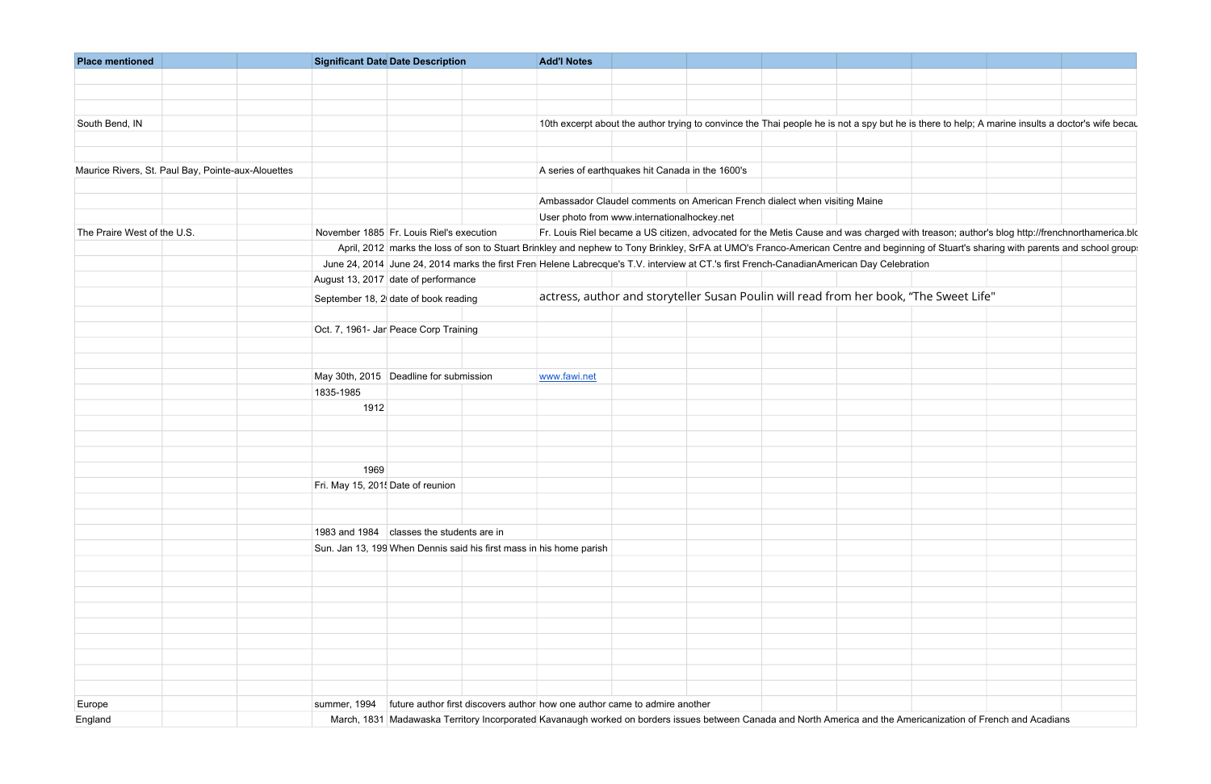| Place mentioned | Significant Date | Date Description | Add'l Notes |
|---|---|---|---|
| South Bend, IN | | | 10th excerpt about the author trying to convince the Thai people he is not a spy but he is there to help; A marine insults a doctor's wife becau |
| Maurice Rivers, St. Paul Bay, Pointe-aux-Alouettes | | | A series of earthquakes hit Canada in the 1600's |
| | | | Ambassador Claudel comments on American French dialect when visiting Maine |
| | | | User photo from www.internationalhockey.net |
| The Praire West of the U.S. | November 1885 | Fr. Louis Riel's execution | Fr. Louis Riel became a US citizen, advocated for the Metis Cause and was charged with treason; author's blog http://frenchnorthamerica.blo |
| | April, 2012 | marks the loss of son to Stuart Brinkley and nephew to Tony Brinkley, SrFA at UMO's Franco-American Centre and beginning of Stuart's sharing with parents and school groups | |
| | June 24, 2014 | June 24, 2014 marks the first Fren | Helene Labrecque's T.V. interview at CT.'s first French-CanadianAmerican Day Celebration |
| | August 13, 2017 | date of performance | |
| | September 18, 2 | date of book reading | actress, author and storyteller Susan Poulin will read from her book, "The Sweet Life" |
| | Oct. 7, 1961- Jar | Peace Corp Training | |
| | May 30th, 2015 | Deadline for submission | www.fawi.net |
| | 1835-1985 | | |
| | 1912 | | |
| | 1969 | | |
| | Fri. May 15, 2015 | Date of reunion | |
| | 1983 and 1984 | classes the students are in | |
| | Sun. Jan 13, 199 | When Dennis said his first mass in his home parish | |
| Europe | summer, 1994 | future author first discovers author | how one author came to admire another |
| England | March, 1831 | Madawaska Territory Incorporated | Kavanaugh worked on borders issues between Canada and North America and the Americanization of French and Acadians |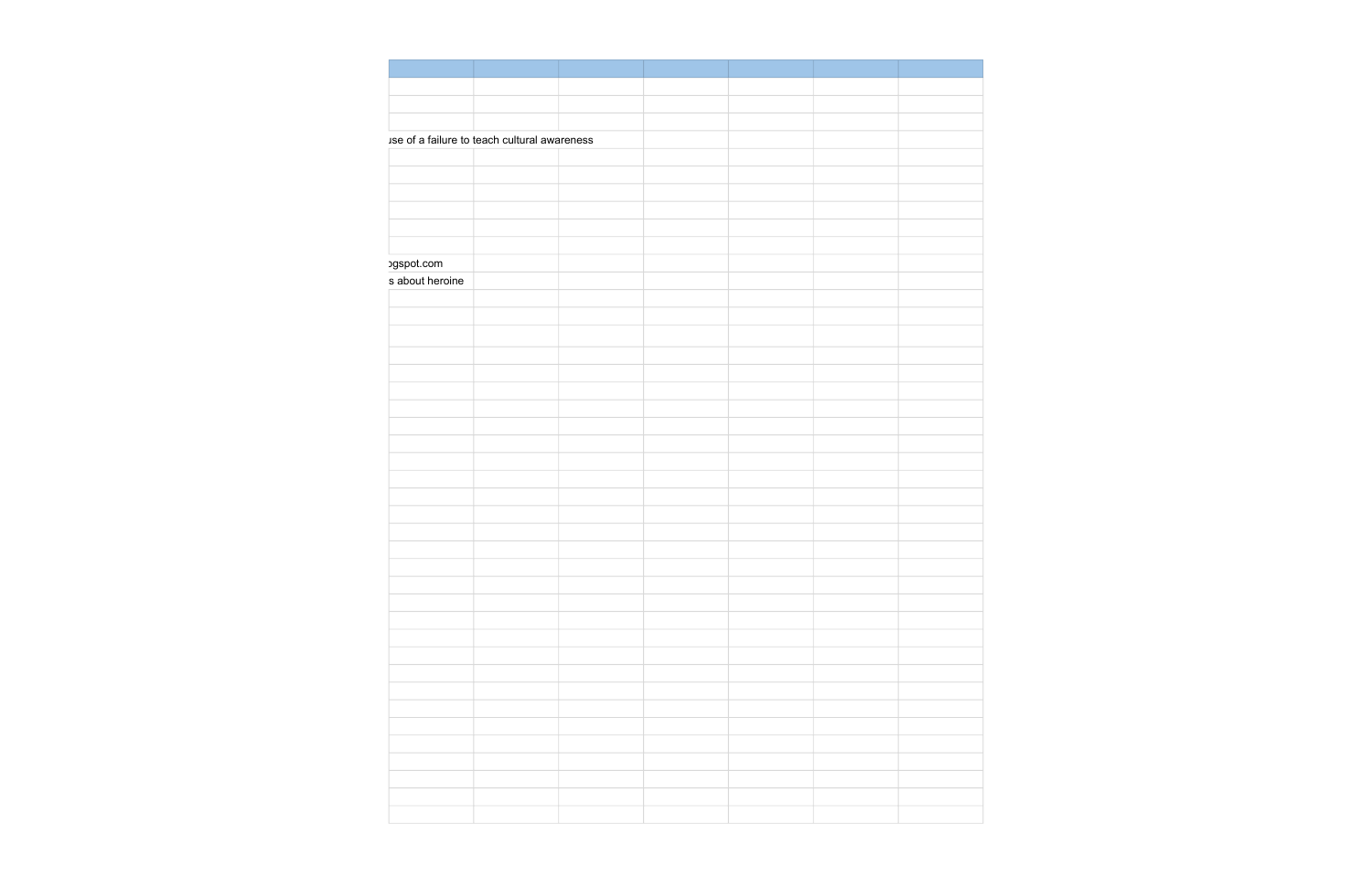| | | | | | | |
|---|---|---|---|---|---|---|
| | | | | | | |
| | | | | | | |
| | | | | | | |
| use of a failure to teach cultural awareness | | | | | | |
| | | | | | | |
| | | | | | | |
| | | | | | | |
| | | | | | | |
| | | | | | | |
| | | | | | | |
| gspot.com | | | | | | |
| s about heroine | | | | | | |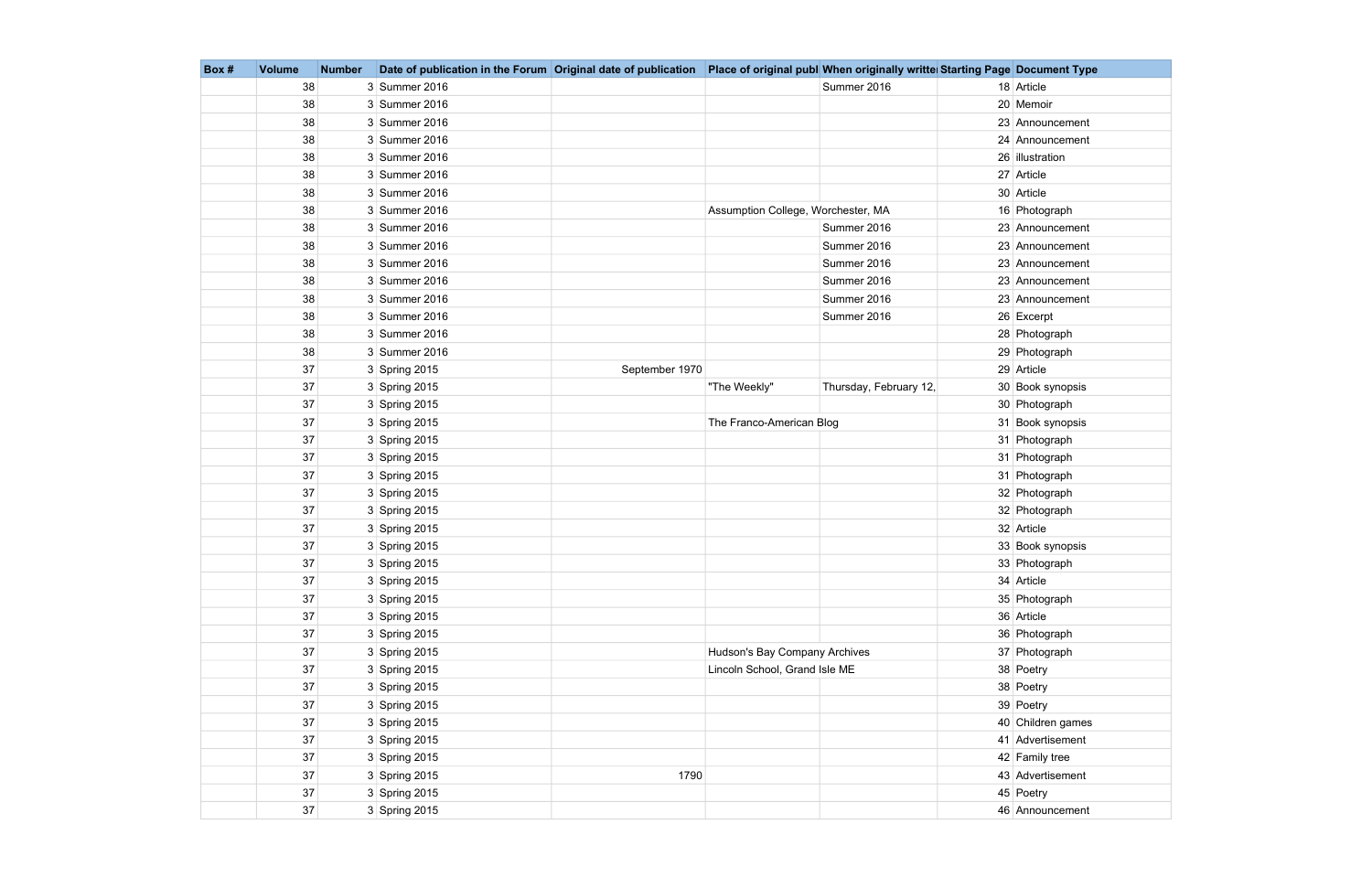| Box # | Volume | Number | Date of publication in the Forum | Original date of publication | Place of original publ | When originally writte | Starting Page | Document Type |
|---|---|---|---|---|---|---|---|---|
| | 38 | 3 | Summer 2016 | | | Summer 2016 | 18 | Article |
| | 38 | 3 | Summer 2016 | | | | 20 | Memoir |
| | 38 | 3 | Summer 2016 | | | | 23 | Announcement |
| | 38 | 3 | Summer 2016 | | | | 24 | Announcement |
| | 38 | 3 | Summer 2016 | | | | 26 | illustration |
| | 38 | 3 | Summer 2016 | | | | 27 | Article |
| | 38 | 3 | Summer 2016 | | | | 30 | Article |
| | 38 | 3 | Summer 2016 | | Assumption College, Worchester, MA | | 16 | Photograph |
| | 38 | 3 | Summer 2016 | | | Summer 2016 | 23 | Announcement |
| | 38 | 3 | Summer 2016 | | | Summer 2016 | 23 | Announcement |
| | 38 | 3 | Summer 2016 | | | Summer 2016 | 23 | Announcement |
| | 38 | 3 | Summer 2016 | | | Summer 2016 | 23 | Announcement |
| | 38 | 3 | Summer 2016 | | | Summer 2016 | 23 | Announcement |
| | 38 | 3 | Summer 2016 | | | Summer 2016 | 26 | Excerpt |
| | 38 | 3 | Summer 2016 | | | | 28 | Photograph |
| | 38 | 3 | Summer 2016 | | | | 29 | Photograph |
| | 37 | 3 | Spring 2015 | September 1970 | | | 29 | Article |
| | 37 | 3 | Spring 2015 | | "The Weekly" | Thursday, February 12, | 30 | Book synopsis |
| | 37 | 3 | Spring 2015 | | | | 30 | Photograph |
| | 37 | 3 | Spring 2015 | | The Franco-American Blog | | 31 | Book synopsis |
| | 37 | 3 | Spring 2015 | | | | 31 | Photograph |
| | 37 | 3 | Spring 2015 | | | | 31 | Photograph |
| | 37 | 3 | Spring 2015 | | | | 31 | Photograph |
| | 37 | 3 | Spring 2015 | | | | 32 | Photograph |
| | 37 | 3 | Spring 2015 | | | | 32 | Photograph |
| | 37 | 3 | Spring 2015 | | | | 32 | Article |
| | 37 | 3 | Spring 2015 | | | | 33 | Book synopsis |
| | 37 | 3 | Spring 2015 | | | | 33 | Photograph |
| | 37 | 3 | Spring 2015 | | | | 34 | Article |
| | 37 | 3 | Spring 2015 | | | | 35 | Photograph |
| | 37 | 3 | Spring 2015 | | | | 36 | Article |
| | 37 | 3 | Spring 2015 | | | | 36 | Photograph |
| | 37 | 3 | Spring 2015 | | Hudson's Bay Company Archives | | 37 | Photograph |
| | 37 | 3 | Spring 2015 | | Lincoln School, Grand Isle ME | | 38 | Poetry |
| | 37 | 3 | Spring 2015 | | | | 38 | Poetry |
| | 37 | 3 | Spring 2015 | | | | 39 | Poetry |
| | 37 | 3 | Spring 2015 | | | | 40 | Children games |
| | 37 | 3 | Spring 2015 | | | | 41 | Advertisement |
| | 37 | 3 | Spring 2015 | | | | 42 | Family tree |
| | 37 | 3 | Spring 2015 | 1790 | | | 43 | Advertisement |
| | 37 | 3 | Spring 2015 | | | | 45 | Poetry |
| | 37 | 3 | Spring 2015 | | | | 46 | Announcement |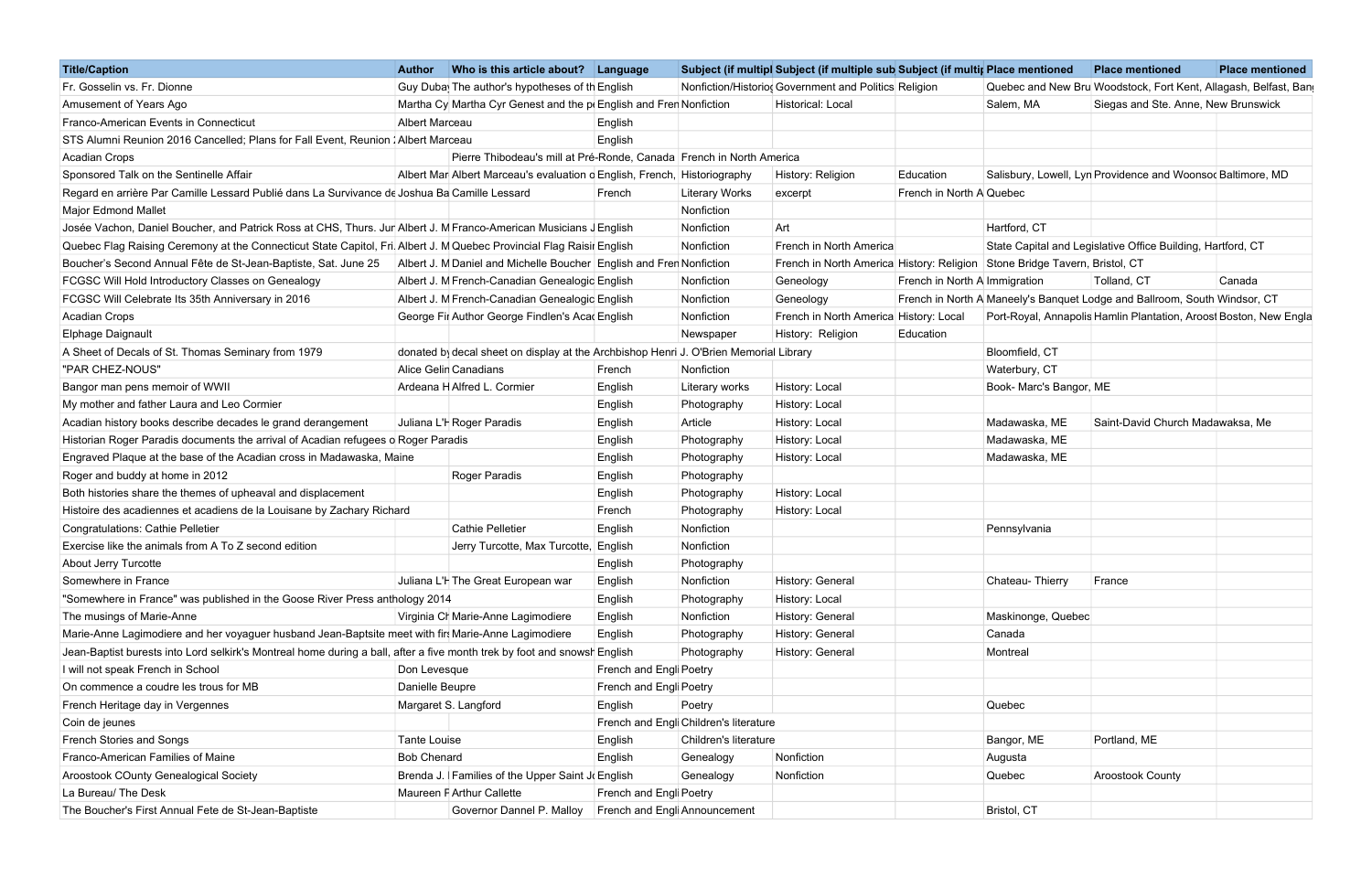| Title/Caption | Author | Who is this article about? | Language | Subject (if multipl | Subject (if multiple sub | Subject (if multip | Place mentioned | Place mentioned | Place mentioned |
|---|---|---|---|---|---|---|---|---|---|
| Fr. Gosselin vs. Fr. Dionne | Guy Dubay | The author's hypotheses of th | English | Nonfiction/Historio | Government and Politics | Religion | Quebec and New Bru | Woodstock, Fort Kent, Allagash, Belfast, Ban | |
| Amusement of Years Ago | Martha Cy | Martha Cyr Genest and the p | English and Fren | Nonfiction | Historical: Local | | Salem, MA | Siegas and Ste. Anne, New Brunswick | |
| Franco-American Events in Connecticut | Albert Marceau | | English | | | | | | |
| STS Alumni Reunion 2016 Cancelled; Plans for Fall Event, Reunion : | Albert Marceau | | English | | | | | | |
| Acadian Crops | | Pierre Thibodeau's mill at Pré-Ronde, Canada | | French in North America | | | | | |
| Sponsored Talk on the Sentinelle Affair | Albert Mar | Albert Marceau's evaluation o | English, French, | Historiography | History: Religion | Education | Salisbury, Lowell, Lyn | Providence and Woonsoc | Baltimore, MD |
| Regard en arrière Par Camille Lessard Publié dans La Survivance de | Joshua Ba | Camille Lessard | French | Literary Works | excerpt | French in North A | Quebec | | |
| Major Edmond Mallet | | | | Nonfiction | | | | | |
| Josée Vachon, Daniel Boucher, and Patrick Ross at CHS, Thurs. Jur | Albert J. M | Franco-American Musicians J | English | Nonfiction | Art | | Hartford, CT | | |
| Quebec Flag Raising Ceremony at the Connecticut State Capitol, Fri. | Albert J. M | Quebec Provincial Flag Raisir | English | Nonfiction | French in North America | | State Capital and Legislative Office Building, Hartford, CT | | |
| Boucher's Second Annual Fête de St-Jean-Baptiste, Sat. June 25 | Albert J. M | Daniel and Michelle Boucher | English and Fren | Nonfiction | French in North America | History: Religion | Stone Bridge Tavern, Bristol, CT | | |
| FCGSC Will Hold Introductory Classes on Genealogy | Albert J. M | French-Canadian Genealogic | English | Nonfiction | Geneology | French in North A | Immigration | Tolland, CT | Canada |
| FCGSC Will Celebrate Its 35th Anniversary in 2016 | Albert J. M | French-Canadian Genealogic | English | Nonfiction | Geneology | French in North A | Maneely's Banquet Lodge and Ballroom, South Windsor, CT | | |
| Acadian Crops | George Fir | Author George Findlen's Acac | English | Nonfiction | French in North America | History: Local | Port-Royal, Annapolis | Hamlin Plantation, Aroost | Boston, New Engla |
| Elphage Daignault | | | | Newspaper | History: Religion | Education | | | |
| A Sheet of Decals of St. Thomas Seminary from 1979 | donated b | decal sheet on display at the Archbishop Henri J. O'Brien Memorial Library | | | | | Bloomfield, CT | | |
| "PAR CHEZ-NOUS" | Alice Gelin | Canadians | French | Nonfiction | | | Waterbury, CT | | |
| Bangor man pens memoir of WWII | Ardeana H | Alfred L. Cormier | English | Literary works | History: Local | | Book- Marc's Bangor, ME | | |
| My mother and father Laura and Leo Cormier | | | English | Photography | History: Local | | | | |
| Acadian history books describe decades le grand derangement | Juliana L'H | Roger Paradis | English | Article | History: Local | | Madawaska, ME | Saint-David Church Madawaksa, Me | |
| Historian Roger Paradis documents the arrival of Acadian refugees o | Roger Paradis | | English | Photography | History: Local | | Madawaska, ME | | |
| Engraved Plaque at the base of the Acadian cross in Madawaska, Maine | | | English | Photography | History: Local | | Madawaska, ME | | |
| Roger and buddy at home in 2012 | | Roger Paradis | English | Photography | | | | | |
| Both histories share the themes of upheaval and displacement | | | English | Photography | History: Local | | | | |
| Histoire des acadiennes et acadiens de la Louisane by Zachary Richard | | | French | Photography | History: Local | | | | |
| Congratulations: Cathie Pelletier | | Cathie Pelletier | English | Nonfiction | | | Pennsylvania | | |
| Exercise like the animals from A To Z second edition | | Jerry Turcotte, Max Turcotte, | English | Nonfiction | | | | | |
| About Jerry Turcotte | | | English | Photography | | | | | |
| Somewhere in France | Juliana L'H | The Great European war | English | Nonfiction | History: General | | Chateau- Thierry | France | |
| "Somewhere in France" was published in the Goose River Press anthology 2014 | | | English | Photography | History: Local | | | | |
| The musings of Marie-Anne | Virginia Ch | Marie-Anne Lagimodiere | English | Nonfiction | History: General | | Maskinonge, Quebec | | |
| Marie-Anne Lagimodiere and her voyaguer husband Jean-Baptsite meet with fir | | Marie-Anne Lagimodiere | English | Photography | History: General | | Canada | | |
| Jean-Baptist bursts into Lord selkirk's Montreal home during a ball, after a five month trek by foot and snowsh | | | English | Photography | History: General | | Montreal | | |
| I will not speak French in School | Don Levesque | | French and Engli | Poetry | | | | | |
| On commence a coudre les trous for MB | Danielle Beupre | | French and Engli | Poetry | | | | | |
| French Heritage day in Vergennes | Margaret S. Langford | | English | Poetry | | | Quebec | | |
| Coin de jeunes | | | French and Engli | Children's literature | | | | | |
| French Stories and Songs | Tante Louise | | English | Children's literature | | | Bangor, ME | Portland, ME | |
| Franco-American Families of Maine | Bob Chenard | | English | Genealogy | Nonfiction | | Augusta | | |
| Aroostook COunty Genealogical Society | Brenda J. I | Families of the Upper Saint Jo | English | Genealogy | Nonfiction | | Quebec | Aroostook County | |
| La Bureau/ The Desk | Maureen F | Arthur Callette | French and Engli | Poetry | | | | | |
| The Boucher's First Annual Fete de St-Jean-Baptiste | | Governor Dannel P. Malloy | French and Engli | Announcement | | | Bristol, CT | | |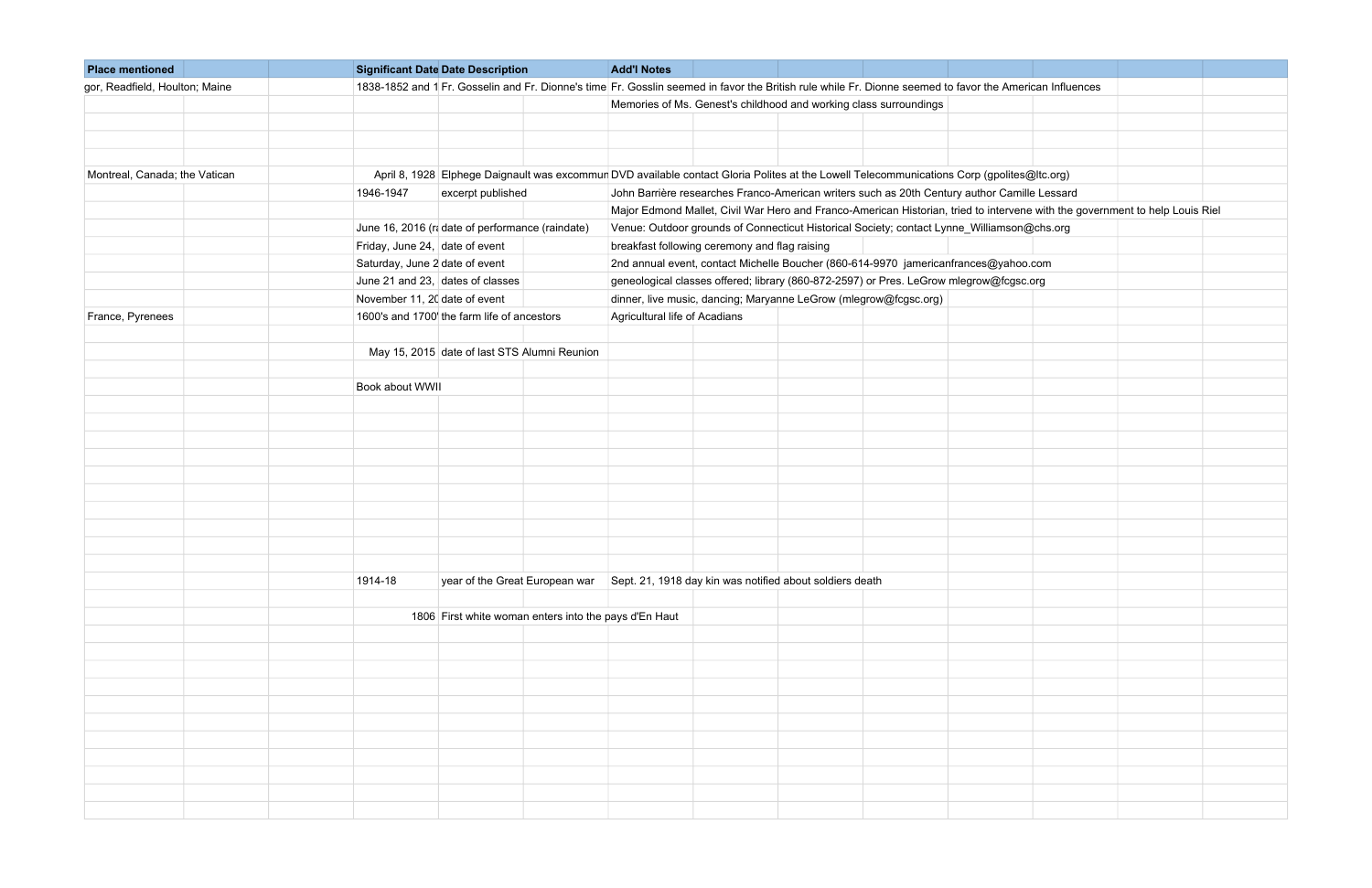| Place mentioned | | | | Significant Date | Date Description | | Add'l Notes | | | | | | | |
|---|---|---|---|---|---|---|---|---|---|---|---|---|---|---|
| gor, Readfield, Houlton; Maine | | | | 1838-1852 and 1 | Fr. Gosselin and Fr. Dionne's time | | Fr. Gosslin seemed in favor the British rule while Fr. Dionne seemed to favor the American Influences | | | | | | | |
| | | | | | | | Memories of Ms. Genest's childhood and working class surroundings | | | | | | | |
| | | | | | | | | | | | | | | |
| | | | | | | | | | | | | | | |
| | | | | | | | | | | | | | | |
| Montreal, Canada; the Vatican | | | | April 8, 1928 | Elphege Daignault was excommun | | DVD available contact Gloria Polites at the Lowell Telecommunications Corp (gpolites@ltc.org) | | | | | | | |
| | | | | 1946-1947 | excerpt published | | John Barrière researches Franco-American writers such as 20th Century author Camille Lessard | | | | | | | |
| | | | | | | | Major Edmond Mallet, Civil War Hero and Franco-American Historian, tried to intervene with the government to help Louis Riel | | | | | | | |
| | | | | June 16, 2016 (ra | date of performance (raindate) | | Venue: Outdoor grounds of Connecticut Historical Society; contact Lynne_Williamson@chs.org | | | | | | | |
| | | | | Friday, June 24, | date of event | | breakfast following ceremony and flag raising | | | | | | | |
| | | | | Saturday, June 2 | date of event | | 2nd annual event, contact Michelle Boucher (860-614-9970 jamericanfrances@yahoo.com | | | | | | | |
| | | | | June 21 and 23, | dates of classes | | geneological classes offered; library (860-872-2597) or Pres. LeGrow mlegrow@fcgsc.org | | | | | | | |
| | | | | November 11, 20 | date of event | | dinner, live music, dancing; Maryanne LeGrow (mlegrow@fcgsc.org) | | | | | | | |
| France, Pyrenees | | | | 1600's and 1700' | the farm life of ancestors | | Agricultural life of Acadians | | | | | | | |
| | | | | | | | | | | | | | | |
| | | | | May 15, 2015 | date of last STS Alumni Reunion | | | | | | | | | |
| | | | | | | | | | | | | | | |
| | | | | Book about WWII | | | | | | | | | | |
| | | | | | | | | | | | | | | |
| | | | | | | | | | | | | | | |
| | | | | | | | | | | | | | | |
| | | | | | | | | | | | | | | |
| | | | | | | | | | | | | | | |
| | | | | | | | | | | | | | | |
| | | | | | | | | | | | | | | |
| | | | | | | | | | | | | | | |
| | | | | | | | | | | | | | | |
| | | | | | | | | | | | | | | |
| | | | | 1914-18 | year of the Great European war | | Sept. 21, 1918 day kin was notified about soldiers death | | | | | | | |
| | | | | | | | | | | | | | | |
| | | | | 1806 | First white woman enters into the pays d'En Haut | | | | | | | | | |
| | | | | | | | | | | | | | | |
| | | | | | | | | | | | | | | |
| | | | | | | | | | | | | | | |
| | | | | | | | | | | | | | | |
| | | | | | | | | | | | | | | |
| | | | | | | | | | | | | | | |
| | | | | | | | | | | | | | | |
| | | | | | | | | | | | | | | |
| | | | | | | | | | | | | | | |
| | | | | | | | | | | | | | | |
| | | | | | | | | | | | | | | |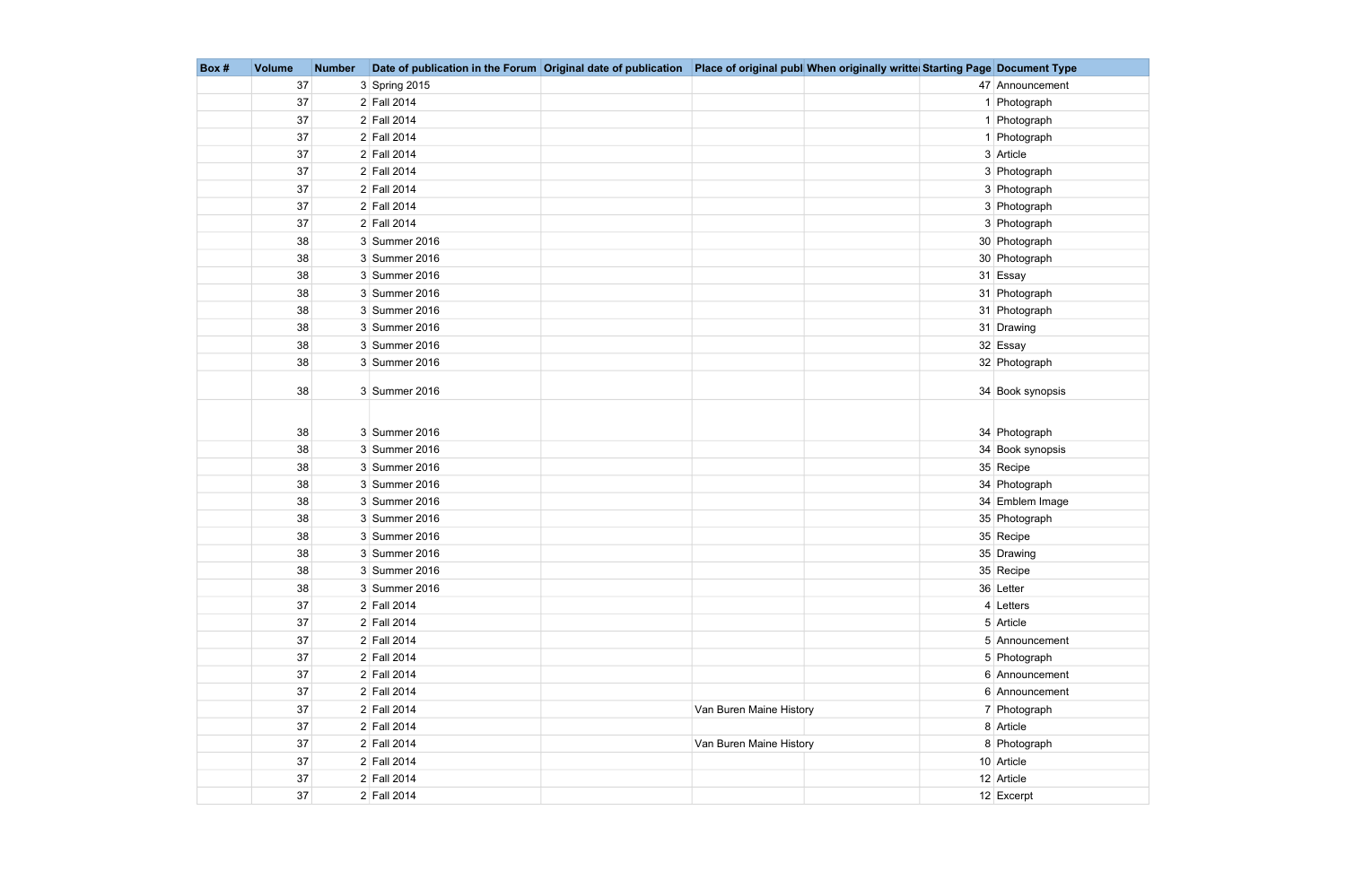| Box # | Volume | Number | Date of publication in the Forum | Original date of publication | Place of original publ | When originally writte | Starting Page | Document Type |
|---|---|---|---|---|---|---|---|---|
| | 37 | 3 | Spring 2015 | | | | 47 | Announcement |
| | 37 | 2 | Fall 2014 | | | | 1 | Photograph |
| | 37 | 2 | Fall 2014 | | | | 1 | Photograph |
| | 37 | 2 | Fall 2014 | | | | 1 | Photograph |
| | 37 | 2 | Fall 2014 | | | | 3 | Article |
| | 37 | 2 | Fall 2014 | | | | 3 | Photograph |
| | 37 | 2 | Fall 2014 | | | | 3 | Photograph |
| | 37 | 2 | Fall 2014 | | | | 3 | Photograph |
| | 37 | 2 | Fall 2014 | | | | 3 | Photograph |
| | 38 | 3 | Summer 2016 | | | | 30 | Photograph |
| | 38 | 3 | Summer 2016 | | | | 30 | Photograph |
| | 38 | 3 | Summer 2016 | | | | 31 | Essay |
| | 38 | 3 | Summer 2016 | | | | 31 | Photograph |
| | 38 | 3 | Summer 2016 | | | | 31 | Photograph |
| | 38 | 3 | Summer 2016 | | | | 31 | Drawing |
| | 38 | 3 | Summer 2016 | | | | 32 | Essay |
| | 38 | 3 | Summer 2016 | | | | 32 | Photograph |
| | 38 | 3 | Summer 2016 | | | | 34 | Book synopsis |
| | 38 | 3 | Summer 2016 | | | | 34 | Photograph |
| | 38 | 3 | Summer 2016 | | | | 34 | Book synopsis |
| | 38 | 3 | Summer 2016 | | | | 35 | Recipe |
| | 38 | 3 | Summer 2016 | | | | 34 | Photograph |
| | 38 | 3 | Summer 2016 | | | | 34 | Emblem Image |
| | 38 | 3 | Summer 2016 | | | | 35 | Photograph |
| | 38 | 3 | Summer 2016 | | | | 35 | Recipe |
| | 38 | 3 | Summer 2016 | | | | 35 | Drawing |
| | 38 | 3 | Summer 2016 | | | | 35 | Recipe |
| | 38 | 3 | Summer 2016 | | | | 36 | Letter |
| | 37 | 2 | Fall 2014 | | | | 4 | Letters |
| | 37 | 2 | Fall 2014 | | | | 5 | Article |
| | 37 | 2 | Fall 2014 | | | | 5 | Announcement |
| | 37 | 2 | Fall 2014 | | | | 5 | Photograph |
| | 37 | 2 | Fall 2014 | | | | 6 | Announcement |
| | 37 | 2 | Fall 2014 | | | | 6 | Announcement |
| | 37 | 2 | Fall 2014 | | Van Buren Maine History | | 7 | Photograph |
| | 37 | 2 | Fall 2014 | | | | 8 | Article |
| | 37 | 2 | Fall 2014 | | Van Buren Maine History | | 8 | Photograph |
| | 37 | 2 | Fall 2014 | | | | 10 | Article |
| | 37 | 2 | Fall 2014 | | | | 12 | Article |
| | 37 | 2 | Fall 2014 | | | | 12 | Excerpt |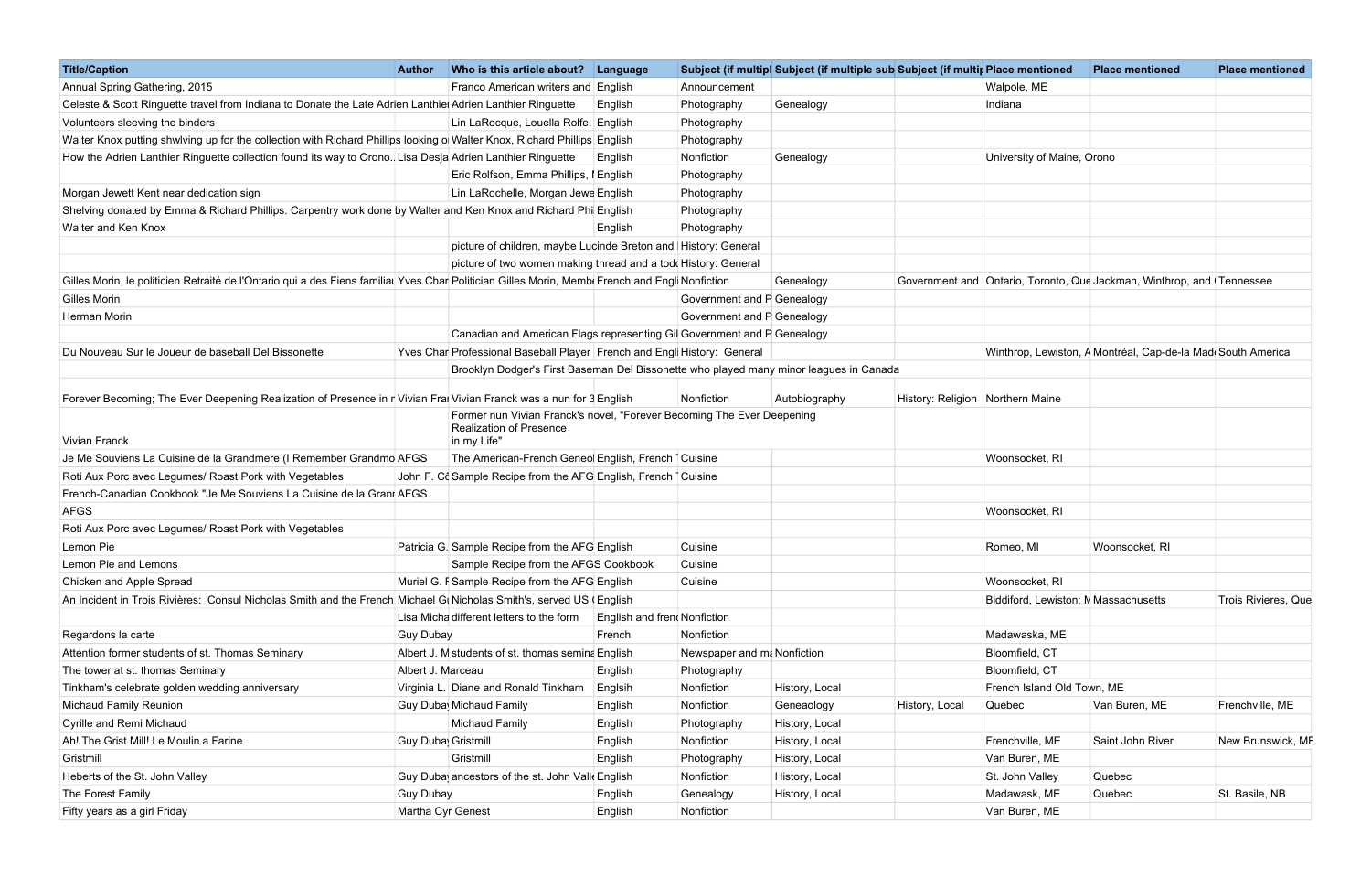| Title/Caption | Author | Who is this article about? | Language | Subject (if multipl | Subject (if multiple sub | Subject (if multip | Place mentioned | Place mentioned | Place mentioned |
|---|---|---|---|---|---|---|---|---|---|
| Annual Spring Gathering, 2015 | | Franco American writers and | English | Announcement | | | Walpole, ME | | |
| Celeste & Scott Ringuette travel from Indiana to Donate the Late Adrien Lanthie | | Adrien Lanthier Ringuette | English | Photography | Genealogy | | Indiana | | |
| Volunteers sleeving the binders | | Lin LaRocque, Louella Rolfe, | English | Photography | | | | | |
| Walter Knox putting shwlving up for the collection with Richard Phillips looking o | | Walter Knox, Richard Phillips | English | Photography | | | | | |
| How the Adrien Lanthier Ringuette collection found its way to Orono.. | Lisa Desja | Adrien Lanthier Ringuette | English | Nonfiction | Genealogy | | University of Maine, Orono | | |
| | | Eric Rolfson, Emma Phillips, I | English | Photography | | | | | |
| Morgan Jewett Kent near dedication sign | | Lin LaRochelle, Morgan Jewe | English | Photography | | | | | |
| Shelving donated by Emma & Richard Phillips. Carpentry work done by Walter and Ken Knox and Richard Phi | | | English | Photography | | | | | |
| Walter and Ken Knox | | | English | Photography | | | | | |
| | | picture of children, maybe Lucinde Breton and | | History: General | | | | | |
| | | picture of two women making thread and a todd | | History: General | | | | | |
| Gilles Morin, le politicien Retraité de l'Ontario qui a des Fiens familiau | Yves Char | Politician Gilles Morin, Membe | French and Engli | Nonfiction | Genealogy | Government and | Ontario, Toronto, Que | Jackman, Winthrop, and | Tennessee |
| Gilles Morin | | | | Government and P | Genealogy | | | | |
| Herman Morin | | | | Government and P | Genealogy | | | | |
| | | Canadian and American Flags representing Gil | | Government and P | Genealogy | | | | |
| Du Nouveau Sur le Joueur de baseball Del Bissonette | Yves Char | Professional Baseball Player | French and Engli | History: General | | | Winthrop, Lewiston, A | Montréal, Cap-de-la Mad | South America |
| | | Brooklyn Dodger's First Baseman Del Bissonette who played many minor leagues in Canada | | | | | | | |
| Forever Becoming; The Ever Deepening Realization of Presence in r | Vivian Frar | Vivian Franck was a nun for 3 | English | Nonfiction | Autobiography | History: Religion | Northern Maine | | |
| Vivian Franck | | Former nun Vivian Franck's novel, "Forever Becoming The Ever Deepening Realization of Presence in my Life" | | | | | | | |
| Je Me Souviens La Cuisine de la Grandmere (I Remember Grandmo | AFGS | The American-French Geneol | English, French | Cuisine | | | Woonsocket, RI | | |
| Roti Aux Porc avec Legumes/ Roast Pork with Vegetables | John F. Co | Sample Recipe from the AFG | English, French | Cuisine | | | | | |
| French-Canadian Cookbook "Je Me Souviens La Cuisine de la Granr | AFGS | | | | | | | | |
| AFGS | | | | | | | Woonsocket, RI | | |
| Roti Aux Porc avec Legumes/ Roast Pork with Vegetables | | | | | | | | | |
| Lemon Pie | Patricia G. | Sample Recipe from the AFG | English | Cuisine | | | Romeo, MI | Woonsocket, RI | |
| Lemon Pie and Lemons | | Sample Recipe from the AFGS Cookbook | | Cuisine | | | | | |
| Chicken and Apple Spread | Muriel G. F | Sample Recipe from the AFG | English | Cuisine | | | Woonsocket, RI | | |
| An Incident in Trois Rivières: Consul Nicholas Smith and the French | Michael Gu | Nicholas Smith's, served US ( | English | | | | Biddiford, Lewiston; M | Massachusetts | Trois Rivieres, Que |
| | Lisa Micha | different letters to the form | English and frenc | Nonfiction | | | | | |
| Regardons la carte | Guy Dubay | | French | Nonfiction | | | Madawaska, ME | | |
| Attention former students of st. Thomas Seminary | Albert J. M | students of st. thomas semina | English | Newspaper and ma | Nonfiction | | Bloomfield, CT | | |
| The tower at st. Thomas Seminary | Albert J. Marceau | | English | Photography | | | Bloomfield, CT | | |
| Tinkham's celebrate golden wedding anniversary | Virginia L. | Diane and Ronald Tinkham | Englsih | Nonfiction | History, Local | | French Island Old Town, ME | | |
| Michaud Family Reunion | Guy Dubay | Michaud Family | English | Nonfiction | Geneaology | History, Local | Quebec | Van Buren, ME | Frenchville, ME |
| Cyrille and Remi Michaud | | Michaud Family | English | Photography | History, Local | | | | |
| Ah! The Grist Mill! Le Moulin a Farine | Guy Dubay | Gristmill | English | Nonfiction | History, Local | | Frenchville, ME | Saint John River | New Brunswick, ME |
| Gristmill | | Gristmill | English | Photography | History, Local | | Van Buren, ME | | |
| Heberts of the St. John Valley | Guy Dubay | ancestors of the st. John Valle | English | Nonfiction | History, Local | | St. John Valley | Quebec | |
| The Forest Family | Guy Dubay | | English | Genealogy | History, Local | | Madawask, ME | Quebec | St. Basile, NB |
| Fifty years as a girl Friday | Martha Cyr Genest | | English | Nonfiction | | | Van Buren, ME | | |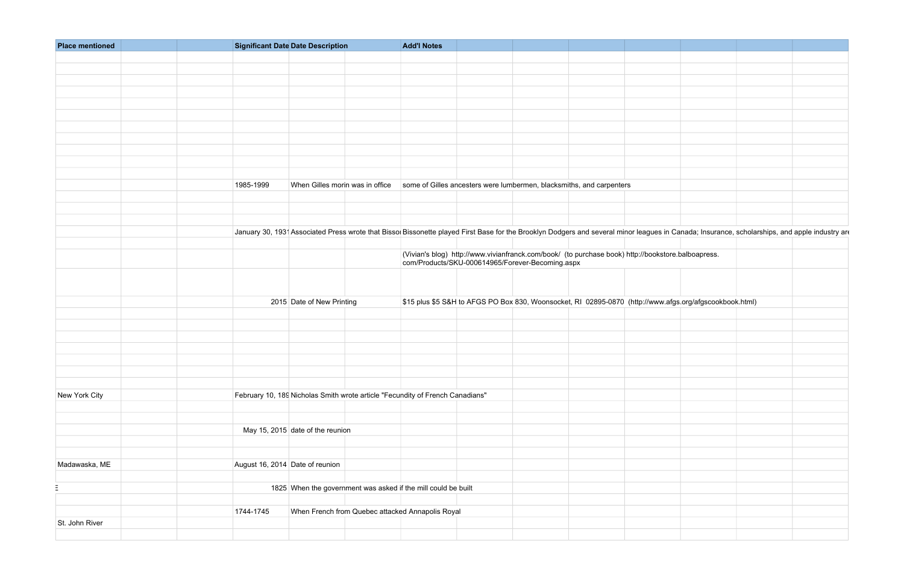| Place mentioned | | | Significant Date | Date Description | | Add'l Notes | | | | | | | |
|---|---|---|---|---|---|---|---|---|---|---|---|---|---|
| | | | | | | | | | | | | | |
| | | | | | | | | | | | | | |
| | | | | | | | | | | | | | |
| | | | | | | | | | | | | | |
| | | | | | | | | | | | | | |
| | | | | | | | | | | | | | |
| | | | | | | | | | | | | | |
| | | | | | | | | | | | | | |
| | | | | | | | | | | | | | |
| | | | | | | | | | | | | | |
| | | | | | | | | | | | | | |
| | | | 1985-1999 | When Gilles morin was in office | | some of Gilles ancesters were lumbermen, blacksmiths, and carpenters | | | | | | | |
| | | | | | | | | | | | | | |
| | | | | | | | | | | | | | |
| | | | | | | | | | | | | | |
| | | | January 30, 1931 | Associated Press wrote that Bisso | | Bissonette played First Base for the Brooklyn Dodgers and several minor leagues in Canada; Insurance, scholarships, and apple industry are | | | | | | | |
| | | | | | | | | | | | | | |
| | | | | | | (Vivian's blog) http://www.vivianfranck.com/book/ (to purchase book) http://bookstore.balboapress.com/Products/SKU-000614965/Forever-Becoming.aspx | | | | | | | |
| | | | | | | | | | | | | | |
| | | | 2015 | Date of New Printing | | $15 plus $5 S&H to AFGS PO Box 830, Woonsocket, RI 02895-0870 (http://www.afgs.org/afgscookbook.html) | | | | | | | |
| | | | | | | | | | | | | | |
| | | | | | | | | | | | | | |
| | | | | | | | | | | | | | |
| | | | | | | | | | | | | | |
| | | | | | | | | | | | | | |
| | | | | | | | | | | | | | |
| | | | | | | | | | | | | | |
| New York City | | | February 10, 189 | Nicholas Smith wrote article "Fecundity of French Canadians" | | | | | | | | | |
| | | | | | | | | | | | | | |
| | | | | | | | | | | | | | |
| | | | May 15, 2015 | date of the reunion | | | | | | | | | |
| | | | | | | | | | | | | | |
| | | | | | | | | | | | | | |
| Madawaska, ME | | | August 16, 2014 | Date of reunion | | | | | | | | | |
| | | | | | | | | | | | | | |
| E | | | 1825 | When the government was asked if the mill could be built | | | | | | | | | |
| | | | | | | | | | | | | | |
| | | | 1744-1745 | When French from Quebec attacked Annapolis Royal | | | | | | | | | |
| St. John River | | | | | | | | | | | | | |
| | | | | | | | | | | | | | |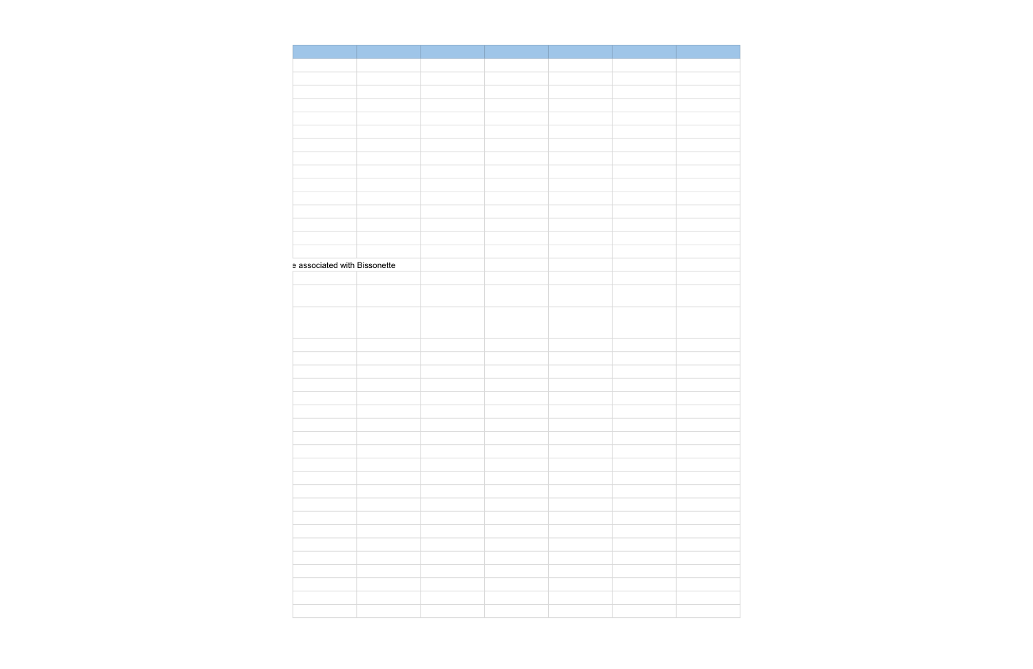e associated with Bissonette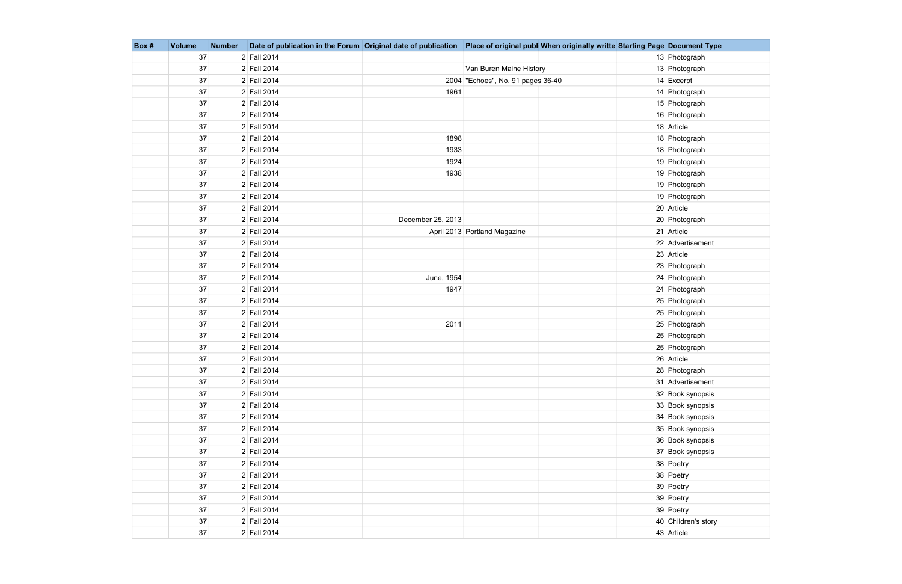| Box # | Volume | Number | Date of publication in the Forum | Original date of publication | Place of original publ | When originally writte | Starting Page | Document Type |
|---|---|---|---|---|---|---|---|---|
| | 37 | 2 | Fall 2014 | | | | 13 | Photograph |
| | 37 | 2 | Fall 2014 | | Van Buren Maine History | | 13 | Photograph |
| | 37 | 2 | Fall 2014 | 2004 | "Echoes", No. 91 pages 36-40 | | 14 | Excerpt |
| | 37 | 2 | Fall 2014 | 1961 | | | 14 | Photograph |
| | 37 | 2 | Fall 2014 | | | | 15 | Photograph |
| | 37 | 2 | Fall 2014 | | | | 16 | Photograph |
| | 37 | 2 | Fall 2014 | | | | 18 | Article |
| | 37 | 2 | Fall 2014 | 1898 | | | 18 | Photograph |
| | 37 | 2 | Fall 2014 | 1933 | | | 18 | Photograph |
| | 37 | 2 | Fall 2014 | 1924 | | | 19 | Photograph |
| | 37 | 2 | Fall 2014 | 1938 | | | 19 | Photograph |
| | 37 | 2 | Fall 2014 | | | | 19 | Photograph |
| | 37 | 2 | Fall 2014 | | | | 19 | Photograph |
| | 37 | 2 | Fall 2014 | | | | 20 | Article |
| | 37 | 2 | Fall 2014 | December 25, 2013 | | | 20 | Photograph |
| | 37 | 2 | Fall 2014 | April 2013 | Portland Magazine | | 21 | Article |
| | 37 | 2 | Fall 2014 | | | | 22 | Advertisement |
| | 37 | 2 | Fall 2014 | | | | 23 | Article |
| | 37 | 2 | Fall 2014 | | | | 23 | Photograph |
| | 37 | 2 | Fall 2014 | June, 1954 | | | 24 | Photograph |
| | 37 | 2 | Fall 2014 | 1947 | | | 24 | Photograph |
| | 37 | 2 | Fall 2014 | | | | 25 | Photograph |
| | 37 | 2 | Fall 2014 | | | | 25 | Photograph |
| | 37 | 2 | Fall 2014 | 2011 | | | 25 | Photograph |
| | 37 | 2 | Fall 2014 | | | | 25 | Photograph |
| | 37 | 2 | Fall 2014 | | | | 25 | Photograph |
| | 37 | 2 | Fall 2014 | | | | 26 | Article |
| | 37 | 2 | Fall 2014 | | | | 28 | Photograph |
| | 37 | 2 | Fall 2014 | | | | 31 | Advertisement |
| | 37 | 2 | Fall 2014 | | | | 32 | Book synopsis |
| | 37 | 2 | Fall 2014 | | | | 33 | Book synopsis |
| | 37 | 2 | Fall 2014 | | | | 34 | Book synopsis |
| | 37 | 2 | Fall 2014 | | | | 35 | Book synopsis |
| | 37 | 2 | Fall 2014 | | | | 36 | Book synopsis |
| | 37 | 2 | Fall 2014 | | | | 37 | Book synopsis |
| | 37 | 2 | Fall 2014 | | | | 38 | Poetry |
| | 37 | 2 | Fall 2014 | | | | 38 | Poetry |
| | 37 | 2 | Fall 2014 | | | | 39 | Poetry |
| | 37 | 2 | Fall 2014 | | | | 39 | Poetry |
| | 37 | 2 | Fall 2014 | | | | 39 | Poetry |
| | 37 | 2 | Fall 2014 | | | | 40 | Children's story |
| | 37 | 2 | Fall 2014 | | | | 43 | Article |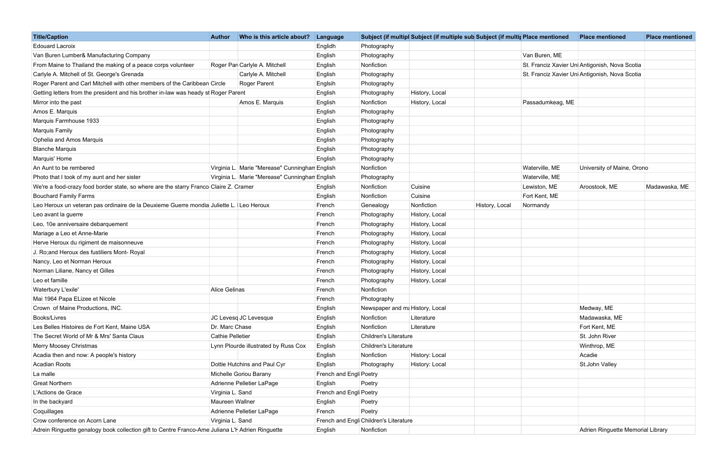| Title/Caption | Author | Who is this article about? | Language | Subject (if multipl | Subject (if multiple sub | Subject (if multip | Place mentioned | Place mentioned | Place mentioned |
|---|---|---|---|---|---|---|---|---|---|
| Edouard Lacroix | | | Englidh | Photography | | | | | |
| Van Buren Lumber& Manufacturing Company | | | English | Photography | | | Van Buren, ME | | |
| From Maine to Thailand the making of a peace corps volunteer | Roger Pare | Carlyle A. Mitchell | English | Nonfiction | | | St. Franciz Xavier Uni | Antigonish, Nova Scotia | |
| Carlyle A. Mitchell of St. George's Grenada | | Carlyle A. Mitchell | English | Photography | | | St. Franciz Xavier Uni | Antigonish, Nova Scotia | |
| Roger Parent and Carl Mitchell with other members of the Caribbean Circle | | Roger Parent | Englsih | Photography | | | | | |
| Getting letters from the president and his brother in-law was heady st | Roger Parent | | English | Photography | History, Local | | | | |
| Mirror into the past | | Amos E. Marquis | English | Nonfiction | History, Local | | Passadumkeag, ME | | |
| Amos E. Marquis | | | English | Photography | | | | | |
| Marquis Farmhouse 1933 | | | English | Photography | | | | | |
| Marquis Family | | | English | Photography | | | | | |
| Ophelia and Amos Marquis | | | English | Photography | | | | | |
| Blanche Marquis | | | English | Photography | | | | | |
| Marquis' Home | | | English | Photography | | | | | |
| An Aunt to be rembered | Virginia L. | Marie "Merease" Cunninghar | English | Nonfiction | | | Waterville, ME | University of Maine, Orono | |
| Photo that I took of my aunt and her sister | Virginia L. | Marie "Merease" Cunninghar | English | Photography | | | Waterville, ME | | |
| We're a food-crazy food border state, so where are the starry Franco | Claire Z. Cramer | | English | Nonfiction | Cuisine | | Lewiston, ME | Aroostook, ME | Madawaska, ME |
| Bouchard Family Farms | | | English | Nonfiction | Cuisine | | Fort Kent, ME | | |
| Leo Heroux un veteran pas ordinaire de la Deuxieme Guerre mondia | Juliette L. | Leo Heroux | French | Genealogy | Nonfiction | History, Local | Normandy | | |
| Leo avant la guerre | | | French | Photography | History, Local | | | | |
| Leo, 10e anniversaire debarquement | | | French | Photography | History, Local | | | | |
| Mariage a Leo et Anne-Marie | | | French | Photography | History, Local | | | | |
| Herve Heroux du rigiment de maisonneuve | | | French | Photography | History, Local | | | | |
| J. Ro;and Heroux des fustiliers Mont- Royal | | | French | Photography | History, Local | | | | |
| Nancy, Leo et Norman Heroux | | | French | Photography | History, Local | | | | |
| Norman Liliane, Nancy et Gilles | | | French | Photography | History, Local | | | | |
| Leo et famille | | | French | Photography | History, Local | | | | |
| Waterbury L'exile' | Alice Gelinas | | French | Nonfiction | | | | | |
| Mai 1964 Papa ELizee et Nicole | | | French | Photography | | | | | |
| Crown of Maine Productions, INC. | | | English | Newspaper and ma | History, Local | | | Medway, ME | |
| Books/Livres | JC Levesq | JC Levesque | English | Nonfiction | Literature | | | Madawaska, ME | |
| Les Belles Histoires de Fort Kent, Maine USA | Dr. Marc Chase | | English | Nonfiction | Literature | | | Fort Kent, ME | |
| The Secret World of Mr & Mrs' Santa Claus | Cathie Pelletier | | English | Children's Literature | | | | St. John River | |
| Merry Moosey Christmas | Lynn Plourde illustrated by Russ Cox | | English | Children's Literature | | | | Winthrop, ME | |
| Acadia then and now: A people's history | | | English | Nonfiction | History: Local | | | Acadie | |
| Acadian Roots | Dottie Hutchins and Paul Cyr | | English | Photography | History: Local | | | St.John Valley | |
| La malle | Michelle Goriou Barany | | French and Engli | Poetry | | | | | |
| Great Northern | Adrienne Pelletier LaPage | | English | Poetry | | | | | |
| L'Actions de Grace | Virginia L. Sand | | French and Engli | Poetry | | | | | |
| In the backyard | Maureen Wallner | | English | Poetry | | | | | |
| Coquillages | Adrienne Pelletier LaPage | | French | Poetry | | | | | |
| Crow conference on Acorn Lane | Virginia L. Sand | | French and Engli | Children's Literature | | | | | |
| Adrein Ringuette genalogy book collection gift to Centre Franco-Ame | Juliana L'H | Adrien Ringuette | English | Nonfiction | | | | Adrien Ringuette Memorial Library | |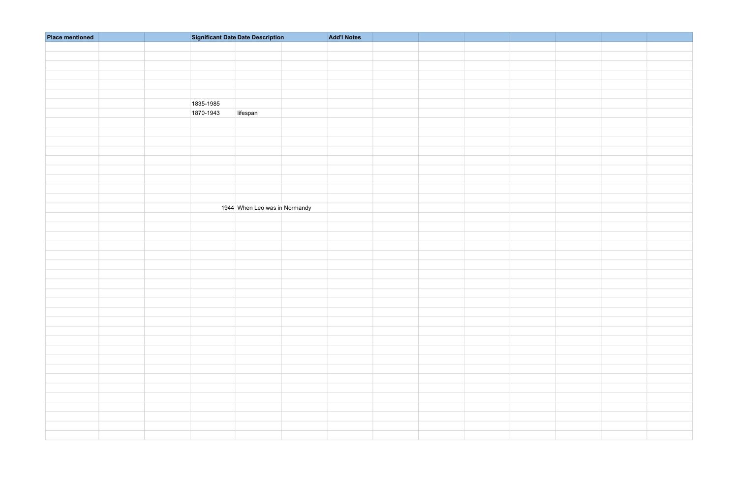| Place mentioned | | | Significant Date | Date Description | | Add'l Notes |
|---|---|---|---|---|---|---|
| | | | 1835-1985 | | | |
| | | | 1870-1943 | lifespan | | |
| | | | 1944 | When Leo was in Normandy | | |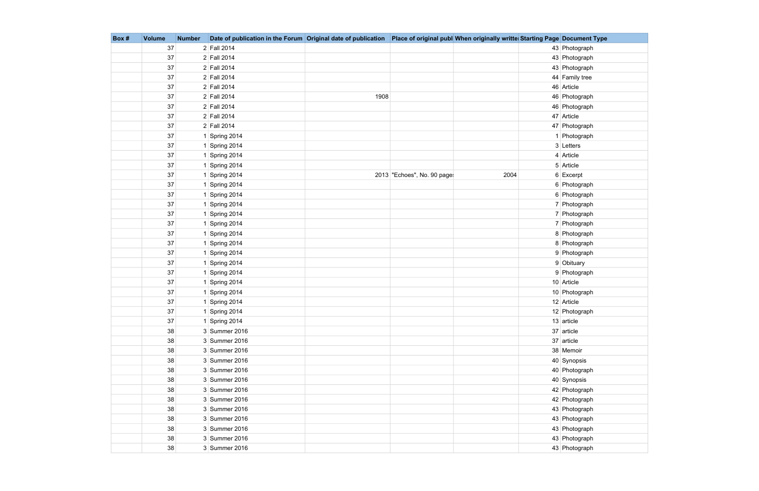| Box # | Volume | Number | Date of publication in the Forum | Original date of publication | Place of original publ | When originally writte | Starting Page | Document Type |
|---|---|---|---|---|---|---|---|---|
| | 37 | 2 | Fall 2014 | | | | 43 | Photograph |
| | 37 | 2 | Fall 2014 | | | | 43 | Photograph |
| | 37 | 2 | Fall 2014 | | | | 43 | Photograph |
| | 37 | 2 | Fall 2014 | | | | 44 | Family tree |
| | 37 | 2 | Fall 2014 | | | | 46 | Article |
| | 37 | 2 | Fall 2014 | 1908 | | | 46 | Photograph |
| | 37 | 2 | Fall 2014 | | | | 46 | Photograph |
| | 37 | 2 | Fall 2014 | | | | 47 | Article |
| | 37 | 2 | Fall 2014 | | | | 47 | Photograph |
| | 37 | 1 | Spring 2014 | | | | 1 | Photograph |
| | 37 | 1 | Spring 2014 | | | | 3 | Letters |
| | 37 | 1 | Spring 2014 | | | | 4 | Article |
| | 37 | 1 | Spring 2014 | | | | 5 | Article |
| | 37 | 1 | Spring 2014 | 2013 | "Echoes", No. 90 page | 2004 | 6 | Excerpt |
| | 37 | 1 | Spring 2014 | | | | 6 | Photograph |
| | 37 | 1 | Spring 2014 | | | | 6 | Photograph |
| | 37 | 1 | Spring 2014 | | | | 7 | Photograph |
| | 37 | 1 | Spring 2014 | | | | 7 | Photograph |
| | 37 | 1 | Spring 2014 | | | | 7 | Photograph |
| | 37 | 1 | Spring 2014 | | | | 8 | Photograph |
| | 37 | 1 | Spring 2014 | | | | 8 | Photograph |
| | 37 | 1 | Spring 2014 | | | | 9 | Photograph |
| | 37 | 1 | Spring 2014 | | | | 9 | Obituary |
| | 37 | 1 | Spring 2014 | | | | 9 | Photograph |
| | 37 | 1 | Spring 2014 | | | | 10 | Article |
| | 37 | 1 | Spring 2014 | | | | 10 | Photograph |
| | 37 | 1 | Spring 2014 | | | | 12 | Article |
| | 37 | 1 | Spring 2014 | | | | 12 | Photograph |
| | 37 | 1 | Spring 2014 | | | | 13 | article |
| | 38 | 3 | Summer 2016 | | | | 37 | article |
| | 38 | 3 | Summer 2016 | | | | 37 | article |
| | 38 | 3 | Summer 2016 | | | | 38 | Memoir |
| | 38 | 3 | Summer 2016 | | | | 40 | Synopsis |
| | 38 | 3 | Summer 2016 | | | | 40 | Photograph |
| | 38 | 3 | Summer 2016 | | | | 40 | Synopsis |
| | 38 | 3 | Summer 2016 | | | | 42 | Photograph |
| | 38 | 3 | Summer 2016 | | | | 42 | Photograph |
| | 38 | 3 | Summer 2016 | | | | 43 | Photograph |
| | 38 | 3 | Summer 2016 | | | | 43 | Photograph |
| | 38 | 3 | Summer 2016 | | | | 43 | Photograph |
| | 38 | 3 | Summer 2016 | | | | 43 | Photograph |
| | 38 | 3 | Summer 2016 | | | | 43 | Photograph |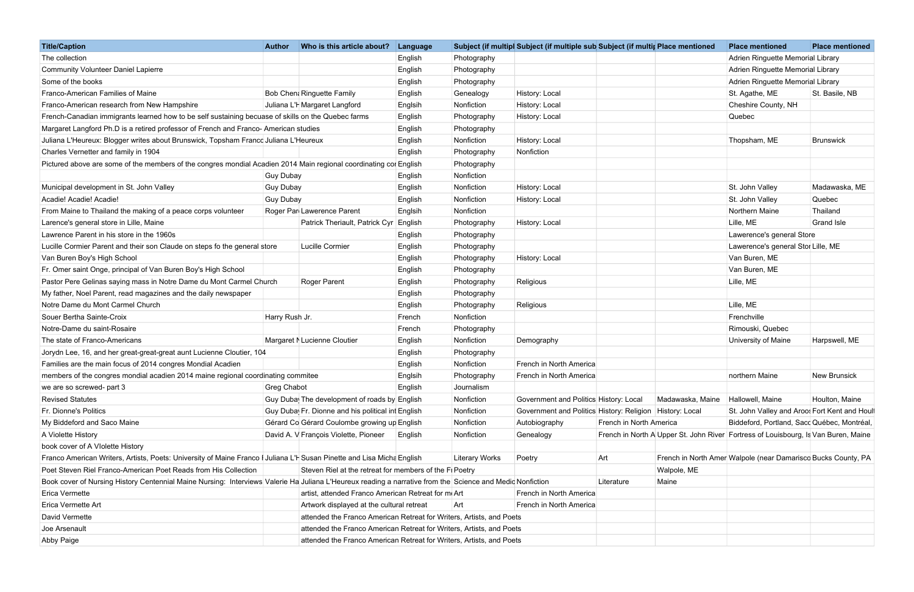| Title/Caption | Author | Who is this article about? | Language | Subject (if multipl | Subject (if multiple sub | Subject (if multip | Place mentioned | Place mentioned | Place mentioned |
|---|---|---|---|---|---|---|---|---|---|
| The collection | | | English | Photography | | | | Adrien Ringuette Memorial Library | |
| Community Volunteer Daniel Lapierre | | | English | Photography | | | | Adrien Ringuette Memorial Library | |
| Some of the books | | | English | Photography | | | | Adrien Ringuette Memorial Library | |
| Franco-American Families of Maine | Bob Chena | Ringuette Family | English | Genealogy | History: Local | | | St. Agathe, ME | St. Basile, NB |
| Franco-American research from New Hampshire | Juliana L'H | Margaret Langford | Englsih | Nonfiction | History: Local | | | Cheshire County, NH | |
| French-Canadian immigrants learned how to be self sustaining becuase of skills on the Quebec farms | | | English | Photography | History: Local | | | Quebec | |
| Margaret Langford Ph.D is a retired professor of French and Franco- American studies | | | English | Photography | | | | | |
| Juliana L'Heureux: Blogger writes about Brunswick, Topsham Franco | Juliana L'Heureux | | English | Nonfiction | History: Local | | | Thopsham, ME | Brunswick |
| Charles Vernetter and family in 1904 | | | English | Photography | Nonfiction | | | | |
| Pictured above are some of the members of the congres mondial Acadien 2014 Main regional coordinating co | | | English | Photography | | | | | |
| | Guy Dubay | | English | Nonfiction | | | | | |
| Municipal development in St. John Valley | Guy Dubay | | English | Nonfiction | History: Local | | | St. John Valley | Madawaska, ME |
| Acadie! Acadie! Acadie! | Guy Dubay | | English | Nonfiction | History: Local | | | St. John Valley | Quebec |
| From Maine to Thailand the making of a peace corps volunteer | Roger Par | Lawerence Parent | Englsih | Nonfiction | | | | Northern Maine | Thailand |
| Larence's general store in Lille, Maine | | Patrick Theriault, Patrick Cyr | English | Photography | History: Local | | | Lille, ME | Grand Isle |
| Lawrence Parent in his store in the 1960s | | | English | Photography | | | | Lawerence's general Store | |
| Lucille Cormier Parent and their son Claude on steps fo the general store | | Lucille Cormier | English | Photography | | | | Lawerence's general Stor | Lille, ME |
| Van Buren Boy's High School | | | English | Photography | History: Local | | | Van Buren, ME | |
| Fr. Omer saint Onge, principal of Van Buren Boy's High School | | | English | Photography | | | | Van Buren, ME | |
| Pastor Pere Gelinas saying mass in Notre Dame du Mont Carmel Church | | Roger Parent | English | Photography | Religious | | | Lille, ME | |
| My father, Noel Parent, read magazines and the daily newspaper | | | English | Photography | | | | | |
| Notre Dame du Mont Carmel Church | | | English | Photography | Religious | | | Lille, ME | |
| Souer Bertha Sainte-Croix | Harry Rush Jr. | | French | Nonfiction | | | | Frenchville | |
| Notre-Dame du saint-Rosaire | | | French | Photography | | | | Rimouski, Quebec | |
| The state of Franco-Americans | Margaret N | Lucienne Cloutier | English | Nonfiction | Demography | | | University of Maine | Harpswell, ME |
| Jorydn Lee, 16, and her great-great-great aunt Lucienne Cloutier, 104 | | | English | Photography | | | | | |
| Families are the main focus of 2014 congres Mondial Acadien | | | English | Nonfiction | French in North America | | | | |
| members of the congres mondial acadien 2014 maine regional coordinating commitee | | | Englsih | Photography | French in North America | | | northern Maine | New Brunsick |
| we are so screwed- part 3 | Greg Chabot | | English | Journalism | | | | | |
| Revised Statutes | Guy Dubay | The development of roads by | English | Nonfiction | Government and Politics | History: Local | Madawaska, Maine | Hallowell, Maine | Houlton, Maine |
| Fr. Dionne's Politics | Guy Dubay | Fr. Dionne and his political int | English | Nonfiction | Government and Politics | History: Religion | History: Local | St. John Valley and Aroos | Fort Kent and Houl |
| My Biddeford and Saco Maine | Gérard Co | Gérard Coulombe growing up | English | Nonfiction | Autobiography | French in North America | | Biddeford, Portland, Sacc | Québec, Montréal, |
| A Violette History | David A. V | François Violette, Pioneer | English | Nonfiction | Genealogy | French in North A | Upper St. John River | Fortress of Louisbourg, Is | Van Buren, Maine |
| book cover of A VIolette History | | | | | | | | | |
| Franco American Writers, Artists, Poets: University of Maine Franco I | Juliana L'H | Susan Pinette and Lisa Micha | English | Literary Works | Poetry | Art | French in North Amer | Walpole (near Damarisco | Bucks County, PA |
| Poet Steven Riel Franco-American Poet Reads from His Collection | | Steven Riel at the retreat for members of the Fr | Poetry | | | | Walpole, ME | | |
| Book cover of Nursing History Centennial Maine Nursing: Interviews | Valerie Ha | Juliana L'Heureux reading a narrative from the | Science and Medic | Nonfiction | | Literature | Maine | | |
| Erica Vermette | | artist, attended Franco American Retreat for mu | Art | | French in North America | | | | |
| Erica Vermette Art | | Artwork displayed at the cultural retreat | Art | | French in North America | | | | |
| David Vermette | | attended the Franco American Retreat for Writers, Artists, and Poets | | | | | | | |
| Joe Arsenault | | attended the Franco American Retreat for Writers, Artists, and Poets | | | | | | | |
| Abby Paige | | attended the Franco American Retreat for Writers, Artists, and Poets | | | | | | | |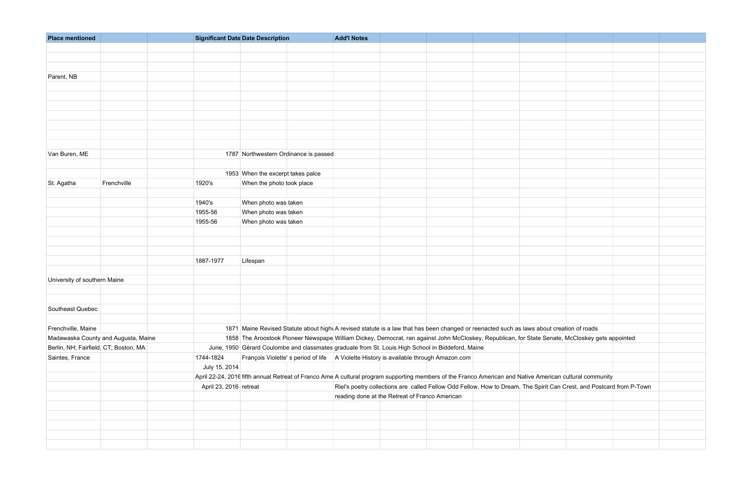| Place mentioned | | | Significant Date | Date Description | | Add'l Notes |
|---|---|---|---|---|---|---|
| Parent, NB | | | | | | |
| Van Buren, ME | | | 1787 | Northwestern Ordinance is passed | | |
| | | | 1953 | When the excerpt takes palce | | |
| St. Agatha | Frenchville | | 1920's | When the photo took place | | |
| | | | 1940's | When photo was taken | | |
| | | | 1955-56 | When photo was taken | | |
| | | | 1955-56 | When photo was taken | | |
| | | | 1887-1977 | Lifespan | | |
| University of southern Maine | | | | | | |
| Southeast Quebec | | | | | | |
| Frenchville, Maine | | | 1871 | Maine Revised Statute about highw | | A revised statute is a law that has been changed or reenacted such as laws about creation of roads |
| Madawaska County and Augusta, Maine | | | 1858 | The Aroostook Pioneer Newspape | | William Dickey, Democrat, ran against John McCloskey, Republican, for State Senate, McCloskey gets appointed |
| Berlin, NH; Fairfield, CT; Boston, MA | | | June, 1950 | Gérard Coulombe and classmates | | graduate from St. Louis High School in Biddeford, Maine |
| Saintes, France | | | 1744-1824 | François Violette' s period of life | | A Violette History is available through Amazon.com |
| | | | July 15, 2014 | | | |
| | | | April 22-24, 2016 | fifth annual Retreat of Franco Ame | | A cultural program supporting members of the Franco American and Native American cultural community |
| | | | April 23, 2016 | retreat | | Riel's poetry collections are called Fellow Odd Fellow, How to Dream, The Spirit Can Crest, and Postcard from P-Town |
| | | | | | | reading done at the Retreat of Franco American |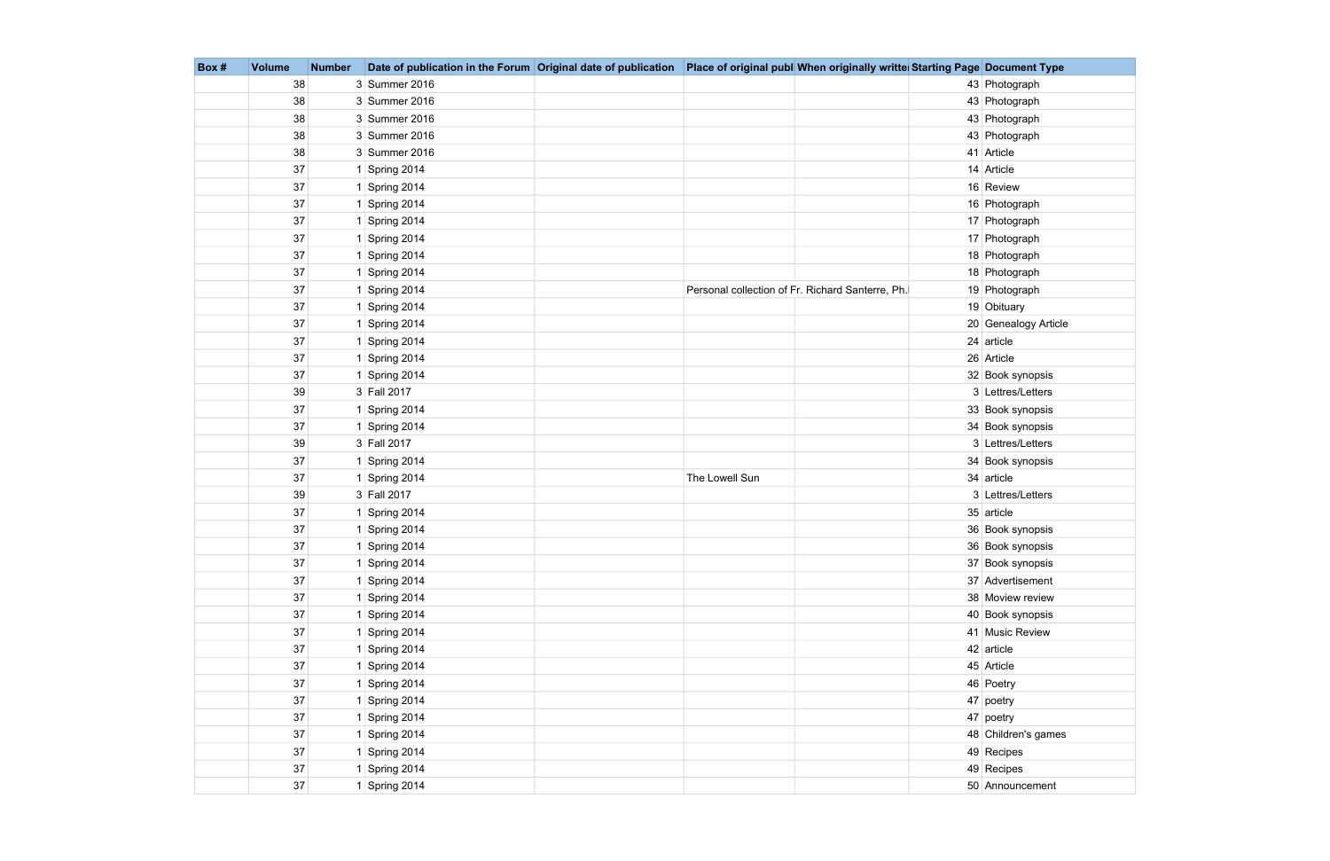| Box # | Volume | Number | Date of publication in the Forum | Original date of publication | Place of original publ | When originally writte | Starting Page | Document Type |
|---|---|---|---|---|---|---|---|---|
| | 38 | 3 | Summer 2016 | | | | 43 | Photograph |
| | 38 | 3 | Summer 2016 | | | | 43 | Photograph |
| | 38 | 3 | Summer 2016 | | | | 43 | Photograph |
| | 38 | 3 | Summer 2016 | | | | 43 | Photograph |
| | 38 | 3 | Summer 2016 | | | | 41 | Article |
| | 37 | 1 | Spring 2014 | | | | 14 | Article |
| | 37 | 1 | Spring 2014 | | | | 16 | Review |
| | 37 | 1 | Spring 2014 | | | | 16 | Photograph |
| | 37 | 1 | Spring 2014 | | | | 17 | Photograph |
| | 37 | 1 | Spring 2014 | | | | 17 | Photograph |
| | 37 | 1 | Spring 2014 | | | | 18 | Photograph |
| | 37 | 1 | Spring 2014 | | | | 18 | Photograph |
| | 37 | 1 | Spring 2014 | | Personal collection of Fr. Richard Santerre, Ph.l | | 19 | Photograph |
| | 37 | 1 | Spring 2014 | | | | 19 | Obituary |
| | 37 | 1 | Spring 2014 | | | | 20 | Genealogy Article |
| | 37 | 1 | Spring 2014 | | | | 24 | article |
| | 37 | 1 | Spring 2014 | | | | 26 | Article |
| | 37 | 1 | Spring 2014 | | | | 32 | Book synopsis |
| | 39 | 3 | Fall 2017 | | | | 3 | Lettres/Letters |
| | 37 | 1 | Spring 2014 | | | | 33 | Book synopsis |
| | 37 | 1 | Spring 2014 | | | | 34 | Book synopsis |
| | 39 | 3 | Fall 2017 | | | | 3 | Lettres/Letters |
| | 37 | 1 | Spring 2014 | | | | 34 | Book synopsis |
| | 37 | 1 | Spring 2014 | | The Lowell Sun | | 34 | article |
| | 39 | 3 | Fall 2017 | | | | 3 | Lettres/Letters |
| | 37 | 1 | Spring 2014 | | | | 35 | article |
| | 37 | 1 | Spring 2014 | | | | 36 | Book synopsis |
| | 37 | 1 | Spring 2014 | | | | 36 | Book synopsis |
| | 37 | 1 | Spring 2014 | | | | 37 | Book synopsis |
| | 37 | 1 | Spring 2014 | | | | 37 | Advertisement |
| | 37 | 1 | Spring 2014 | | | | 38 | Moview review |
| | 37 | 1 | Spring 2014 | | | | 40 | Book synopsis |
| | 37 | 1 | Spring 2014 | | | | 41 | Music Review |
| | 37 | 1 | Spring 2014 | | | | 42 | article |
| | 37 | 1 | Spring 2014 | | | | 45 | Article |
| | 37 | 1 | Spring 2014 | | | | 46 | Poetry |
| | 37 | 1 | Spring 2014 | | | | 47 | poetry |
| | 37 | 1 | Spring 2014 | | | | 47 | poetry |
| | 37 | 1 | Spring 2014 | | | | 48 | Children's games |
| | 37 | 1 | Spring 2014 | | | | 49 | Recipes |
| | 37 | 1 | Spring 2014 | | | | 49 | Recipes |
| | 37 | 1 | Spring 2014 | | | | 50 | Announcement |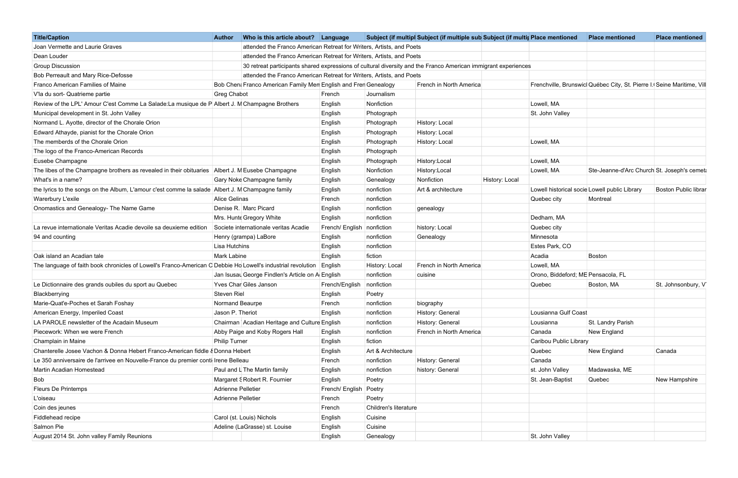| Title/Caption | Author | Who is this article about? | Language | Subject (if multipl | Subject (if multiple sub | Subject (if multip | Place mentioned | Place mentioned | Place mentioned |
|---|---|---|---|---|---|---|---|---|---|
| Joan Vermette and Laurie Graves | | attended the Franco American Retreat for Writers, Artists, and Poets | | | | | | | |
| Dean Louder | | attended the Franco American Retreat for Writers, Artists, and Poets | | | | | | | |
| Group Discussion | | 30 retreat participants shared expressions of cultural diversity and the Franco American immigrant experiences | | | | | | | |
| Bob Perreault and Mary Rice-Defosse | | attended the Franco American Retreat for Writers, Artists, and Poets | | | | | | | |
| Franco American Families of Maine | Bob Chena | Franco American Family Mem | English and Fren | Genealogy | French in North America | | Frenchville, Brunswicl | Québec City, St. Pierre I. | Seine Maritime, Vill |
| V'la du sort- Quatrieme partie | Greg Chabot | | French | Journalism | | | | | |
| Review of the LPL' Amour C'est Comme La Salade:La musique de P | Albert J. M | Champagne Brothers | English | Nonfiction | | | Lowell, MA | | |
| Municipal development in St. John Valley | | | English | Photograph | | | St. John Valley | | |
| Normand L. Ayotte, director of the Chorale Orion | | | English | Photograph | History: Local | | | | |
| Edward Athayde, pianist for the Chorale Orion | | | English | Photograph | History: Local | | | | |
| The memberds of the Chorale Orion | | | English | Photograph | History: Local | | Lowell, MA | | |
| The logo of the Franco-American Records | | | English | Photograph | | | | | |
| Eusebe Champagne | | | English | Photograph | History:Local | | Lowell, MA | | |
| The libes of the Champagne brothers as revealed in their obituaries | Albert J. M | Eusebe Champagne | English | Nonfiction | History:Local | | Lowell, MA | Ste-Jeanne-d'Arc Church | St. Joseph's cemet |
| What's in a name? | Gary Noke | Champagne family | English | Genealogy | Nonfiction | History: Local | | | |
| the lyrics to the songs on the Album, L'amour c'est comme la salade | Albert J. M | Champagne family | English | nonfiction | Art & architecture | | Lowell historical socie | Lowell public Library | Boston Public librar |
| Warerbury L'exile | Alice Gelinas | | French | nonfiction | | | Quebec city | Montreal | |
| Onomastics and Genealogy- The Name Game | Denise R. | Marc Picard | English | nonfiction | genealogy | | | | |
| | Mrs. Hunte | Gregory White | English | nonfiction | | | Dedham, MA | | |
| La revue internationale Veritas Acadie devoile sa deuxieme edition | Societe internationale veritas Acadie | | French/ English | nonfiction | history: Local | | Quebec city | | |
| 94 and counting | Henry (grampa) LaBore | | English | nonfiction | Genealogy | | Minnesota | | |
| | Lisa Hutchins | | English | nonfiction | | | Estes Park, CO | | |
| Oak island an Acadian tale | Mark Labine | | English | fiction | | | Acadia | Boston | |
| The language of faith book chronicles of Lowell's Franco-American C | Debbie Ho | Lowell's industrial revolution | English | History: Local | French in North America | | Lowell, MA | | |
| | Jan Isusau | George Findlen's Article on A | English | nonfiction | cuisine | | Orono, Biddeford; ME | Pensacola, FL | |
| Le Dictionnaire des grands oubiles du sport au Quebec | Yves Char | Giles Janson | French/English | nonfiction | | | Quebec | Boston, MA | St. Johnsonbury, V |
| Blackberrying | Steven Riel | | English | Poetry | | | | | |
| Marie-Quat'e-Poches et Sarah Foshay | Normand Beaurpe | | French | nonfiction | biography | | | | |
| American Energy, Imperiled Coast | Jason P. Theriot | | English | nonfiction | History: General | | Lousianna Gulf Coast | | |
| LA PAROLE newsletter of the Acadain Museum | Chairman | Acadian Heritage and Culture | English | nonfiction | History: General | | Lousianna | St. Landry Parish | |
| Piecework: When we were French | Abby Paige and Koby Rogers Hall | | English | nonfiction | French in North America | | Canada | New England | |
| Champlain in Maine | Philip Turner | | English | fiction | | | Caribou Public Library | | |
| Chanterelle Josee Vachon & Donna Hebert Franco-American fiddle & | Donna Hebert | | English | Art & Architecture | | | Quebec | New England | Canada |
| Le 350 anniversaire de l'arrivee en Nouvelle-France du premier conti | Irene Belleau | | French | nonfiction | History: General | | Canada | | |
| Martin Acadian Homestead | Paul and L | The Martin family | English | nonfiction | history: General | | st. John Valley | Madawaska, ME | |
| Bob | Margaret S | Robert R. Fournier | English | Poetry | | | St. Jean-Baptist | Quebec | New Hampshire |
| Fleurs De Printemps | Adrienne Pelletier | | French/ English | Poetry | | | | | |
| L'oiseau | Adrienne Pelletier | | French | Poetry | | | | | |
| Coin des jeunes | | | French | Children's literature | | | | | |
| Fiddlehead recipe | Carol (st. Louis) Nichols | | English | Cuisine | | | | | |
| Salmon Pie | Adeline (LaGrasse) st. Louise | | English | Cuisine | | | | | |
| August 2014 St. John valley Family Reunions | | | English | Genealogy | | | St. John Valley | | |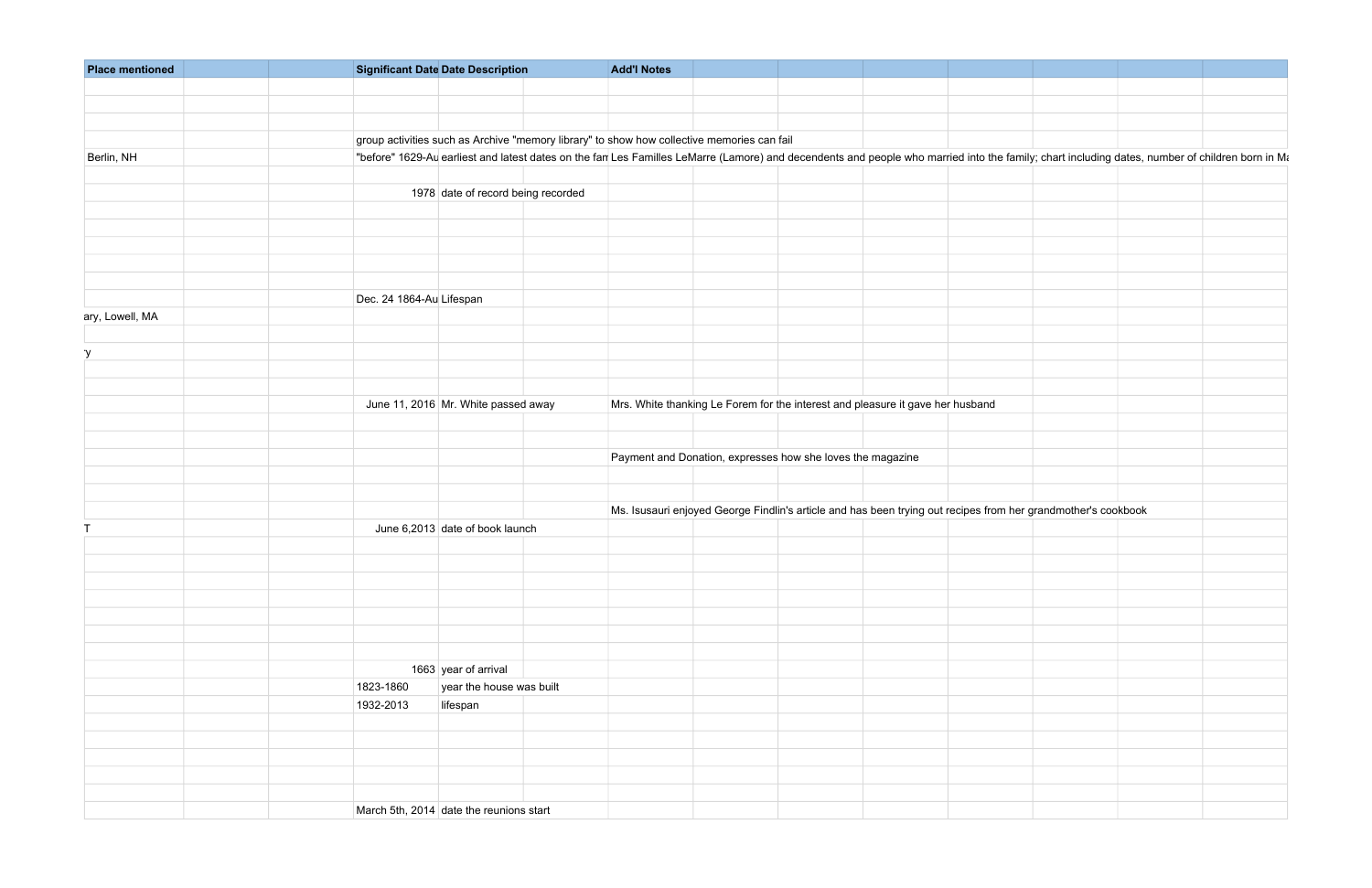| Place mentioned | | | Significant Date | Date Description | | Add'l Notes | | | | | | | |
|---|---|---|---|---|---|---|---|---|---|---|---|---|---|
| | | | | | | | | | | | | | |
| | | | | | | | | | | | | | |
| | | | | | | | | | | | | | |
| | | | group activities such as Archive "memory library" to show how collective memories can fail | | | | | | | | | | |
| Berlin, NH | | | "before" 1629-Au | earliest and latest dates on the fam | | Les Familles LeMarre (Lamore) and decendents and people who married into the family; chart including dates, number of children born in Ma | | | | | | | |
| | | | | | | | | | | | | | |
| | | | 1978 | date of record being recorded | | | | | | | | | |
| | | | | | | | | | | | | | |
| | | | | | | | | | | | | | |
| | | | | | | | | | | | | | |
| | | | | | | | | | | | | | |
| | | | | | | | | | | | | | |
| | | | Dec. 24 1864-Au | Lifespan | | | | | | | | | |
| ary, Lowell, MA | | | | | | | | | | | | | |
| | | | | | | | | | | | | | |
| 'y | | | | | | | | | | | | | |
| | | | | | | | | | | | | | |
| | | | | | | | | | | | | | |
| | | | June 11, 2016 | Mr. White passed away | | Mrs. White thanking Le Forem for the interest and pleasure it gave her husband | | | | | | | |
| | | | | | | | | | | | | | |
| | | | | | | | | | | | | | |
| | | | | | | Payment and Donation, expresses how she loves the magazine | | | | | | | |
| | | | | | | | | | | | | | |
| | | | | | | | | | | | | | |
| | | | | | | Ms. Isusauri enjoyed George Findlin's article and has been trying out recipes from her grandmother's cookbook | | | | | | | |
| T | | | June 6,2013 | date of book launch | | | | | | | | | |
| | | | | | | | | | | | | | |
| | | | | | | | | | | | | | |
| | | | | | | | | | | | | | |
| | | | | | | | | | | | | | |
| | | | | | | | | | | | | | |
| | | | | | | | | | | | | | |
| | | | | | | | | | | | | | |
| | | | 1663 | year of arrival | | | | | | | | | |
| | | | 1823-1860 | year the house was built | | | | | | | | | |
| | | | 1932-2013 | lifespan | | | | | | | | | |
| | | | | | | | | | | | | | |
| | | | | | | | | | | | | | |
| | | | | | | | | | | | | | |
| | | | | | | | | | | | | | |
| | | | | | | | | | | | | | |
| | | | March 5th, 2014 | date the reunions start | | | | | | | | | |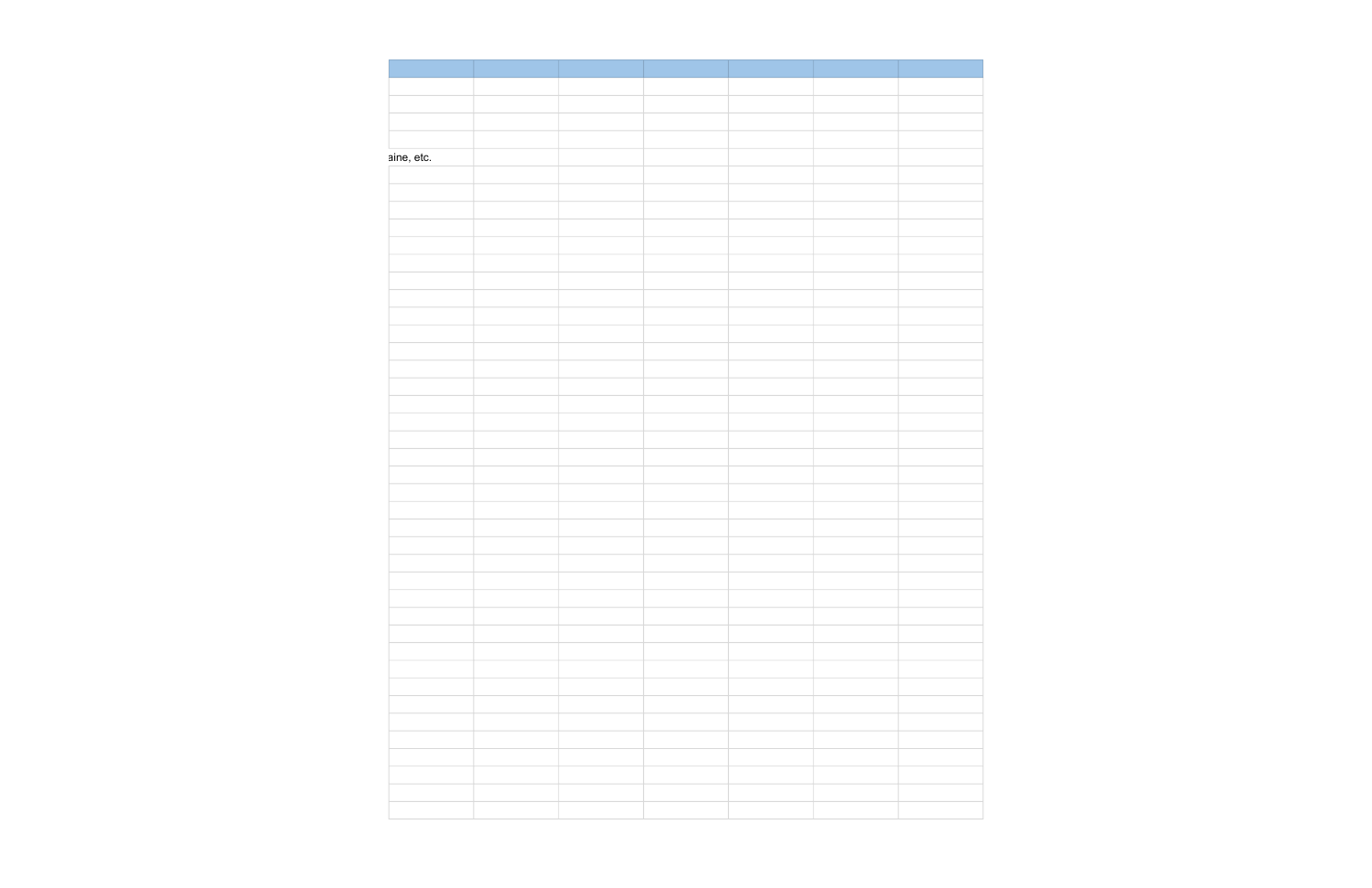aine, etc.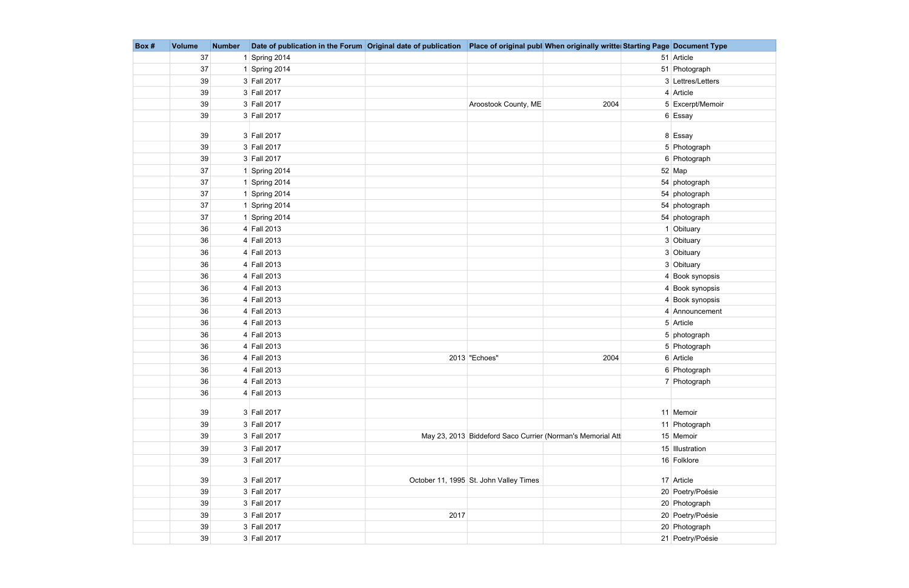| Box # | Volume | Number | Date of publication in the Forum | Original date of publication | Place of original publ | When originally writte | Starting Page | Document Type |
|---|---|---|---|---|---|---|---|---|
| | 37 | 1 | Spring 2014 | | | | 51 | Article |
| | 37 | 1 | Spring 2014 | | | | 51 | Photograph |
| | 39 | 3 | Fall 2017 | | | | 3 | Lettres/Letters |
| | 39 | 3 | Fall 2017 | | | | 4 | Article |
| | 39 | 3 | Fall 2017 | | Aroostook County, ME | 2004 | 5 | Excerpt/Memoir |
| | 39 | 3 | Fall 2017 | | | | 6 | Essay |
| | 39 | 3 | Fall 2017 | | | | 8 | Essay |
| | 39 | 3 | Fall 2017 | | | | 5 | Photograph |
| | 39 | 3 | Fall 2017 | | | | 6 | Photograph |
| | 37 | 1 | Spring 2014 | | | | 52 | Map |
| | 37 | 1 | Spring 2014 | | | | 54 | photograph |
| | 37 | 1 | Spring 2014 | | | | 54 | photograph |
| | 37 | 1 | Spring 2014 | | | | 54 | photograph |
| | 37 | 1 | Spring 2014 | | | | 54 | photograph |
| | 36 | 4 | Fall 2013 | | | | 1 | Obituary |
| | 36 | 4 | Fall 2013 | | | | 3 | Obituary |
| | 36 | 4 | Fall 2013 | | | | 3 | Obituary |
| | 36 | 4 | Fall 2013 | | | | 3 | Obituary |
| | 36 | 4 | Fall 2013 | | | | 4 | Book synopsis |
| | 36 | 4 | Fall 2013 | | | | 4 | Book synopsis |
| | 36 | 4 | Fall 2013 | | | | 4 | Book synopsis |
| | 36 | 4 | Fall 2013 | | | | 4 | Announcement |
| | 36 | 4 | Fall 2013 | | | | 5 | Article |
| | 36 | 4 | Fall 2013 | | | | 5 | photograph |
| | 36 | 4 | Fall 2013 | | | | 5 | Photograph |
| | 36 | 4 | Fall 2013 | 2013 | "Echoes" | 2004 | 6 | Article |
| | 36 | 4 | Fall 2013 | | | | 6 | Photograph |
| | 36 | 4 | Fall 2013 | | | | 7 | Photograph |
| | 36 | 4 | Fall 2013 | | | | | |
| | 39 | 3 | Fall 2017 | | | | 11 | Memoir |
| | 39 | 3 | Fall 2017 | | | | 11 | Photograph |
| | 39 | 3 | Fall 2017 | May 23, 2013 | Biddeford Saco Currier (Norman's Memorial Att | | 15 | Memoir |
| | 39 | 3 | Fall 2017 | | | | 15 | Illustration |
| | 39 | 3 | Fall 2017 | | | | 16 | Folklore |
| | 39 | 3 | Fall 2017 | October 11, 1995 | St. John Valley Times | | 17 | Article |
| | 39 | 3 | Fall 2017 | | | | 20 | Poetry/Poésie |
| | 39 | 3 | Fall 2017 | | | | 20 | Photograph |
| | 39 | 3 | Fall 2017 | 2017 | | | 20 | Poetry/Poésie |
| | 39 | 3 | Fall 2017 | | | | 20 | Photograph |
| | 39 | 3 | Fall 2017 | | | | 21 | Poetry/Poésie |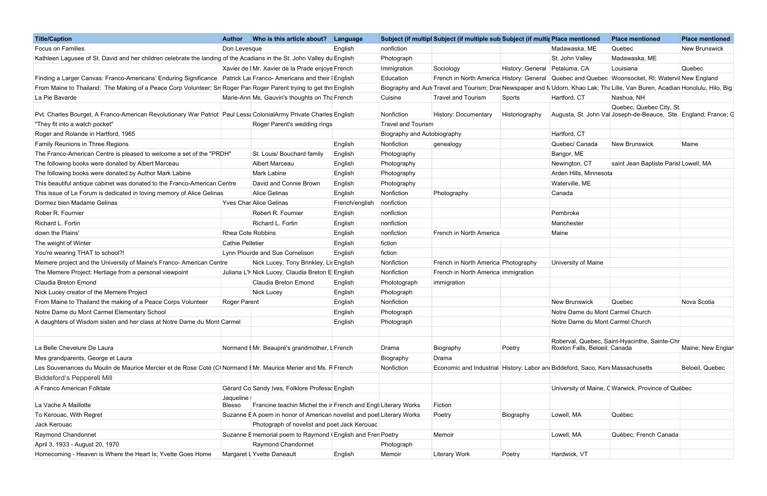| Title/Caption | Author | Who is this article about? | Language | Subject (if multipl | Subject (if multiple sub | Subject (if multip | Place mentioned | Place mentioned | Place mentioned |
|---|---|---|---|---|---|---|---|---|---|
| Focus on Families | Don Levesque | | English | nonfiction | | | Madawaska, ME | Quebec | New Brunswick |
| Kathleen Lagusee of St. David and her children celebrate the landing of the Acadians in the St. John Valley du | | | English | Photograph | | | St. John Valley | Madawaska, ME | |
| | Xavier de l | Mr. Xavier de la Prade enjoye | French | Immigration | Sociology | History: General | Petaluma, CA | Louisiana | Quebec |
| Finding a Larger Canvas: Franco-Americans' Enduring Significance | Patrick Lac | Franco- Americans and their l | English | Education | French in North America | History: General | Quebec and Quebec | Woonsocket, RI; Watervil | New England |
| From Maine to Thailand: The Making of a Peace Corp Volunteer; Sm | Roger Pari | Roger Parent trying to get thr | English | Biography and Aut | Travel and Tourism; Dra | Newspaper and M | Udorn, Khao Lak; Tha | Lille, Van Buren, Acadian | Honolulu, Hilo, Big |
| La Pie Bavarde | Marie-Ann | Ms. Gauvin's thoughts on Tha | French | Cuisine | Travel and Tourism | Sports | Hartford, CT | Nashua, NH | |
| Pvt. Charles Bourget, A Franco-American Revolutionary War Patriot | Paul Lessa | ColonialArmy Private Charles | English | Nonfiction | History: Documentary | Historiography | Augusta, St. John Val | Quebec, Quebec City, St. Joseph-de-Beauce, Ste. | England; France; G |
| "They fit into a watch pocket" | | Roger Parent's wedding rings | | Travel and Tourism | | | | | |
| Roger and Rolande in Hartford, 1965 | | | | Biography and Autobiography | | | Hartford, CT | | |
| Family Reunions in Three Regions | | | English | Nonfiction | genealogy | | Quebec/ Canada | New Brunswick | Maine |
| The Franco-American Centre is pleased to welcome a set of the "PRDH" | | St. Louis/ Bouchard family | English | Photography | | | Bangor, ME | | |
| The following books were donated by Albert Marceau | | Albert Marceau | English | Photography | | | Newington, CT | saint Jean Baptiste Parish | Lowell, MA |
| The following books were donated by Author Mark Labine | | Mark Labine | English | Photography | | | Arden Hills, Minnesota | | |
| This beautiful antique cabinet was donated to the Franco-American Centre | | David and Connie Brown | English | Photography | | | Waterville, ME | | |
| This issue of Le Forum is dedicated in loving memory of Alice Gelinas | | Alice Gelinas | English | Nonfiction | Photography | | Canada | | |
| Dormez bien Madame Gelinas | Yves Char | Alice Gelinas | French/english | nonfiction | | | | | |
| Rober R. Fournier | | Robert R. Fournier | English | nonfiction | | | Pembroke | | |
| Richard L. Fortin | | Richard L. Fortin | English | nonfiction | | | Manchester | | |
| down the Plains' | Rhea Cote Robbins | | English | nonfiction | French in North America | | Maine | | |
| The weight of Winter | Cathie Pelletier | | English | fiction | | | | | |
| You're wearing THAT to school?! | Lynn Plourde and Sue Cornelison | | English | fiction | | | | | |
| Memere project and the University of Maine's Franco- American Centre | | Nick Lucey, Tony Brinkley, Lis | English | Nonfiction | French in North America | Photography | University of Maine | | |
| The Memere Project: Hertiage from a personal viewpoint | Juliana L'H | Nick Lucey, Claudia Breton E | English | Nonfiction | French in North America | immigration | | | |
| Claudia Breton Emond | | Claudia Breton Emond | English | Phototograph | immigration | | | | |
| Nick Lucey creator of the Memere Project | | Nick Lucey | English | Photograph | | | | | |
| From Maine to Thailand the making of a Peace Corps Volunteer | Roger Parent | | English | Nonfiction | | | New Brunswick | Quebec | Nova Scotia |
| Notre Dame du Mont Carmel Elementary School | | | English | Photograph | | | Notre Dame du Mont Carmel Church | | |
| A daughters of Wisdom sisten and her class at Notre Dame du Mont Carmel | | | English | Photograph | | | Notre Dame du Mont Carmel Church | | |
| | | | | | | | | | |
| La Belle Chevelure De Laura | Normand E | Mr. Beaupré's grandmother, L | French | Drama | Biography | Poetry | Roberval, Quebec, Saint-Hyacinthe, Sainte-Chr Roxton Falls, Beloeil; Canada | | Maine; New Englan |
| Mes grandparents, George et Laura | | | | Biography | Drama | | | | |
| Les Souvenances du Moulin de Maurice Mercier et de Rose Coté (C | Normand E | Mr. Maurice Merier and Ms. R | French | Nonfiction | Economic and Industrial | History: Labor an | Biddeford, Saco, Ken | Massachusetts | Beloeil, Quebec |
| Biddeford's Pepperell Mill | | | | | | | | | |
| A Franco American Folktale | Gérard Co | Sandy Ives, Folklore Professo | English | | | | University of Maine, C | Warwick, Province of Québec | |
| La Vache A Maillotte | Jaqueline Blesso | Francine teachin Michel the ir | French and Engl | Literary Works | Fiction | | | | |
| To Kerouac, With Regret | Suzanne E | A poem in honor of American novelist and poet | | Literary Works | Poetry | Biography | Lowell, MA | Québec | |
| Jack Kerouac | | Photograph of novelist and poet Jack Kerouac | | | | | | | |
| Raymond Chandonnet | Suzanne E | memorial poem to Raymond C | English and Fren | Poetry | Memoir | | Lowell, MA | Québec; French Canada | |
| April 3, 1933 - August 20, 1970 | | Raymond Chandonnet | | Photograph | | | | | |
| Homecoming - Heaven is Where the Heart Is; Yvette Goes Home | Margaret L | Yvette Daneault | English | Memoir | Literary Work | Poetry | Hardwick, VT | | |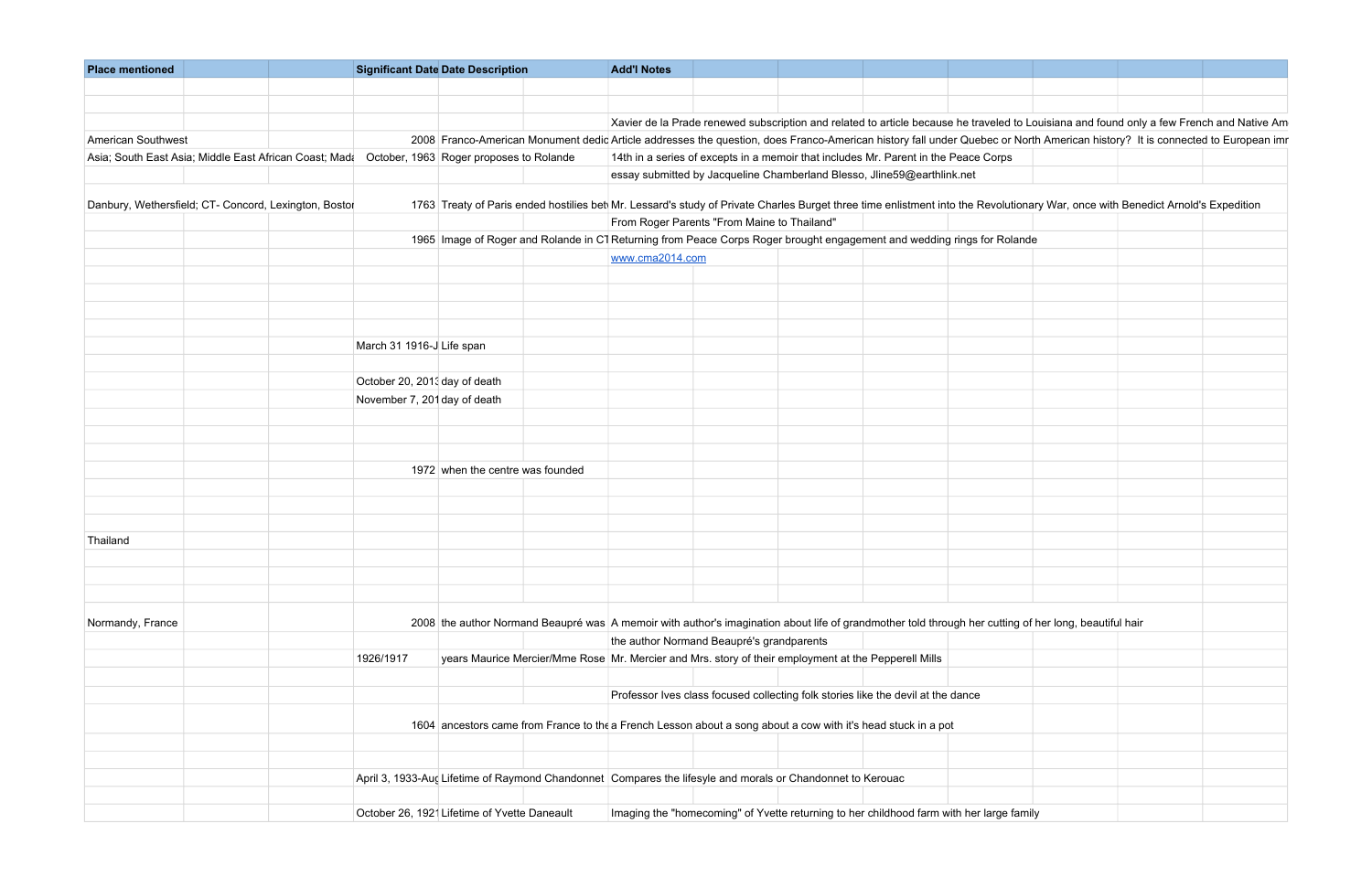| Place mentioned | | | Significant Date | Date Description | | Add'l Notes | | | | | | | |
|---|---|---|---|---|---|---|---|---|---|---|---|---|---|
| | | | | | | | | | | | | | |
| | | | | | | | | | | | | | |
| | | | | | | Xavier de la Prade renewed subscription and related to article because he traveled to Louisiana and found only a few French and Native Am | | | | | | | |
| American Southwest | | | 2008 | Franco-American Monument dedic | | Article addresses the question, does Franco-American history fall under Quebec or North American history? It is connected to European imr | | | | | | | |
| Asia; South East Asia; Middle East African Coast; Mada | | | October, 1963 | Roger proposes to Rolande | | 14th in a series of excepts in a memoir that includes Mr. Parent in the Peace Corps | | | | | | | |
| | | | | | | essay submitted by Jacqueline Chamberland Blesso, Jline59@earthlink.net | | | | | | | |
| Danbury, Wethersfield; CT- Concord, Lexington, Bostor | | | 1763 | Treaty of Paris ended hostilies betv | | Mr. Lessard's study of Private Charles Burget three time enlistment into the Revolutionary War, once with Benedict Arnold's Expedition | | | | | | | |
| | | | | | | From Roger Parents "From Maine to Thailand" | | | | | | | |
| | | | 1965 | Image of Roger and Rolande in CT | | Returning from Peace Corps Roger brought engagement and wedding rings for Rolande | | | | | | | |
| | | | | | | www.cma2014.com | | | | | | | |
| | | | | | | | | | | | | | |
| | | | | | | | | | | | | | |
| | | | | | | | | | | | | | |
| | | | | | | | | | | | | | |
| | | | March 31 1916-J | Life span | | | | | | | | | |
| | | | | | | | | | | | | | |
| | | | October 20, 201: | day of death | | | | | | | | | |
| | | | November 7, 201 | day of death | | | | | | | | | |
| | | | | | | | | | | | | | |
| | | | | | | | | | | | | | |
| | | | | | | | | | | | | | |
| | | | 1972 | when the centre was founded | | | | | | | | | |
| | | | | | | | | | | | | | |
| | | | | | | | | | | | | | |
| | | | | | | | | | | | | | |
| Thailand | | | | | | | | | | | | | |
| | | | | | | | | | | | | | |
| | | | | | | | | | | | | | |
| | | | | | | | | | | | | | |
| Normandy, France | | | 2008 | the author Normand Beaupré was | | A memoir with author's imagination about life of grandmother told through her cutting of her long, beautiful hair | | | | | | | |
| | | | | | | the author Normand Beaupré's grandparents | | | | | | | |
| | | | 1926/1917 | years Maurice Mercier/Mme Rose | | Mr. Mercier and Mrs. story of their employment at the Pepperell Mills | | | | | | | |
| | | | | | | | | | | | | | |
| | | | | | | Professor Ives class focused collecting folk stories like the devil at the dance | | | | | | | |
| | | | 1604 | ancestors came from France to the | | a French Lesson about a song about a cow with it's head stuck in a pot | | | | | | | |
| | | | | | | | | | | | | | |
| | | | | | | | | | | | | | |
| | | | April 3, 1933-Auç | Lifetime of Raymond Chandonnet | | Compares the lifesyle and morals or Chandonnet to Kerouac | | | | | | | |
| | | | | | | | | | | | | | |
| | | | October 26, 192 | Lifetime of Yvette Daneault | | Imaging the "homecoming" of Yvette returning to her childhood farm with her large family | | | | | | | |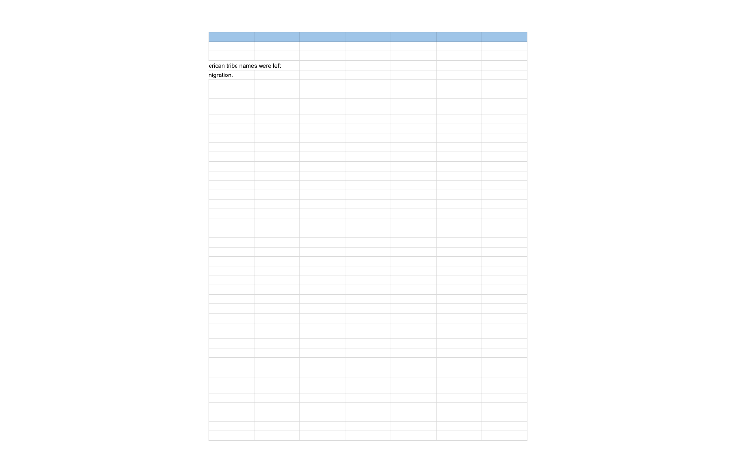erican tribe names were left
migration.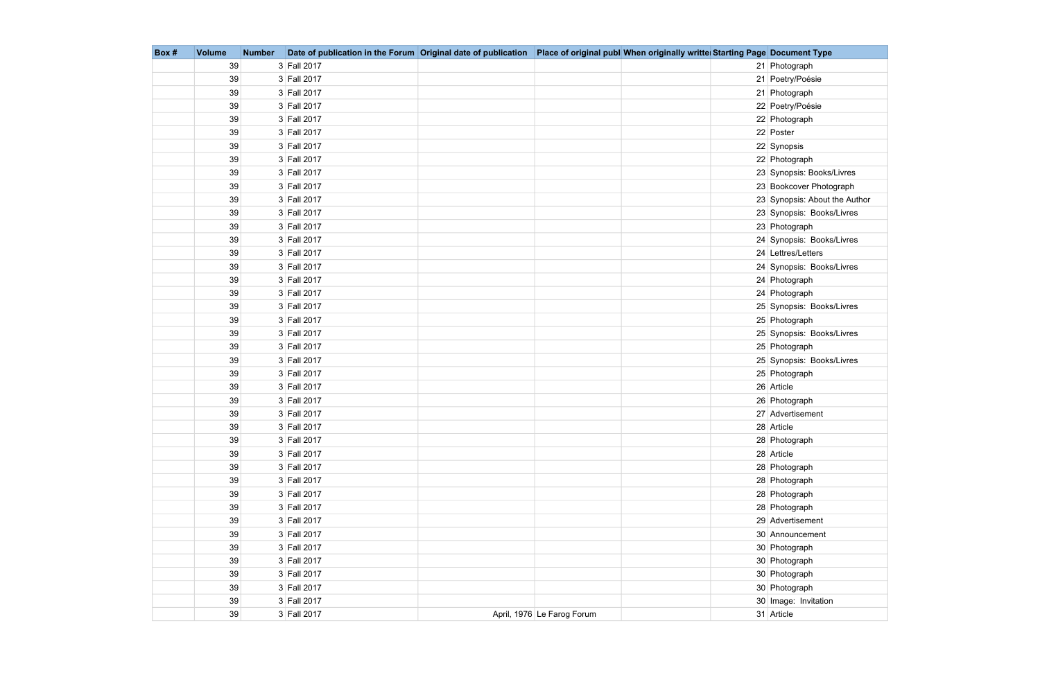| Box # | Volume | Number | Date of publication in the Forum | Original date of publication | Place of original publ | When originally writte | Starting Page | Document Type |
|---|---|---|---|---|---|---|---|---|
| | 39 | 3 | Fall 2017 | | | | 21 | Photograph |
| | 39 | 3 | Fall 2017 | | | | 21 | Poetry/Poésie |
| | 39 | 3 | Fall 2017 | | | | 21 | Photograph |
| | 39 | 3 | Fall 2017 | | | | 22 | Poetry/Poésie |
| | 39 | 3 | Fall 2017 | | | | 22 | Photograph |
| | 39 | 3 | Fall 2017 | | | | 22 | Poster |
| | 39 | 3 | Fall 2017 | | | | 22 | Synopsis |
| | 39 | 3 | Fall 2017 | | | | 22 | Photograph |
| | 39 | 3 | Fall 2017 | | | | 23 | Synopsis: Books/Livres |
| | 39 | 3 | Fall 2017 | | | | 23 | Bookcover Photograph |
| | 39 | 3 | Fall 2017 | | | | 23 | Synopsis: About the Author |
| | 39 | 3 | Fall 2017 | | | | 23 | Synopsis: Books/Livres |
| | 39 | 3 | Fall 2017 | | | | 23 | Photograph |
| | 39 | 3 | Fall 2017 | | | | 24 | Synopsis: Books/Livres |
| | 39 | 3 | Fall 2017 | | | | 24 | Lettres/Letters |
| | 39 | 3 | Fall 2017 | | | | 24 | Synopsis: Books/Livres |
| | 39 | 3 | Fall 2017 | | | | 24 | Photograph |
| | 39 | 3 | Fall 2017 | | | | 24 | Photograph |
| | 39 | 3 | Fall 2017 | | | | 25 | Synopsis: Books/Livres |
| | 39 | 3 | Fall 2017 | | | | 25 | Photograph |
| | 39 | 3 | Fall 2017 | | | | 25 | Synopsis: Books/Livres |
| | 39 | 3 | Fall 2017 | | | | 25 | Photograph |
| | 39 | 3 | Fall 2017 | | | | 25 | Synopsis: Books/Livres |
| | 39 | 3 | Fall 2017 | | | | 25 | Photograph |
| | 39 | 3 | Fall 2017 | | | | 26 | Article |
| | 39 | 3 | Fall 2017 | | | | 26 | Photograph |
| | 39 | 3 | Fall 2017 | | | | 27 | Advertisement |
| | 39 | 3 | Fall 2017 | | | | 28 | Article |
| | 39 | 3 | Fall 2017 | | | | 28 | Photograph |
| | 39 | 3 | Fall 2017 | | | | 28 | Article |
| | 39 | 3 | Fall 2017 | | | | 28 | Photograph |
| | 39 | 3 | Fall 2017 | | | | 28 | Photograph |
| | 39 | 3 | Fall 2017 | | | | 28 | Photograph |
| | 39 | 3 | Fall 2017 | | | | 28 | Photograph |
| | 39 | 3 | Fall 2017 | | | | 29 | Advertisement |
| | 39 | 3 | Fall 2017 | | | | 30 | Announcement |
| | 39 | 3 | Fall 2017 | | | | 30 | Photograph |
| | 39 | 3 | Fall 2017 | | | | 30 | Photograph |
| | 39 | 3 | Fall 2017 | | | | 30 | Photograph |
| | 39 | 3 | Fall 2017 | | | | 30 | Photograph |
| | 39 | 3 | Fall 2017 | | | | 30 | Image: Invitation |
| | 39 | 3 | Fall 2017 | April, 1976 | Le Farog Forum | | 31 | Article |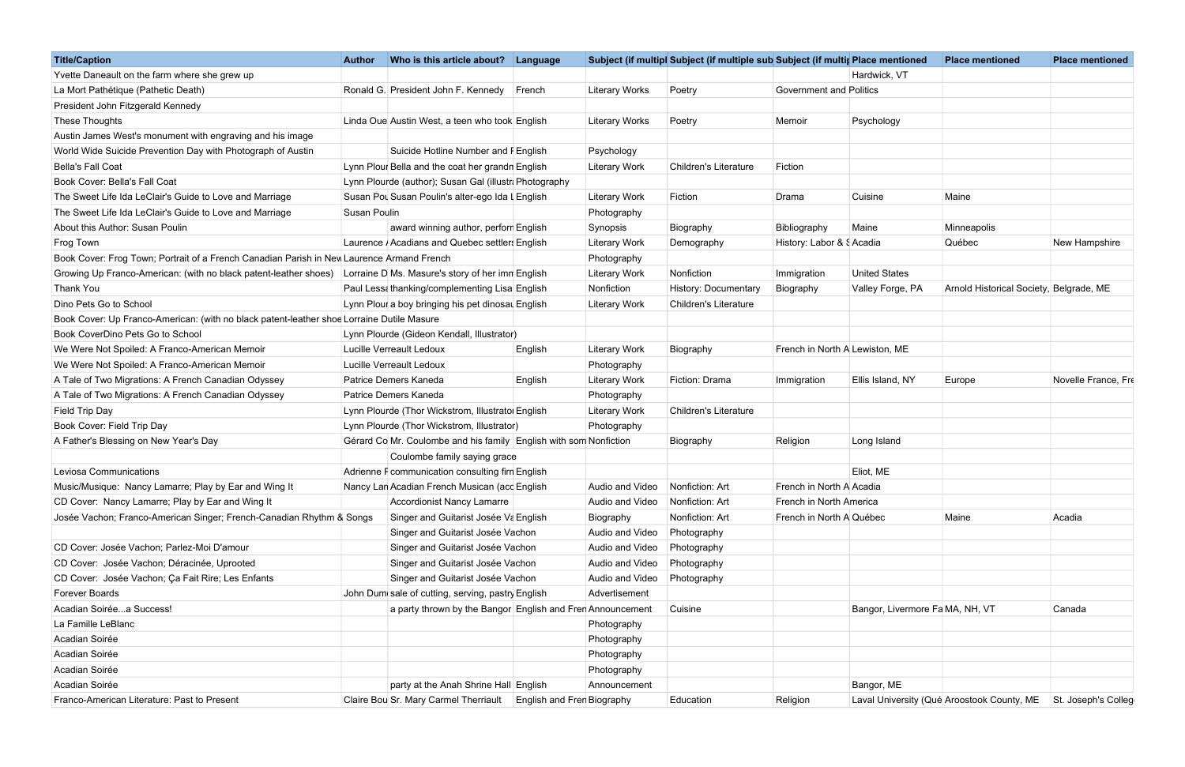| Title/Caption | Author | Who is this article about? | Language | Subject (if multipl | Subject (if multiple sub | Subject (if multip | Place mentioned | Place mentioned | Place mentioned |
|---|---|---|---|---|---|---|---|---|---|
| Yvette Daneault on the farm where she grew up | | | | | | | Hardwick, VT | | |
| La Mort Pathétique (Pathetic Death) | Ronald G. | President John F. Kennedy | French | Literary Works | Poetry | Government and Politics | | | |
| President John Fitzgerald Kennedy | | | | | | | | | |
| These Thoughts | Linda Oue | Austin West, a teen who took | English | Literary Works | Poetry | Memoir | Psychology | | |
| Austin James West's monument with engraving and his image | | | | | | | | | |
| World Wide Suicide Prevention Day with Photograph of Austin | | Suicide Hotline Number and I | English | Psychology | | | | | |
| Bella's Fall Coat | Lynn Plour | Bella and the coat her grandn | English | Literary Work | Children's Literature | Fiction | | | |
| Book Cover: Bella's Fall Coat | Lynn Plourde (author); Susan Gal (illustr | | Photography | | | | | | |
| The Sweet Life Ida LeClair's Guide to Love and Marriage | Susan Pou | Susan Poulin's alter-ego Ida L | English | Literary Work | Fiction | Drama | Cuisine | Maine | |
| The Sweet Life Ida LeClair's Guide to Love and Marriage | Susan Poulin | | | Photography | | | | | |
| About this Author: Susan Poulin | | award winning author, perforn | English | Synopsis | Biography | Bibliography | Maine | Minneapolis | |
| Frog Town | Laurence / | Acadians and Quebec settlers | English | Literary Work | Demography | History: Labor & S | Acadia | Québec | New Hampshire |
| Book Cover: Frog Town; Portrait of a French Canadian Parish in New | Laurence Armand French | | | Photography | | | | | |
| Growing Up Franco-American: (with no black patent-leather shoes) | Lorraine D | Ms. Masure's story of her imn | English | Literary Work | Nonfiction | Immigration | United States | | |
| Thank You | Paul Lessa | thanking/complementing Lisa | English | Nonfiction | History: Documentary | Biography | Valley Forge, PA | Arnold Historical Society, | Belgrade, ME |
| Dino Pets Go to School | Lynn Plour | a boy bringing his pet dinosau | English | Literary Work | Children's Literature | | | | |
| Book Cover: Up Franco-American: (with no black patent-leather shoe | Lorraine Dutile Masure | | | | | | | | |
| Book CoverDino Pets Go to School | Lynn Plourde (Gideon Kendall, Illustrator) | | | | | | | | |
| We Were Not Spoiled: A Franco-American Memoir | Lucille Verreault Ledoux | | English | Literary Work | Biography | French in North A | Lewiston, ME | | |
| We Were Not Spoiled: A Franco-American Memoir | Lucille Verreault Ledoux | | | Photography | | | | | |
| A Tale of Two Migrations: A French Canadian Odyssey | Patrice Demers Kaneda | | English | Literary Work | Fiction: Drama | Immigration | Ellis Island, NY | Europe | Novelle France, Fre |
| A Tale of Two Migrations: A French Canadian Odyssey | Patrice Demers Kaneda | | | Photography | | | | | |
| Field Trip Day | Lynn Plourde (Thor Wickstrom, Illustrato | | English | Literary Work | Children's Literature | | | | |
| Book Cover: Field Trip Day | Lynn Plourde (Thor Wickstrom, Illustrator) | | | Photography | | | | | |
| A Father's Blessing on New Year's Day | Gérard Co | Mr. Coulombe and his family | English with som | Nonfiction | Biography | Religion | Long Island | | |
| | | Coulombe family saying grace | | | | | | | |
| Leviosa Communications | Adrienne F | communication consulting firn | English | | | | Eliot, ME | | |
| Music/Musique: Nancy Lamarre; Play by Ear and Wing It | Nancy Lan | Acadian French Musican (acc | English | Audio and Video | Nonfiction: Art | French in North A | Acadia | | |
| CD Cover: Nancy Lamarre; Play by Ear and Wing It | | Accordionist Nancy Lamarre | | Audio and Video | Nonfiction: Art | French in North America | | | |
| Josée Vachon; Franco-American Singer; French-Canadian Rhythm & Songs | | Singer and Guitarist Josée Va | English | Biography | Nonfiction: Art | French in North A | Québec | Maine | Acadia |
| | | Singer and Guitarist Josée Vachon | | Audio and Video | Photography | | | | |
| CD Cover: Josée Vachon; Parlez-Moi D'amour | | Singer and Guitarist Josée Vachon | | Audio and Video | Photography | | | | |
| CD Cover: Josée Vachon; Déracinée, Uprooted | | Singer and Guitarist Josée Vachon | | Audio and Video | Photography | | | | |
| CD Cover: Josée Vachon; Ça Fait Rire; Les Enfants | | Singer and Guitarist Josée Vachon | | Audio and Video | Photography | | | | |
| Forever Boards | John Dum | sale of cutting, serving, pastry | English | Advertisement | | | | | |
| Acadian Soirée...a Success! | | a party thrown by the Bangor | English and Fren | Announcement | Cuisine | | Bangor, Livermore Fa | MA, NH, VT | Canada |
| La Famille LeBlanc | | | | Photography | | | | | |
| Acadian Soirée | | | | Photography | | | | | |
| Acadian Soirée | | | | Photography | | | | | |
| Acadian Soirée | | | | Photography | | | | | |
| Acadian Soirée | | party at the Anah Shrine Hall | English | Announcement | | | Bangor, ME | | |
| Franco-American Literature: Past to Present | Claire Bou | Sr. Mary Carmel Therriault | English and Fren | Biography | Education | Religion | Laval University (Qué | Aroostook County, ME | St. Joseph's Colleg |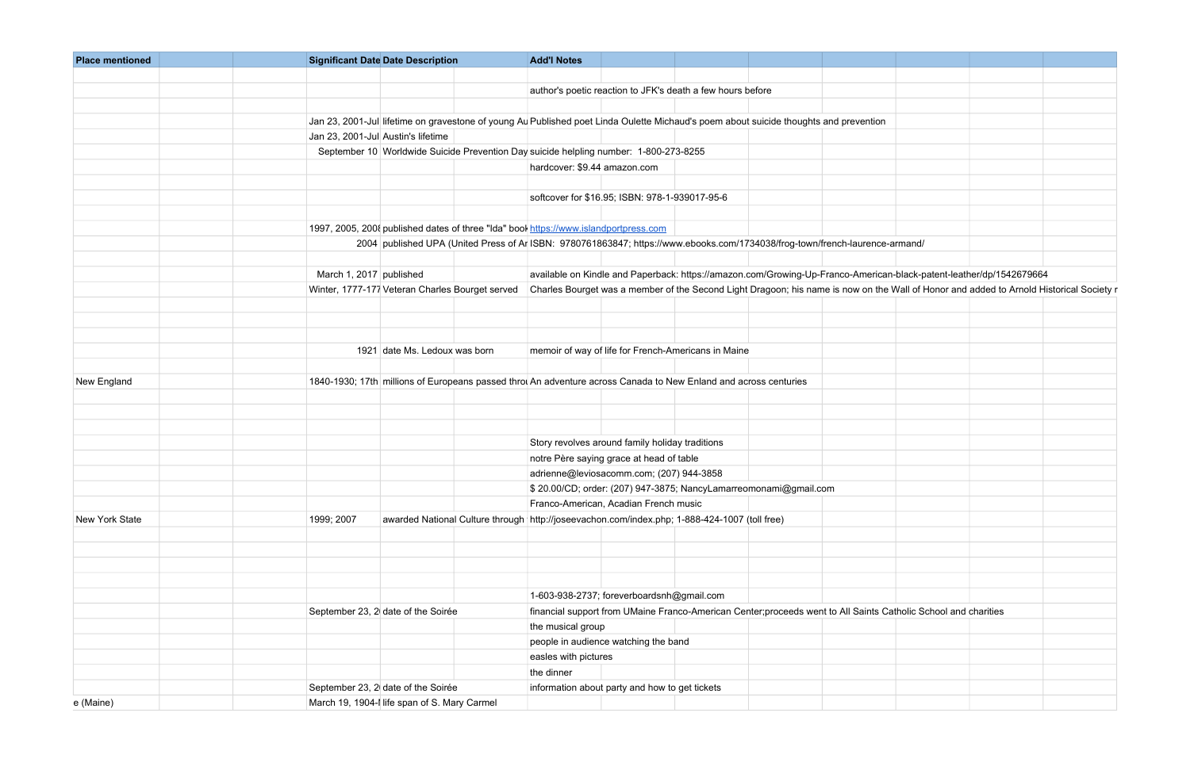| Place mentioned | | | Significant Date | Date Description | | Add'l Notes | | | | | | | |
|---|---|---|---|---|---|---|---|---|---|---|---|---|---|
| | | | | | | | | | | | | | |
| | | | | | | author's poetic reaction to JFK's death a few hours before | | | | | | | |
| | | | | | | | | | | | | | |
| | | | Jan 23, 2001-Jul | lifetime on gravestone of young Au | | Published poet Linda Oulette Michaud's poem about suicide thoughts and prevention | | | | | | | |
| | | | Jan 23, 2001-Jul | Austin's lifetime | | | | | | | | | |
| | | | September 10 | Worldwide Suicide Prevention Day | | suicide helpling number: 1-800-273-8255 | | | | | | | |
| | | | | | | hardcover: $9.44 amazon.com | | | | | | | |
| | | | | | | | | | | | | | |
| | | | | | | softcover for $16.95; ISBN: 978-1-939017-95-6 | | | | | | | |
| | | | | | | | | | | | | | |
| | | | 1997, 2005, 2008 | published dates of three "Ida" book | | https://www.islandportpress.com | | | | | | | |
| | | | 2004 | published UPA (United Press of Ar | | ISBN: 9780761863847; https://www.ebooks.com/1734038/frog-town/french-laurence-armand/ | | | | | | | |
| | | | | | | | | | | | | | |
| | | | March 1, 2017 | published | | available on Kindle and Paperback: https://amazon.com/Growing-Up-Franco-American-black-patent-leather/dp/1542679664 | | | | | | | |
| | | | Winter, 1777-177 | Veteran Charles Bourget served | | Charles Bourget was a member of the Second Light Dragoon; his name is now on the Wall of Honor and added to Arnold Historical Society r | | | | | | | |
| | | | | | | | | | | | | | |
| | | | | | | | | | | | | | |
| | | | | | | | | | | | | | |
| | | | 1921 | date Ms. Ledoux was born | | memoir of way of life for French-Americans in Maine | | | | | | | |
| | | | | | | | | | | | | | |
| New England | | | 1840-1930; 17th | millions of Europeans passed throu | | An adventure across Canada to New Enland and across centuries | | | | | | | |
| | | | | | | | | | | | | | |
| | | | | | | | | | | | | | |
| | | | | | | | | | | | | | |
| | | | | | | Story revolves around family holiday traditions | | | | | | | |
| | | | | | | notre Père saying grace at head of table | | | | | | | |
| | | | | | | adrienne@leviosacomm.com; (207) 944-3858 | | | | | | | |
| | | | | | | $ 20.00/CD; order: (207) 947-3875; NancyLamarreomonami@gmail.com | | | | | | | |
| | | | | | | Franco-American, Acadian French music | | | | | | | |
| New York State | | | 1999; 2007 | awarded National Culture through | | http://joseevachon.com/index.php; 1-888-424-1007 (toll free) | | | | | | | |
| | | | | | | | | | | | | | |
| | | | | | | | | | | | | | |
| | | | | | | | | | | | | | |
| | | | | | | | | | | | | | |
| | | | | | | 1-603-938-2737; foreverboardsnh@gmail.com | | | | | | | |
| | | | September 23, 2 | date of the Soirée | | financial support from UMaine Franco-American Center;proceeds went to All Saints Catholic School and charities | | | | | | | |
| | | | | | | the musical group | | | | | | | |
| | | | | | | people in audience watching the band | | | | | | | |
| | | | | | | easles with pictures | | | | | | | |
| | | | | | | the dinner | | | | | | | |
| | | | September 23, 2 | date of the Soirée | | information about party and how to get tickets | | | | | | | |
| e (Maine) | | | March 19, 1904-l | life span of S. Mary Carmel | | | | | | | | | |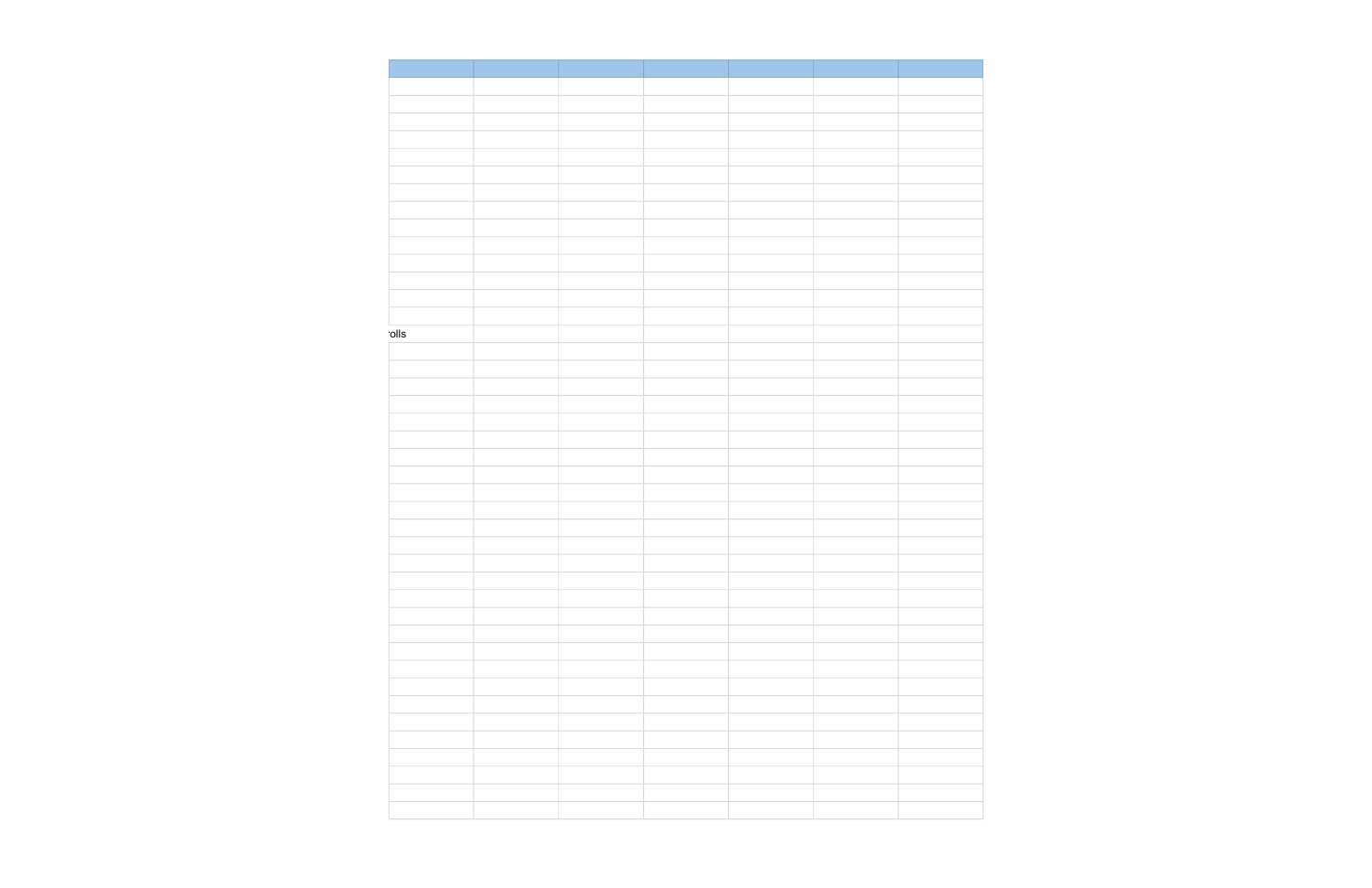| | | | | | | |
|---|---|---|---|---|---|---|
| rolls | | | | | | |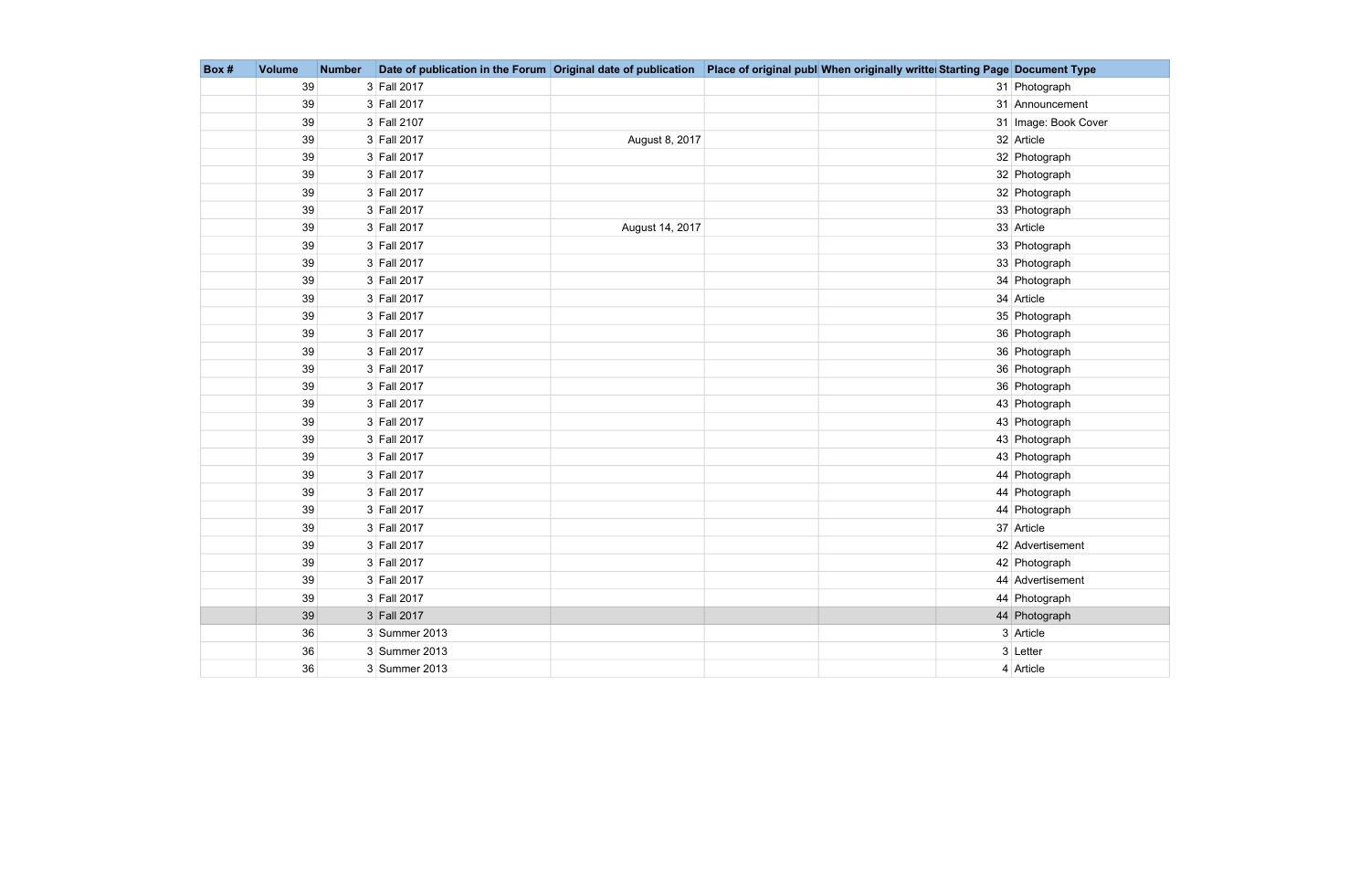| Box # | Volume | Number | Date of publication in the Forum | Original date of publication | Place of original publ | When originally writte | Starting Page | Document Type |
|---|---|---|---|---|---|---|---|---|
| | 39 | 3 | Fall 2017 | | | | 31 | Photograph |
| | 39 | 3 | Fall 2017 | | | | 31 | Announcement |
| | 39 | 3 | Fall 2107 | | | | 31 | Image: Book Cover |
| | 39 | 3 | Fall 2017 | August 8, 2017 | | | 32 | Article |
| | 39 | 3 | Fall 2017 | | | | 32 | Photograph |
| | 39 | 3 | Fall 2017 | | | | 32 | Photograph |
| | 39 | 3 | Fall 2017 | | | | 32 | Photograph |
| | 39 | 3 | Fall 2017 | | | | 33 | Photograph |
| | 39 | 3 | Fall 2017 | August 14, 2017 | | | 33 | Article |
| | 39 | 3 | Fall 2017 | | | | 33 | Photograph |
| | 39 | 3 | Fall 2017 | | | | 33 | Photograph |
| | 39 | 3 | Fall 2017 | | | | 34 | Photograph |
| | 39 | 3 | Fall 2017 | | | | 34 | Article |
| | 39 | 3 | Fall 2017 | | | | 35 | Photograph |
| | 39 | 3 | Fall 2017 | | | | 36 | Photograph |
| | 39 | 3 | Fall 2017 | | | | 36 | Photograph |
| | 39 | 3 | Fall 2017 | | | | 36 | Photograph |
| | 39 | 3 | Fall 2017 | | | | 36 | Photograph |
| | 39 | 3 | Fall 2017 | | | | 43 | Photograph |
| | 39 | 3 | Fall 2017 | | | | 43 | Photograph |
| | 39 | 3 | Fall 2017 | | | | 43 | Photograph |
| | 39 | 3 | Fall 2017 | | | | 43 | Photograph |
| | 39 | 3 | Fall 2017 | | | | 44 | Photograph |
| | 39 | 3 | Fall 2017 | | | | 44 | Photograph |
| | 39 | 3 | Fall 2017 | | | | 44 | Photograph |
| | 39 | 3 | Fall 2017 | | | | 37 | Article |
| | 39 | 3 | Fall 2017 | | | | 42 | Advertisement |
| | 39 | 3 | Fall 2017 | | | | 42 | Photograph |
| | 39 | 3 | Fall 2017 | | | | 44 | Advertisement |
| | 39 | 3 | Fall 2017 | | | | 44 | Photograph |
| | 39 | 3 | Fall 2017 | | | | 44 | Photograph |
| | 36 | 3 | Summer 2013 | | | | 3 | Article |
| | 36 | 3 | Summer 2013 | | | | 3 | Letter |
| | 36 | 3 | Summer 2013 | | | | 4 | Article |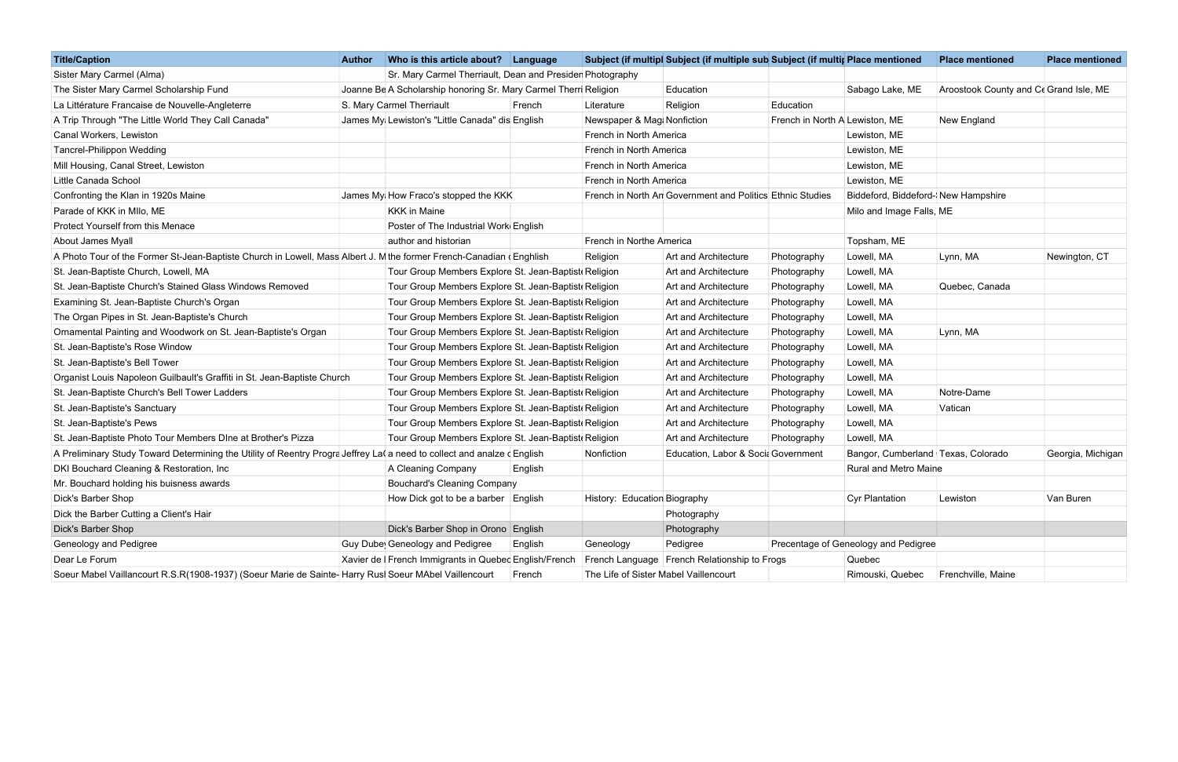| Title/Caption | Author | Who is this article about? | Language | Subject (if multipl | Subject (if multiple sub | Subject (if multip | Place mentioned | Place mentioned | Place mentioned |
|---|---|---|---|---|---|---|---|---|---|
| Sister Mary Carmel (Alma) | | Sr. Mary Carmel Therriault, Dean and Presiden | | Photography | | | | | |
| The Sister Mary Carmel Scholarship Fund | Joanne Be | A Scholarship honoring Sr. Mary Carmel Therri | | Religion | Education | | Sabago Lake, ME | Aroostook County and Ce | Grand Isle, ME |
| La Littérature Francaise de Nouvelle-Angleterre | S. Mary Carmel Therriault | | French | Literature | Religion | Education | | | |
| A Trip Through "The Little World They Call Canada" | James My | Lewiston's "Little Canada" dis | English | Newspaper & Maga | Nonfiction | French in North A | Lewiston, ME | New England | |
| Canal Workers, Lewiston | | | | French in North America | | | Lewiston, ME | | |
| Tancrel-Philippon Wedding | | | | French in North America | | | Lewiston, ME | | |
| Mill Housing, Canal Street, Lewiston | | | | French in North America | | | Lewiston, ME | | |
| Little Canada School | | | | French in North America | | | Lewiston, ME | | |
| Confronting the Klan in 1920s Maine | James My | How Fraco's stopped the KKK | | French in North An | Government and Politics | Ethnic Studies | Biddeford, Biddeford-: | New Hampshire | |
| Parade of KKK in MIlo, ME | | KKK in Maine | | | | | Milo and Image Falls, ME | | |
| Protect Yourself from this Menace | | Poster of The Industrial Work | English | | | | | | |
| About James Myall | | author and historian | | French in Northe America | | | Topsham, ME | | |
| A Photo Tour of the Former St-Jean-Baptiste Church in Lowell, Mass | Albert J. M | the former French-Canadian ( | Enghlish | Religion | Art and Architecture | Photography | Lowell, MA | Lynn, MA | Newington, CT |
| St. Jean-Baptiste Church, Lowell, MA | | Tour Group Members Explore St. Jean-Baptiste | | Religion | Art and Architecture | Photography | Lowell, MA | | |
| St. Jean-Baptiste Church's Stained Glass Windows Removed | | Tour Group Members Explore St. Jean-Baptiste | | Religion | Art and Architecture | Photography | Lowell, MA | Quebec, Canada | |
| Examining St. Jean-Baptiste Church's Organ | | Tour Group Members Explore St. Jean-Baptiste | | Religion | Art and Architecture | Photography | Lowell, MA | | |
| The Organ Pipes in St. Jean-Baptiste's Church | | Tour Group Members Explore St. Jean-Baptiste | | Religion | Art and Architecture | Photography | Lowell, MA | | |
| Ornamental Painting and Woodwork on St. Jean-Baptiste's Organ | | Tour Group Members Explore St. Jean-Baptiste | | Religion | Art and Architecture | Photography | Lowell, MA | Lynn, MA | |
| St. Jean-Baptiste's Rose Window | | Tour Group Members Explore St. Jean-Baptiste | | Religion | Art and Architecture | Photography | Lowell, MA | | |
| St. Jean-Baptiste's Bell Tower | | Tour Group Members Explore St. Jean-Baptiste | | Religion | Art and Architecture | Photography | Lowell, MA | | |
| Organist Louis Napoleon Guilbault's Graffiti in St. Jean-Baptiste Church | | Tour Group Members Explore St. Jean-Baptiste | | Religion | Art and Architecture | Photography | Lowell, MA | | |
| St. Jean-Baptiste Church's Bell Tower Ladders | | Tour Group Members Explore St. Jean-Baptiste | | Religion | Art and Architecture | Photography | Lowell, MA | Notre-Dame | |
| St. Jean-Baptiste's Sanctuary | | Tour Group Members Explore St. Jean-Baptiste | | Religion | Art and Architecture | Photography | Lowell, MA | Vatican | |
| St. Jean-Baptiste's Pews | | Tour Group Members Explore St. Jean-Baptiste | | Religion | Art and Architecture | Photography | Lowell, MA | | |
| St. Jean-Baptiste Photo Tour Members DIne at Brother's Pizza | | Tour Group Members Explore St. Jean-Baptiste | | Religion | Art and Architecture | Photography | Lowell, MA | | |
| A Preliminary Study Toward Determining the Utility of Reentry Progra | Jeffrey La | a need to collect and analze c | English | Nonfiction | Education, Labor & Socia | Government | Bangor, Cumberland | Texas, Colorado | Georgia, Michigan |
| DKI Bouchard Cleaning & Restoration, Inc | | A Cleaning Company | English | | | | Rural and Metro Maine | | |
| Mr. Bouchard holding his buisness awards | | Bouchard's Cleaning Company | | | | | | | |
| Dick's Barber Shop | | How Dick got to be a barber | English | History: Education | Biography | | Cyr Plantation | Lewiston | Van Buren |
| Dick the Barber Cutting a Client's Hair | | | | | Photography | | | | |
| Dick's Barber Shop | | Dick's Barber Shop in Orono | English | | Photography | | | | |
| Geneology and Pedigree | Guy Dube | Geneology and Pedigree | English | Geneology | Pedigree | Precentage of Geneology and Pedigree | | | |
| Dear Le Forum | Xavier de l | French Immigrants in Quebec | English/French | French Language | French Relationship to Frogs | | Quebec | | |
| Soeur Mabel Vaillancourt R.S.R(1908-1937) (Soeur Marie de Sainte- | Harry Rusl | Soeur MAbel Vaillencourt | French | The Life of Sister Mabel Vaillencourt | | | Rimouski, Quebec | Frenchville, Maine | |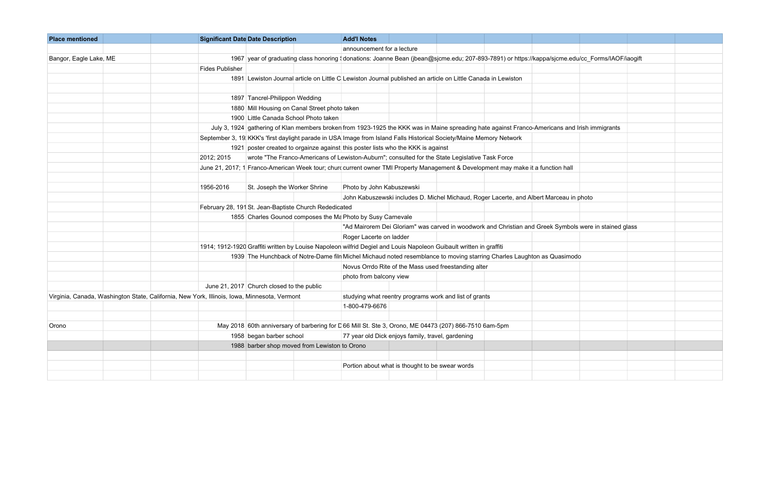| Place mentioned | | | Significant Date | Date Description | | Add'l Notes | | | | | | | |
|---|---|---|---|---|---|---|---|---|---|---|---|---|---|
| | | | | | | announcement for a lecture | | | | | | | |
| Bangor, Eagle Lake, ME | | | 1967 | year of graduating class honoring | | donations: Joanne Bean (jbean@sjcme.edu; 207-893-7891) or https://kappa/sjcme.edu/cc_Forms/IAOF/iaogift | | | | | | | |
| | | | Fides Publisher | | | | | | | | | | |
| | | | 1891 | Lewiston Journal article on Little C | | Lewiston Journal published an article on Little Canada in Lewiston | | | | | | | |
| | | | | | | | | | | | | | |
| | | | 1897 | Tancrel-Philippon Wedding | | | | | | | | | |
| | | | 1880 | Mill Housing on Canal Street photo taken | | | | | | | | | |
| | | | 1900 | Little Canada School Photo taken | | | | | | | | | |
| | | | July 3, 1924 | gathering of Klan members broken | | from 1923-1925 the KKK was in Maine spreading hate against Franco-Americans and Irish immigrants | | | | | | | |
| | | | September 3, 19 | KKK's 'first daylight parade in USA | | Image from Island Falls Historical Society/Maine Memory Network | | | | | | | |
| | | | 1921 | poster created to orgainze against | | this poster lists who the KKK is against | | | | | | | |
| | | | 2012; 2015 | wrote "The Franco-Americans of Lewiston-Auburn"; consulted for the State Legislative Task Force | | | | | | | | | |
| | | | June 21, 2017; 1 | Franco-American Week tour; churc | | current owner TMI Property Management & Development may make it a function hall | | | | | | | |
| | | | | | | | | | | | | | |
| | | | 1956-2016 | St. Joseph the Worker Shrine | | Photo by John Kabuszewski | | | | | | | |
| | | | | | | John Kabuszewski includes D. Michel Michaud, Roger Lacerte, and Albert Marceau in photo | | | | | | | |
| | | | February 28, 191 | St. Jean-Baptiste Church Rededicated | | | | | | | | | |
| | | | 1855 | Charles Gounod composes the Ma | | Photo by Susy Carnevale | | | | | | | |
| | | | | | | "Ad Mairorem Dei Gloriam" was carved in woodwork and Christian and Greek Symbols were in stained glass | | | | | | | |
| | | | | | | Roger Lacerte on ladder | | | | | | | |
| | | | 1914; 1912-1920 | Graffiti written by Louise Napoleon | | wilfrid Degiel and Louis Napoleon Guibault written in graffiti | | | | | | | |
| | | | 1939 | The Hunchback of Notre-Dame film | | Michel Michaud noted resemblance to moving starring Charles Laughton as Quasimodo | | | | | | | |
| | | | | | | Novus Orrdo Rite of the Mass used freestanding alter | | | | | | | |
| | | | | | | photo from balcony view | | | | | | | |
| | | | June 21, 2017 | Church closed to the public | | | | | | | | | |
| Virginia, Canada, Washington State, California, New York, Illinois, Iowa, Minnesota, Vermont | | | | | | studying what reentry programs work and list of grants | | | | | | | |
| | | | | | | 1-800-479-6676 | | | | | | | |
| | | | | | | | | | | | | | |
| Orono | | | May 2018 | 60th anniversary of barbering for D | | 66 Mill St. Ste 3, Orono, ME 04473 (207) 866-7510 6am-5pm | | | | | | | |
| | | | 1958 | began barber school | | 77 year old Dick enjoys family, travel, gardening | | | | | | | |
| | | | 1988 | barber shop moved from Lewiston to Orono | | | | | | | | | |
| | | | | | | | | | | | | | |
| | | | | | | Portion about what is thought to be swear words | | | | | | | |
| | | | | | | | | | | | | | |